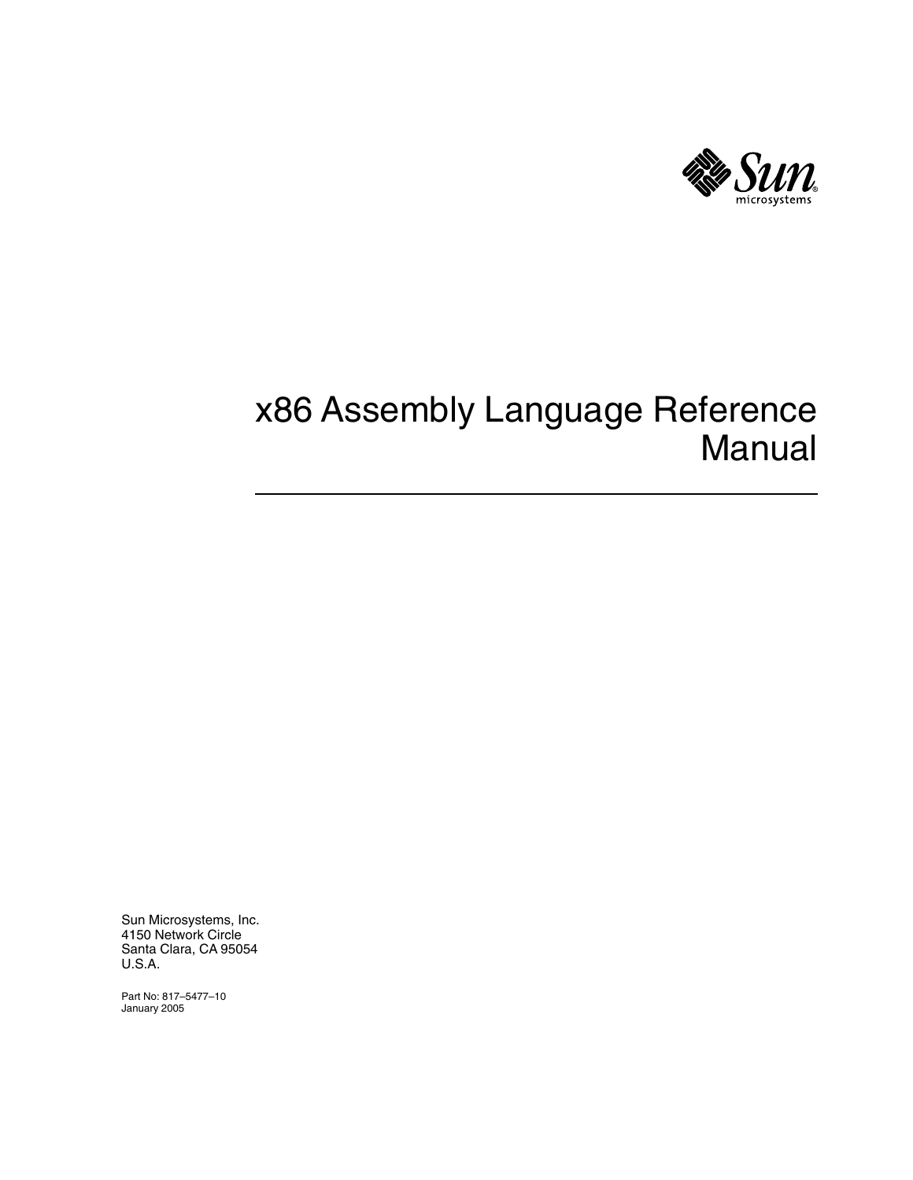# x86 Assembly Language Reference Manual

Sun Microsystems, Inc.
4150 Network Circle
Santa Clara, CA 95054
U.S.A.

Part No: 817–5477–10
January 2005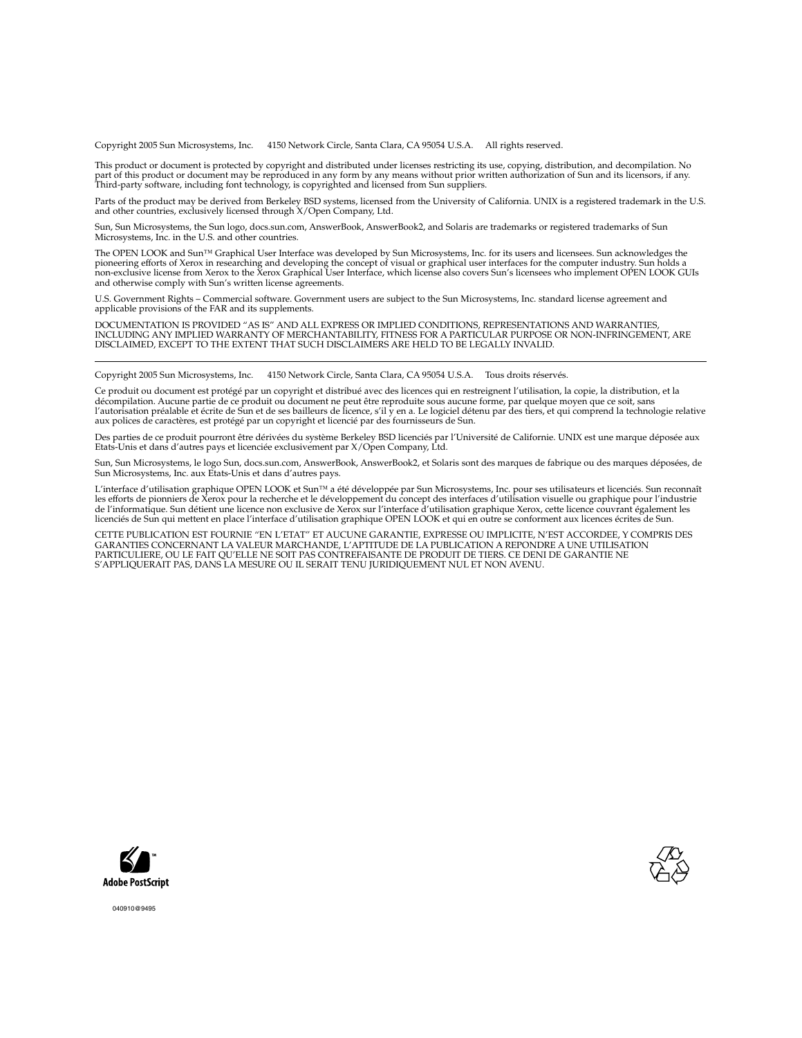Copyright 2005 Sun Microsystems, Inc. 4150 Network Circle, Santa Clara, CA 95054 U.S.A. All rights reserved.

This product or document is protected by copyright and distributed under licenses restricting its use, copying, distribution, and decompilation. No part of this product or document may be reproduced in any form by any means without prior written authorization of Sun and its licensors, if any. Third-party software, including font technology, is copyrighted and licensed from Sun suppliers.

Parts of the product may be derived from Berkeley BSD systems, licensed from the University of California. UNIX is a registered trademark in the U.S. and other countries, exclusively licensed through X/Open Company, Ltd.

Sun, Sun Microsystems, the Sun logo, docs.sun.com, AnswerBook, AnswerBook2, and Solaris are trademarks or registered trademarks of Sun Microsystems, Inc. in the U.S. and other countries.

The OPEN LOOK and Sun™ Graphical User Interface was developed by Sun Microsystems, Inc. for its users and licensees. Sun acknowledges the pioneering efforts of Xerox in researching and developing the concept of visual or graphical user interfaces for the computer industry. Sun holds a non-exclusive license from Xerox to the Xerox Graphical User Interface, which license also covers Sun's licensees who implement OPEN LOOK GUIs and otherwise comply with Sun's written license agreements.

U.S. Government Rights – Commercial software. Government users are subject to the Sun Microsystems, Inc. standard license agreement and applicable provisions of the FAR and its supplements.

DOCUMENTATION IS PROVIDED "AS IS" AND ALL EXPRESS OR IMPLIED CONDITIONS, REPRESENTATIONS AND WARRANTIES, INCLUDING ANY IMPLIED WARRANTY OF MERCHANTABILITY, FITNESS FOR A PARTICULAR PURPOSE OR NON-INFRINGEMENT, ARE DISCLAIMED, EXCEPT TO THE EXTENT THAT SUCH DISCLAIMERS ARE HELD TO BE LEGALLY INVALID.

---

Copyright 2005 Sun Microsystems, Inc. 4150 Network Circle, Santa Clara, CA 95054 U.S.A. Tous droits réservés.

Ce produit ou document est protégé par un copyright et distribué avec des licences qui en restreignent l'utilisation, la copie, la distribution, et la décompilation. Aucune partie de ce produit ou document ne peut être reproduite sous aucune forme, par quelque moyen que ce soit, sans l'autorisation préalable et écrite de Sun et de ses bailleurs de licence, s'il y en a. Le logiciel détenu par des tiers, et qui comprend la technologie relative aux polices de caractères, est protégé par un copyright et licencié par des fournisseurs de Sun.

Des parties de ce produit pourront être dérivées du système Berkeley BSD licenciés par l'Université de Californie. UNIX est une marque déposée aux Etats-Unis et dans d'autres pays et licenciée exclusivement par X/Open Company, Ltd.

Sun, Sun Microsystems, le logo Sun, docs.sun.com, AnswerBook, AnswerBook2, et Solaris sont des marques de fabrique ou des marques déposées, de Sun Microsystems, Inc. aux Etats-Unis et dans d'autres pays.

L'interface d'utilisation graphique OPEN LOOK et Sun™ a été développée par Sun Microsystems, Inc. pour ses utilisateurs et licenciés. Sun reconnaît les efforts de pionniers de Xerox pour la recherche et le développement du concept des interfaces d'utilisation visuelle ou graphique pour l'industrie de l'informatique. Sun détient une licence non exclusive de Xerox sur l'interface d'utilisation graphique Xerox, cette licence couvrant également les licenciés de Sun qui mettent en place l'interface d'utilisation graphique OPEN LOOK et qui en outre se conforment aux licences écrites de Sun.

CETTE PUBLICATION EST FOURNIE "EN L'ETAT" ET AUCUNE GARANTIE, EXPRESSE OU IMPLICITE, N'EST ACCORDEE, Y COMPRIS DES GARANTIES CONCERNANT LA VALEUR MARCHANDE, L'APTITUDE DE LA PUBLICATION A REPONDRE A UNE UTILISATION PARTICULIERE, OU LE FAIT QU'ELLE NE SOIT PAS CONTREFAISANTE DE PRODUIT DE TIERS. CE DENI DE GARANTIE NE S'APPLIQUERAIT PAS, DANS LA MESURE OU IL SERAIT TENU JURIDIQUEMENT NUL ET NON AVENU.

Adobe PostScript

040910@9495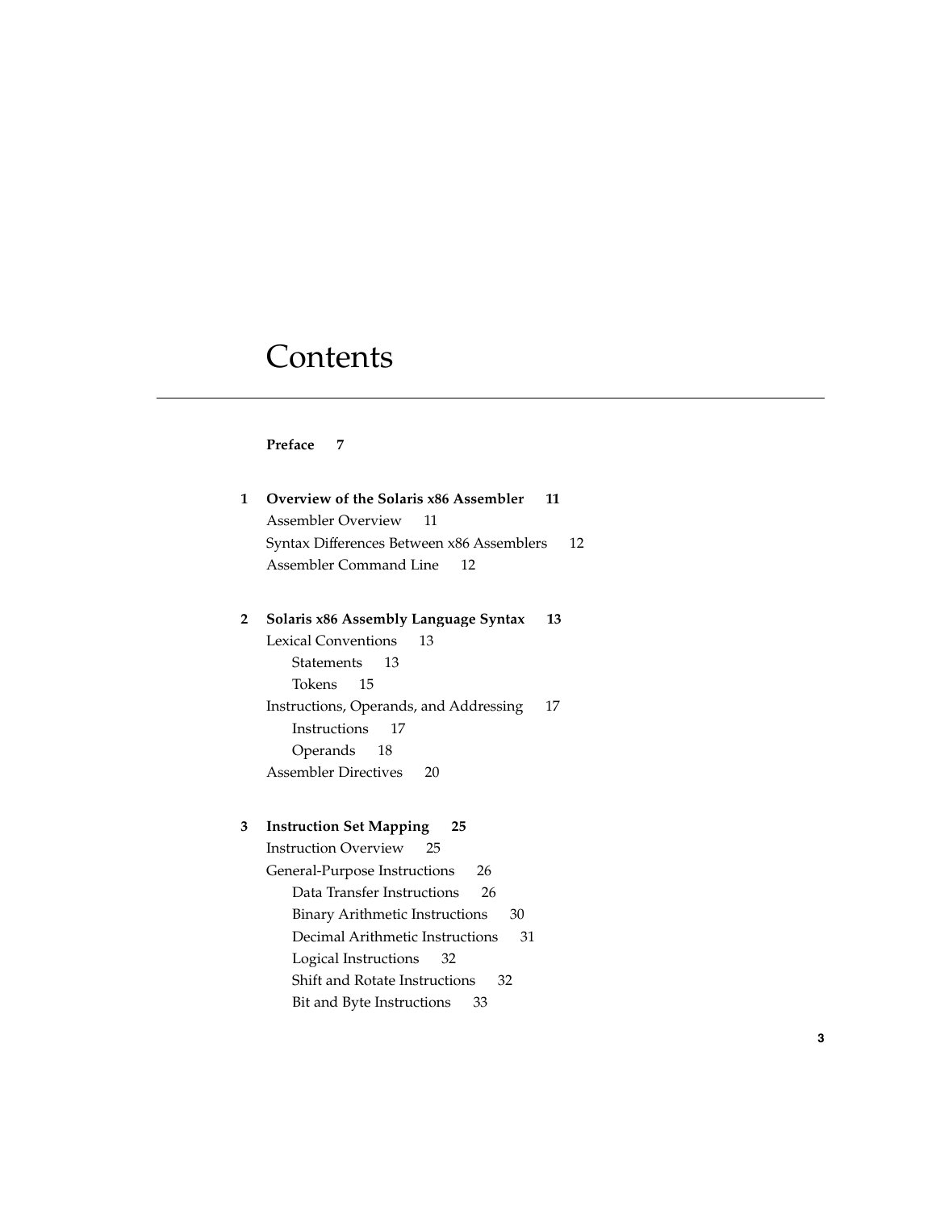# Contents

**Preface 7**

**1 Overview of the Solaris x86 Assembler 11**

Assembler Overview 11

Syntax Differences Between x86 Assemblers 12

Assembler Command Line 12

**2 Solaris x86 Assembly Language Syntax 13**

Lexical Conventions 13

- Statements 13
- Tokens 15

Instructions, Operands, and Addressing 17

- Instructions 17
- Operands 18

Assembler Directives 20

**3 Instruction Set Mapping 25**

Instruction Overview 25

General-Purpose Instructions 26

- Data Transfer Instructions 26
- Binary Arithmetic Instructions 30
- Decimal Arithmetic Instructions 31
- Logical Instructions 32
- Shift and Rotate Instructions 32
- Bit and Byte Instructions 33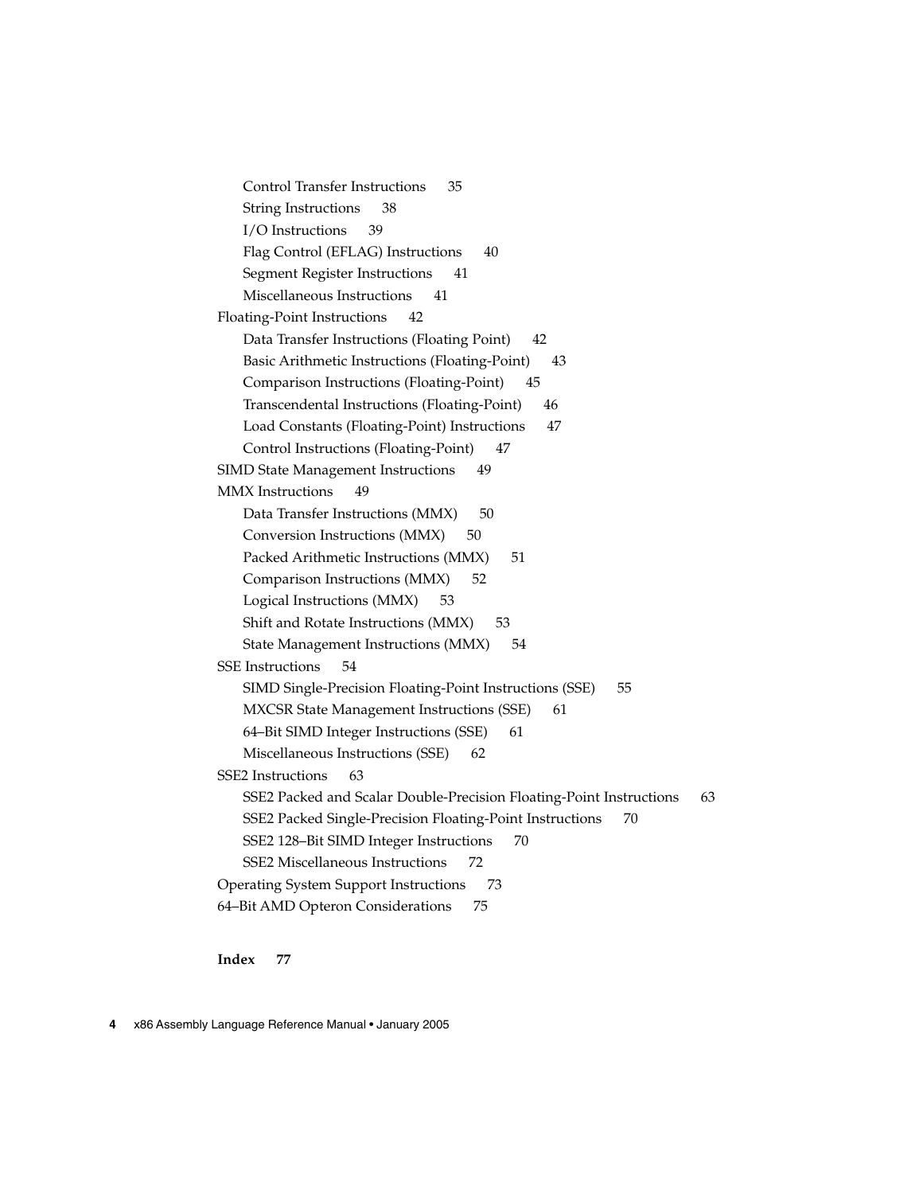- Control Transfer Instructions 35
- String Instructions 38
- I/O Instructions 39
- Flag Control (EFLAG) Instructions 40
- Segment Register Instructions 41
- Miscellaneous Instructions 41

Floating-Point Instructions 42

- Data Transfer Instructions (Floating Point) 42
- Basic Arithmetic Instructions (Floating-Point) 43
- Comparison Instructions (Floating-Point) 45
- Transcendental Instructions (Floating-Point) 46
- Load Constants (Floating-Point) Instructions 47
- Control Instructions (Floating-Point) 47

SIMD State Management Instructions 49

MMX Instructions 49

- Data Transfer Instructions (MMX) 50
- Conversion Instructions (MMX) 50
- Packed Arithmetic Instructions (MMX) 51
- Comparison Instructions (MMX) 52
- Logical Instructions (MMX) 53
- Shift and Rotate Instructions (MMX) 53
- State Management Instructions (MMX) 54

SSE Instructions 54

- SIMD Single-Precision Floating-Point Instructions (SSE) 55
- MXCSR State Management Instructions (SSE) 61
- 64–Bit SIMD Integer Instructions (SSE) 61
- Miscellaneous Instructions (SSE) 62

SSE2 Instructions 63

- SSE2 Packed and Scalar Double-Precision Floating-Point Instructions 63
- SSE2 Packed Single-Precision Floating-Point Instructions 70
- SSE2 128–Bit SIMD Integer Instructions 70
- SSE2 Miscellaneous Instructions 72

Operating System Support Instructions 73

64–Bit AMD Opteron Considerations 75

**Index 77**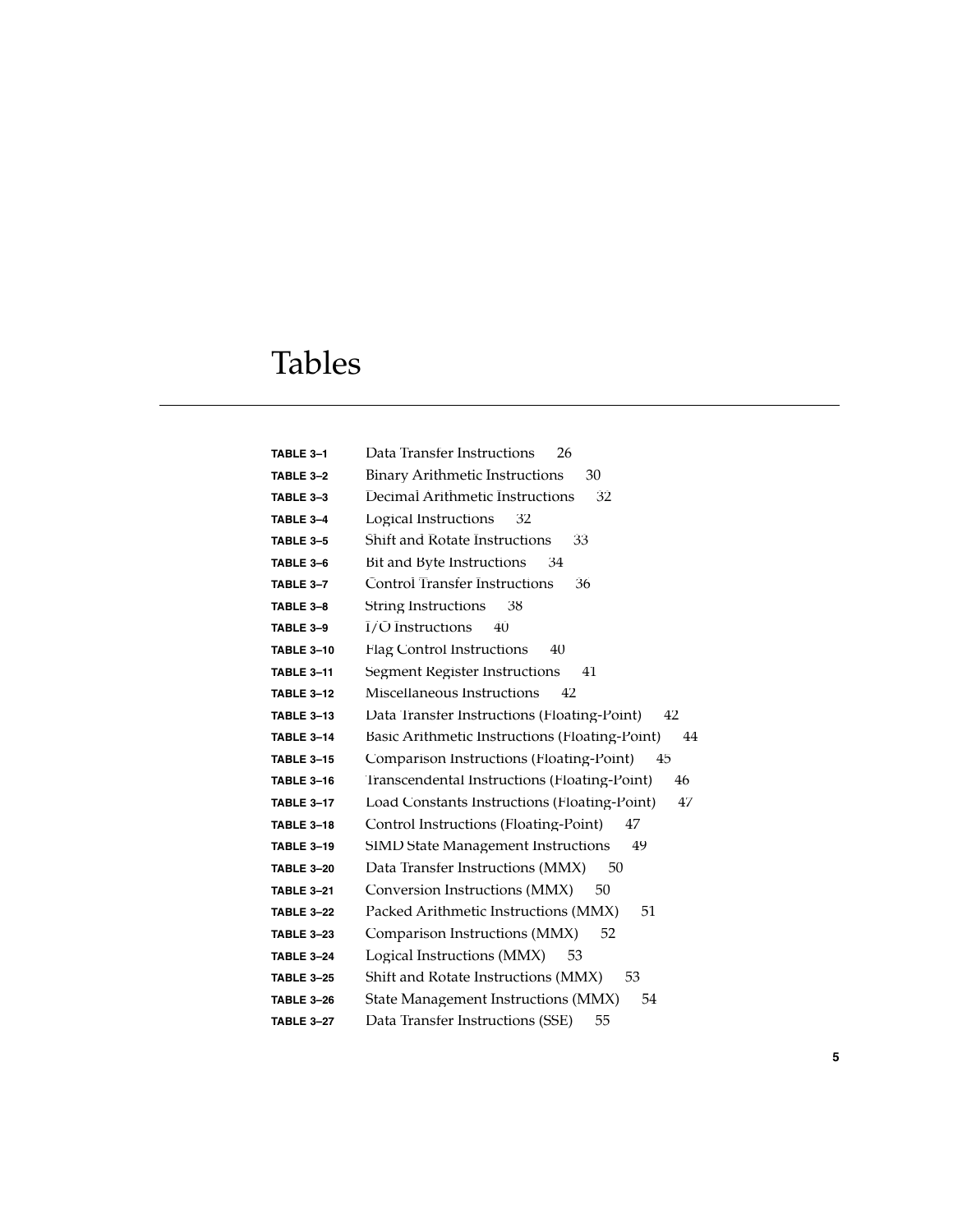# Tables

| | | |
|---|---|---|
| **TABLE 3–1** | Data Transfer Instructions | 26 |
| **TABLE 3–2** | Binary Arithmetic Instructions | 30 |
| **TABLE 3–3** | Decimal Arithmetic Instructions | 32 |
| **TABLE 3–4** | Logical Instructions | 32 |
| **TABLE 3–5** | Shift and Rotate Instructions | 33 |
| **TABLE 3–6** | Bit and Byte Instructions | 34 |
| **TABLE 3–7** | Control Transfer Instructions | 36 |
| **TABLE 3–8** | String Instructions | 38 |
| **TABLE 3–9** | I/O Instructions | 40 |
| **TABLE 3–10** | Flag Control Instructions | 40 |
| **TABLE 3–11** | Segment Register Instructions | 41 |
| **TABLE 3–12** | Miscellaneous Instructions | 42 |
| **TABLE 3–13** | Data Transfer Instructions (Floating-Point) | 42 |
| **TABLE 3–14** | Basic Arithmetic Instructions (Floating-Point) | 44 |
| **TABLE 3–15** | Comparison Instructions (Floating-Point) | 45 |
| **TABLE 3–16** | Transcendental Instructions (Floating-Point) | 46 |
| **TABLE 3–17** | Load Constants Instructions (Floating-Point) | 47 |
| **TABLE 3–18** | Control Instructions (Floating-Point) | 47 |
| **TABLE 3–19** | SIMD State Management Instructions | 49 |
| **TABLE 3–20** | Data Transfer Instructions (MMX) | 50 |
| **TABLE 3–21** | Conversion Instructions (MMX) | 50 |
| **TABLE 3–22** | Packed Arithmetic Instructions (MMX) | 51 |
| **TABLE 3–23** | Comparison Instructions (MMX) | 52 |
| **TABLE 3–24** | Logical Instructions (MMX) | 53 |
| **TABLE 3–25** | Shift and Rotate Instructions (MMX) | 53 |
| **TABLE 3–26** | State Management Instructions (MMX) | 54 |
| **TABLE 3–27** | Data Transfer Instructions (SSE) | 55 |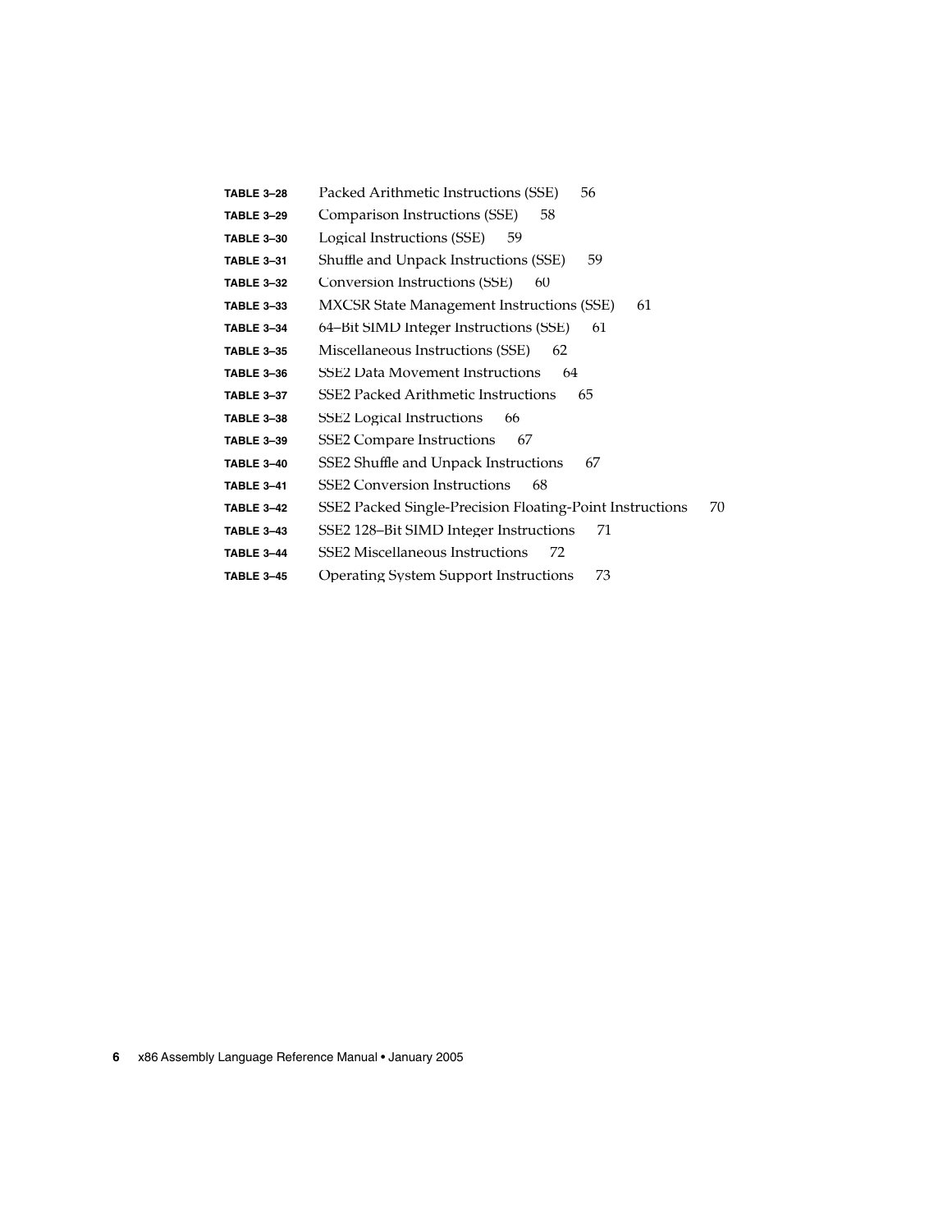**TABLE 3–28** Packed Arithmetic Instructions (SSE) 56
**TABLE 3–29** Comparison Instructions (SSE) 58
**TABLE 3–30** Logical Instructions (SSE) 59
**TABLE 3–31** Shuffle and Unpack Instructions (SSE) 59
**TABLE 3–32** Conversion Instructions (SSE) 60
**TABLE 3–33** MXCSR State Management Instructions (SSE) 61
**TABLE 3–34** 64–Bit SIMD Integer Instructions (SSE) 61
**TABLE 3–35** Miscellaneous Instructions (SSE) 62
**TABLE 3–36** SSE2 Data Movement Instructions 64
**TABLE 3–37** SSE2 Packed Arithmetic Instructions 65
**TABLE 3–38** SSE2 Logical Instructions 66
**TABLE 3–39** SSE2 Compare Instructions 67
**TABLE 3–40** SSE2 Shuffle and Unpack Instructions 67
**TABLE 3–41** SSE2 Conversion Instructions 68
**TABLE 3–42** SSE2 Packed Single-Precision Floating-Point Instructions 70
**TABLE 3–43** SSE2 128–Bit SIMD Integer Instructions 71
**TABLE 3–44** SSE2 Miscellaneous Instructions 72
**TABLE 3–45** Operating System Support Instructions 73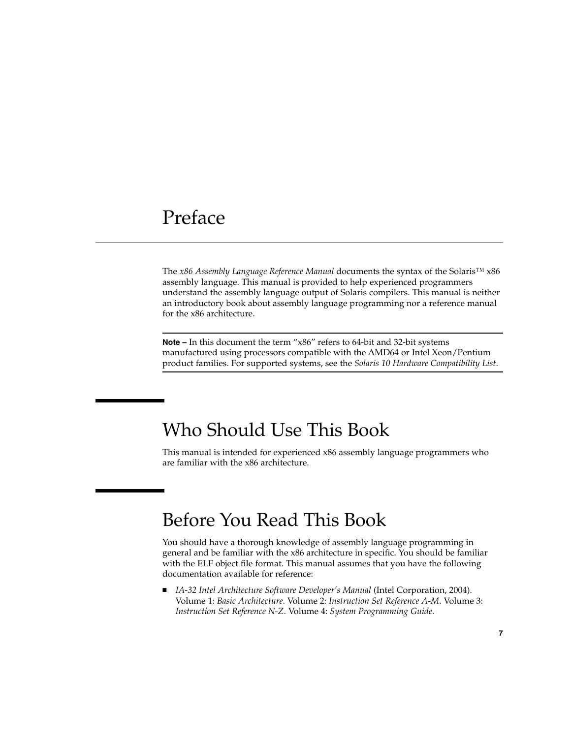# Preface

The *x86 Assembly Language Reference Manual* documents the syntax of the Solaris™ x86 assembly language. This manual is provided to help experienced programmers understand the assembly language output of Solaris compilers. This manual is neither an introductory book about assembly language programming nor a reference manual for the x86 architecture.

---

**Note –** In this document the term "x86" refers to 64-bit and 32-bit systems manufactured using processors compatible with the AMD64 or Intel Xeon/Pentium product families. For supported systems, see the *Solaris 10 Hardware Compatibility List*.

---

## Who Should Use This Book

This manual is intended for experienced x86 assembly language programmers who are familiar with the x86 architecture.

## Before You Read This Book

You should have a thorough knowledge of assembly language programming in general and be familiar with the x86 architecture in specific. You should be familiar with the ELF object file format. This manual assumes that you have the following documentation available for reference:

- *IA-32 Intel Architecture Software Developer's Manual* (Intel Corporation, 2004). Volume 1: *Basic Architecture*. Volume 2: *Instruction Set Reference A-M*. Volume 3: *Instruction Set Reference N-Z*. Volume 4: *System Programming Guide*.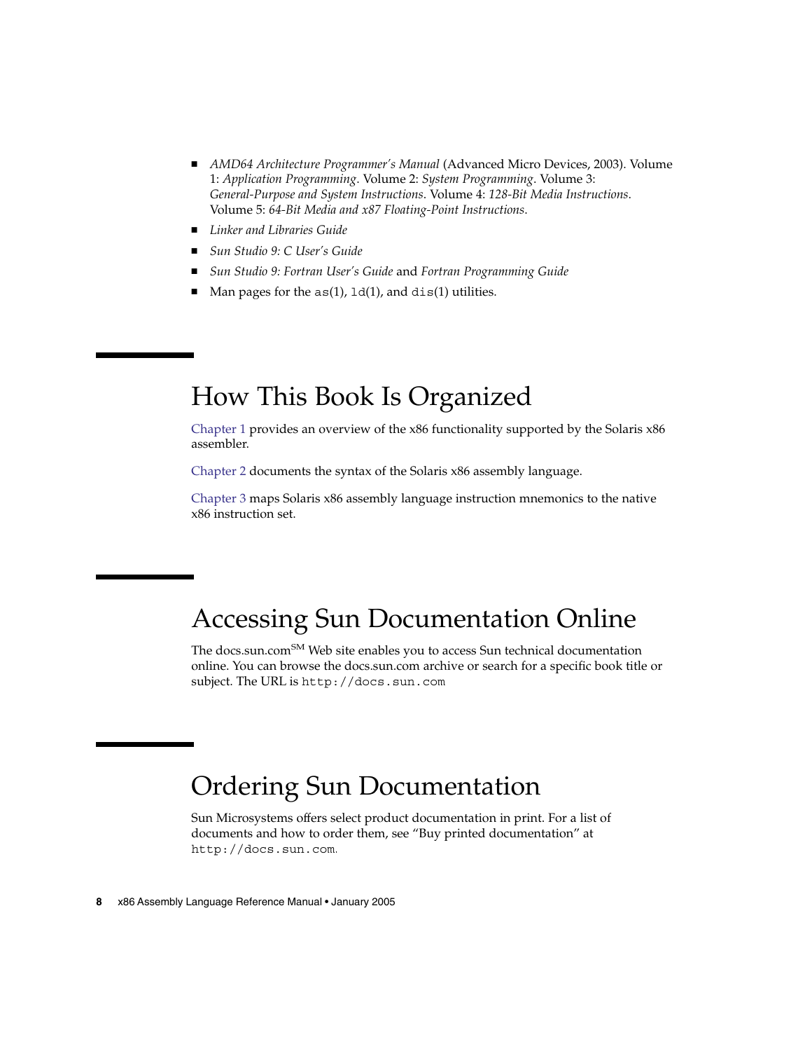- *AMD64 Architecture Programmer's Manual* (Advanced Micro Devices, 2003). Volume 1: *Application Programming*. Volume 2: *System Programming*. Volume 3: *General-Purpose and System Instructions*. Volume 4: *128-Bit Media Instructions*. Volume 5: *64-Bit Media and x87 Floating-Point Instructions*.
- *Linker and Libraries Guide*
- *Sun Studio 9: C User's Guide*
- *Sun Studio 9: Fortran User's Guide* and *Fortran Programming Guide*
- Man pages for the `as`(1), `ld`(1), and `dis`(1) utilities.

## How This Book Is Organized

Chapter 1 provides an overview of the x86 functionality supported by the Solaris x86 assembler.

Chapter 2 documents the syntax of the Solaris x86 assembly language.

Chapter 3 maps Solaris x86 assembly language instruction mnemonics to the native x86 instruction set.

## Accessing Sun Documentation Online

The docs.sun.com[SM] Web site enables you to access Sun technical documentation online. You can browse the docs.sun.com archive or search for a specific book title or subject. The URL is `http://docs.sun.com`

## Ordering Sun Documentation

Sun Microsystems offers select product documentation in print. For a list of documents and how to order them, see "Buy printed documentation" at `http://docs.sun.com`.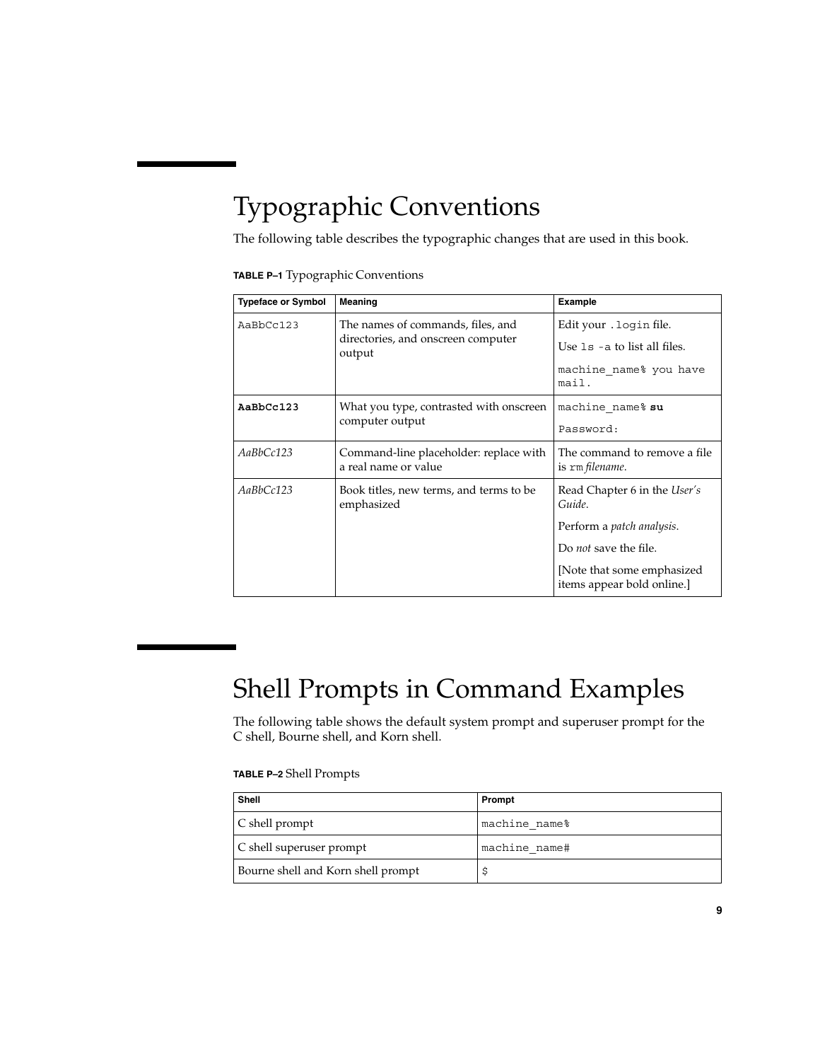## Typographic Conventions

The following table describes the typographic changes that are used in this book.

**TABLE P–1** Typographic Conventions

| Typeface or Symbol | Meaning | Example |
| --- | --- | --- |
| `AaBbCc123` | The names of commands, files, and directories, and onscreen computer output | Edit your `.login` file.<br>Use `ls -a` to list all files.<br>`machine_name% you have mail.` |
| **`AaBbCc123`** | What you type, contrasted with onscreen computer output | `machine_name%` **`su`**<br>`Password:` |
| *AaBbCc123* | Command-line placeholder: replace with a real name or value | The command to remove a file is `rm` *filename*. |
| *AaBbCc123* | Book titles, new terms, and terms to be emphasized | Read Chapter 6 in the *User's Guide*.<br>Perform a *patch analysis*.<br>Do *not* save the file.<br>[Note that some emphasized items appear bold online.] |

## Shell Prompts in Command Examples

The following table shows the default system prompt and superuser prompt for the C shell, Bourne shell, and Korn shell.

**TABLE P–2** Shell Prompts

| Shell | Prompt |
| --- | --- |
| C shell prompt | `machine_name%` |
| C shell superuser prompt | `machine_name#` |
| Bourne shell and Korn shell prompt | `$` |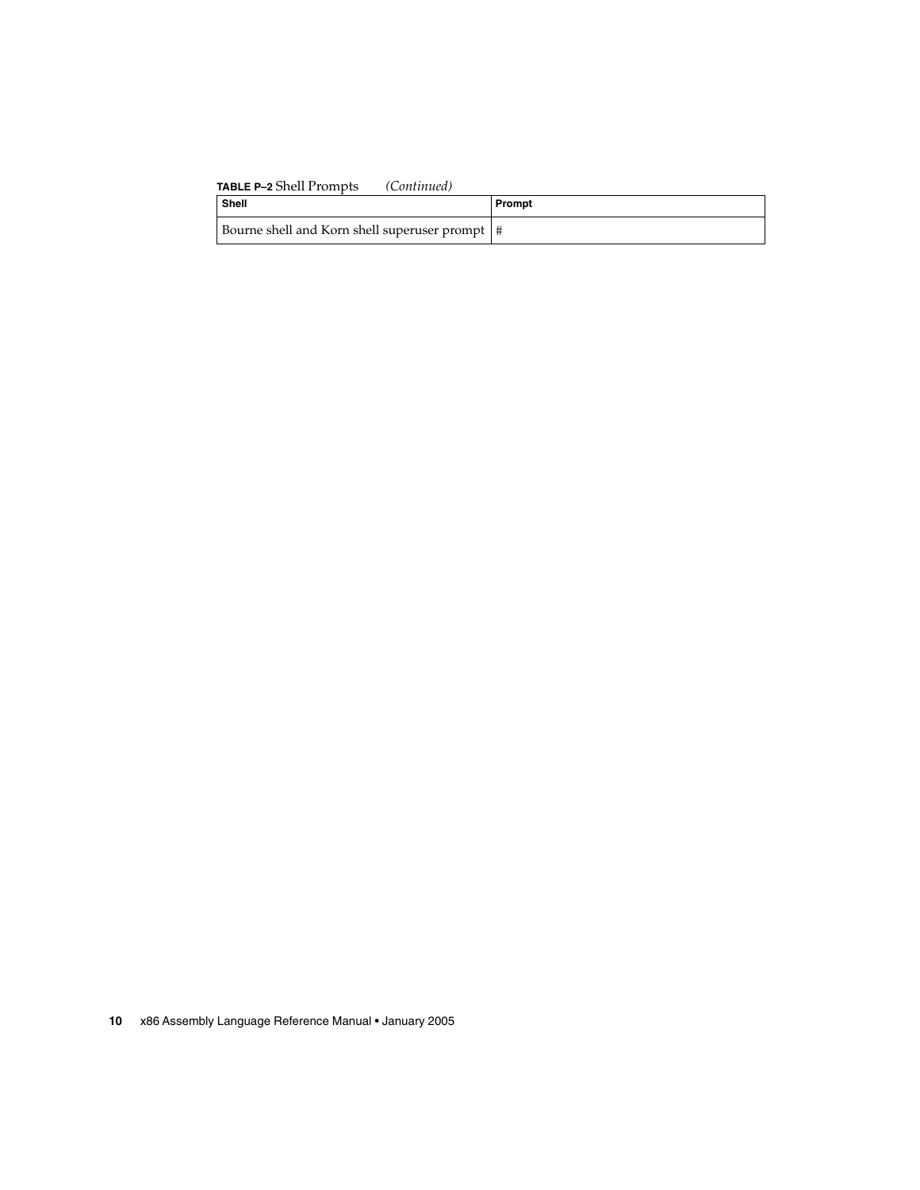**TABLE P–2** Shell Prompts *(Continued)*

| Shell | Prompt |
| --- | --- |
| Bourne shell and Korn shell superuser prompt | # |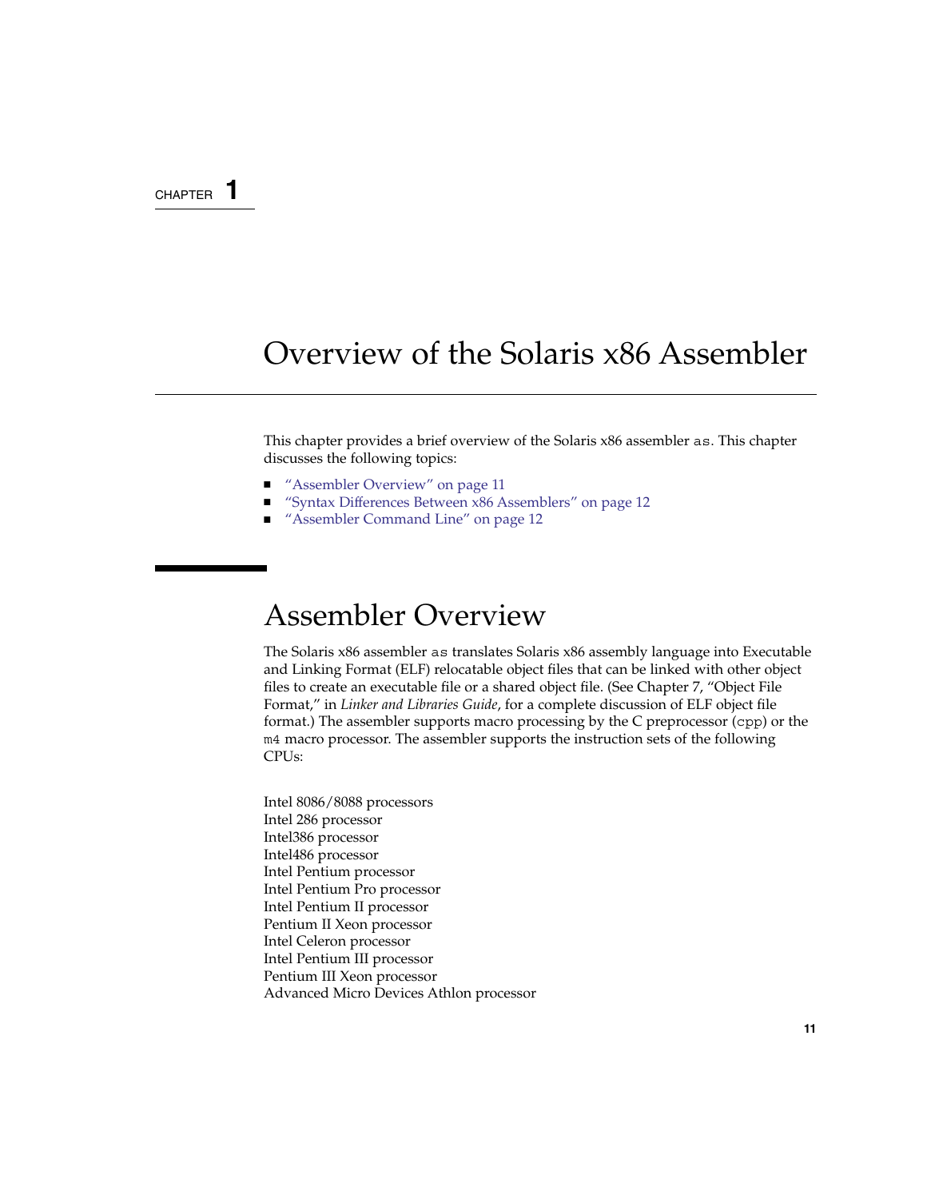CHAPTER 1

# Overview of the Solaris x86 Assembler

This chapter provides a brief overview of the Solaris x86 assembler `as`. This chapter discusses the following topics:

- "Assembler Overview" on page 11
- "Syntax Differences Between x86 Assemblers" on page 12
- "Assembler Command Line" on page 12

## Assembler Overview

The Solaris x86 assembler `as` translates Solaris x86 assembly language into Executable and Linking Format (ELF) relocatable object files that can be linked with other object files to create an executable file or a shared object file. (See Chapter 7, "Object File Format," in *Linker and Libraries Guide*, for a complete discussion of ELF object file format.) The assembler supports macro processing by the C preprocessor (`cpp`) or the `m4` macro processor. The assembler supports the instruction sets of the following CPUs:

Intel 8086/8088 processors
Intel 286 processor
Intel386 processor
Intel486 processor
Intel Pentium processor
Intel Pentium Pro processor
Intel Pentium II processor
Pentium II Xeon processor
Intel Celeron processor
Intel Pentium III processor
Pentium III Xeon processor
Advanced Micro Devices Athlon processor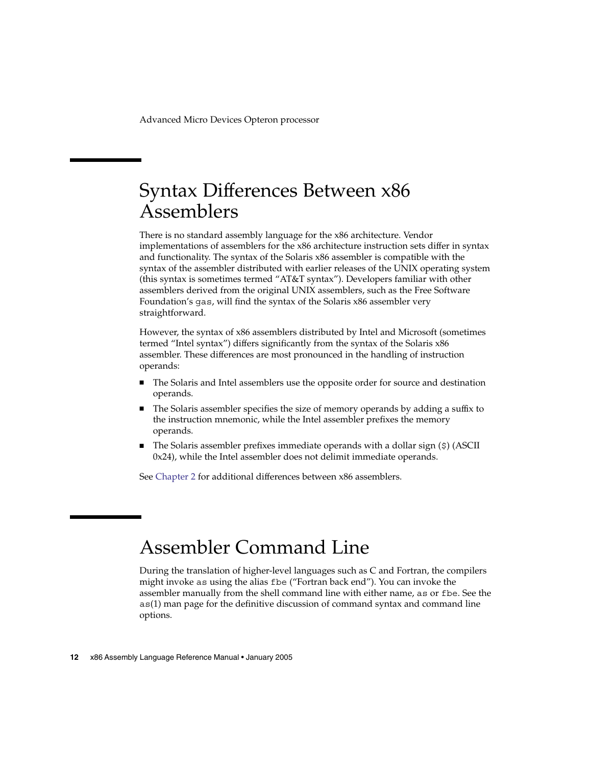Advanced Micro Devices Opteron processor

## Syntax Differences Between x86 Assemblers

There is no standard assembly language for the x86 architecture. Vendor implementations of assemblers for the x86 architecture instruction sets differ in syntax and functionality. The syntax of the Solaris x86 assembler is compatible with the syntax of the assembler distributed with earlier releases of the UNIX operating system (this syntax is sometimes termed "AT&T syntax"). Developers familiar with other assemblers derived from the original UNIX assemblers, such as the Free Software Foundation's `gas`, will find the syntax of the Solaris x86 assembler very straightforward.

However, the syntax of x86 assemblers distributed by Intel and Microsoft (sometimes termed "Intel syntax") differs significantly from the syntax of the Solaris x86 assembler. These differences are most pronounced in the handling of instruction operands:

- The Solaris and Intel assemblers use the opposite order for source and destination operands.
- The Solaris assembler specifies the size of memory operands by adding a suffix to the instruction mnemonic, while the Intel assembler prefixes the memory operands.
- The Solaris assembler prefixes immediate operands with a dollar sign (`$`) (ASCII 0x24), while the Intel assembler does not delimit immediate operands.

See Chapter 2 for additional differences between x86 assemblers.

## Assembler Command Line

During the translation of higher-level languages such as C and Fortran, the compilers might invoke `as` using the alias `fbe` ("Fortran back end"). You can invoke the assembler manually from the shell command line with either name, `as` or `fbe`. See the `as`(1) man page for the definitive discussion of command syntax and command line options.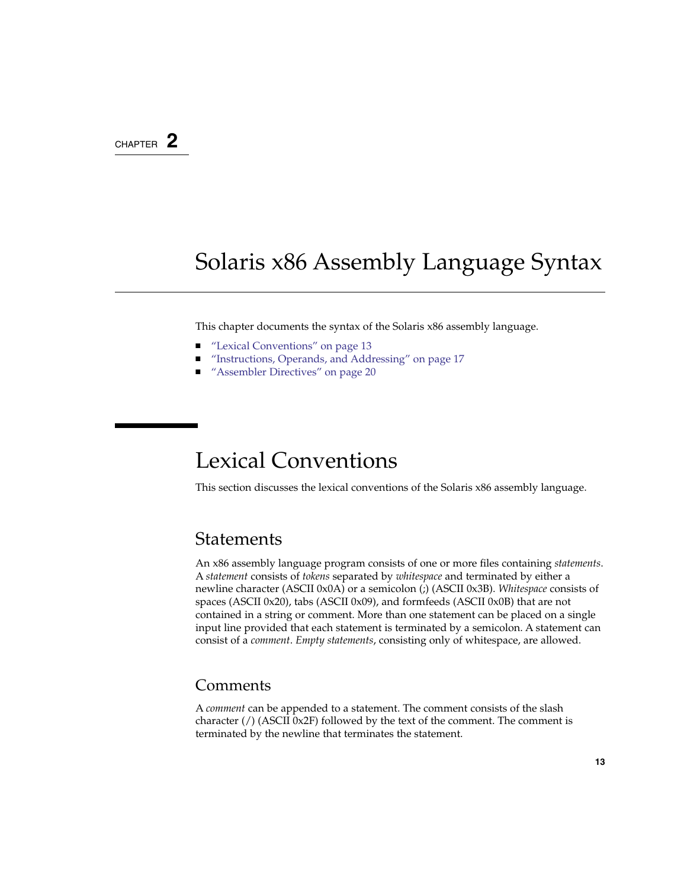CHAPTER 2

# Solaris x86 Assembly Language Syntax

This chapter documents the syntax of the Solaris x86 assembly language.

- "Lexical Conventions" on page 13
- "Instructions, Operands, and Addressing" on page 17
- "Assembler Directives" on page 20

## Lexical Conventions

This section discusses the lexical conventions of the Solaris x86 assembly language.

### Statements

An x86 assembly language program consists of one or more files containing *statements*. A *statement* consists of *tokens* separated by *whitespace* and terminated by either a newline character (ASCII 0x0A) or a semicolon (;) (ASCII 0x3B). *Whitespace* consists of spaces (ASCII 0x20), tabs (ASCII 0x09), and formfeeds (ASCII 0x0B) that are not contained in a string or comment. More than one statement can be placed on a single input line provided that each statement is terminated by a semicolon. A statement can consist of a *comment*. *Empty statements*, consisting only of whitespace, are allowed.

### Comments

A *comment* can be appended to a statement. The comment consists of the slash character (/) (ASCII 0x2F) followed by the text of the comment. The comment is terminated by the newline that terminates the statement.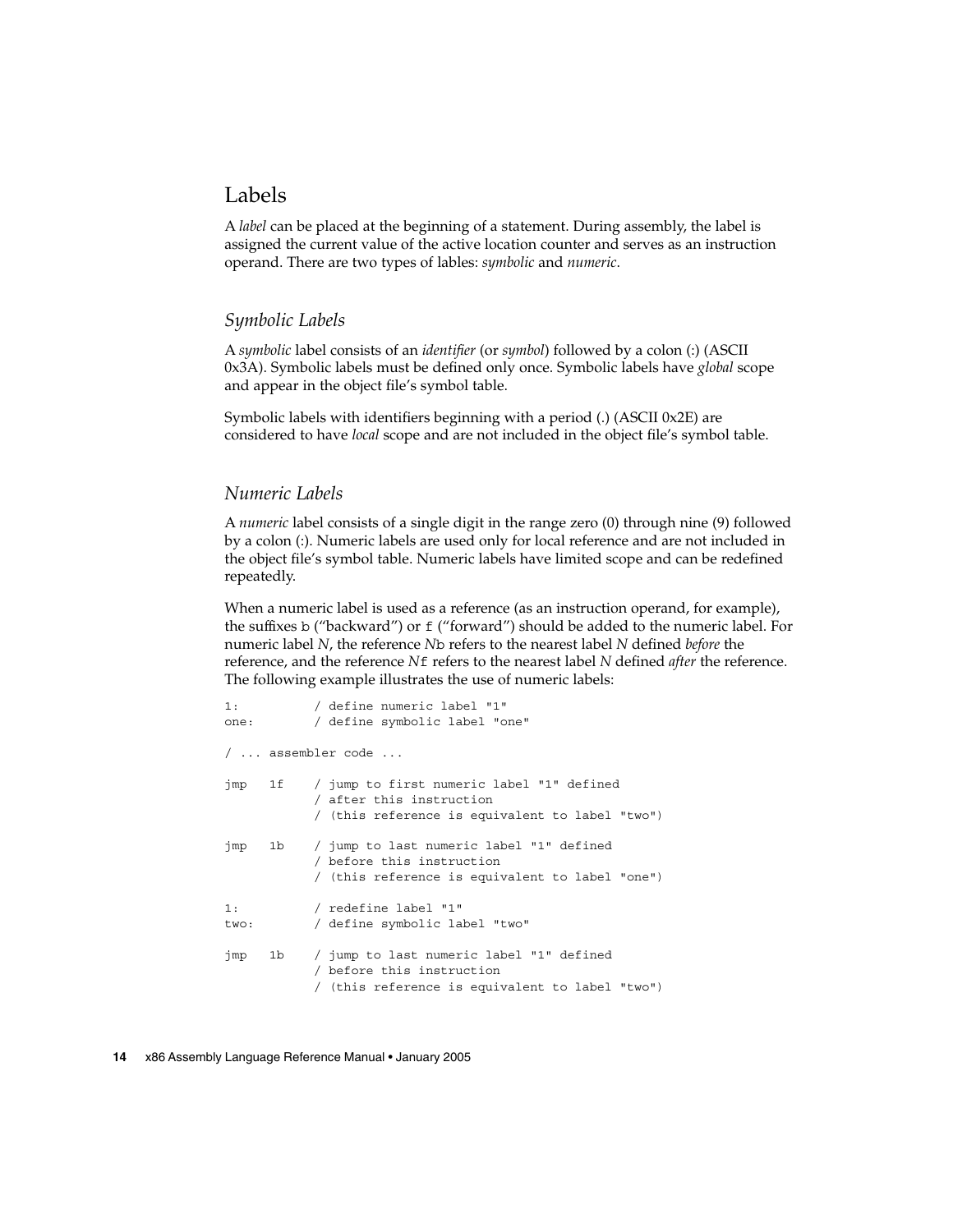## Labels

A *label* can be placed at the beginning of a statement. During assembly, the label is assigned the current value of the active location counter and serves as an instruction operand. There are two types of lables: *symbolic* and *numeric*.

### *Symbolic Labels*

A *symbolic* label consists of an *identifier* (or *symbol*) followed by a colon (:) (ASCII 0x3A). Symbolic labels must be defined only once. Symbolic labels have *global* scope and appear in the object file's symbol table.

Symbolic labels with identifiers beginning with a period (.) (ASCII 0x2E) are considered to have *local* scope and are not included in the object file's symbol table.

### *Numeric Labels*

A *numeric* label consists of a single digit in the range zero (0) through nine (9) followed by a colon (:). Numeric labels are used only for local reference and are not included in the object file's symbol table. Numeric labels have limited scope and can be redefined repeatedly.

When a numeric label is used as a reference (as an instruction operand, for example), the suffixes `b` ("backward") or `f` ("forward") should be added to the numeric label. For numeric label *N*, the reference *N*`b` refers to the nearest label *N* defined *before* the reference, and the reference *N*`f` refers to the nearest label *N* defined *after* the reference. The following example illustrates the use of numeric labels:

```
1:          / define numeric label "1"
one:        / define symbolic label "one"

/ ... assembler code ...

jmp   1f    / jump to first numeric label "1" defined
            / after this instruction
            / (this reference is equivalent to label "two")

jmp   1b    / jump to last numeric label "1" defined
            / before this instruction
            / (this reference is equivalent to label "one")

1:          / redefine label "1"
two:        / define symbolic label "two"

jmp   1b    / jump to last numeric label "1" defined
            / before this instruction
            / (this reference is equivalent to label "two")
```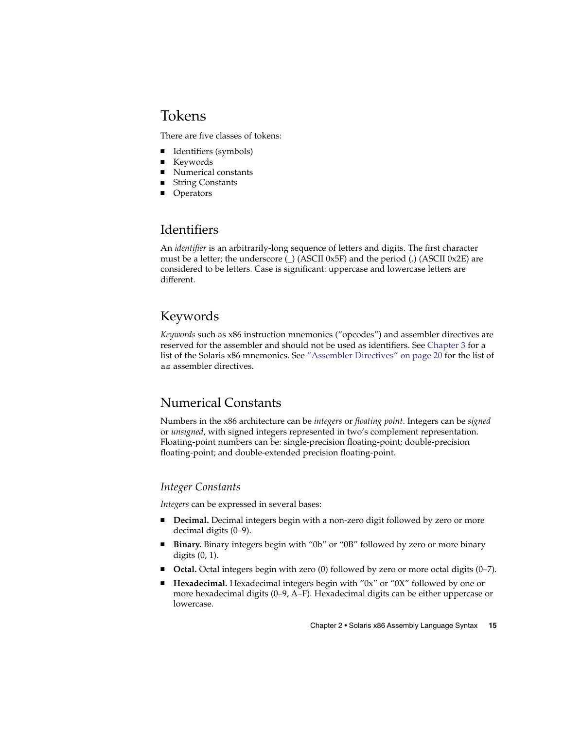## Tokens

There are five classes of tokens:

- Identifiers (symbols)
- Keywords
- Numerical constants
- String Constants
- Operators

## Identifiers

An *identifier* is an arbitrarily-long sequence of letters and digits. The first character must be a letter; the underscore (_) (ASCII 0x5F) and the period (.) (ASCII 0x2E) are considered to be letters. Case is significant: uppercase and lowercase letters are different.

## Keywords

*Keywords* such as x86 instruction mnemonics ("opcodes") and assembler directives are reserved for the assembler and should not be used as identifiers. See Chapter 3 for a list of the Solaris x86 mnemonics. See "Assembler Directives" on page 20 for the list of `as` assembler directives.

## Numerical Constants

Numbers in the x86 architecture can be *integers* or *floating point*. Integers can be *signed* or *unsigned*, with signed integers represented in two's complement representation. Floating-point numbers can be: single-precision floating-point; double-precision floating-point; and double-extended precision floating-point.

### *Integer Constants*

*Integers* can be expressed in several bases:

- **Decimal.** Decimal integers begin with a non-zero digit followed by zero or more decimal digits (0–9).
- **Binary.** Binary integers begin with "0b" or "0B" followed by zero or more binary digits (0, 1).
- **Octal.** Octal integers begin with zero (0) followed by zero or more octal digits (0–7).
- **Hexadecimal.** Hexadecimal integers begin with "0x" or "0X" followed by one or more hexadecimal digits (0–9, A–F). Hexadecimal digits can be either uppercase or lowercase.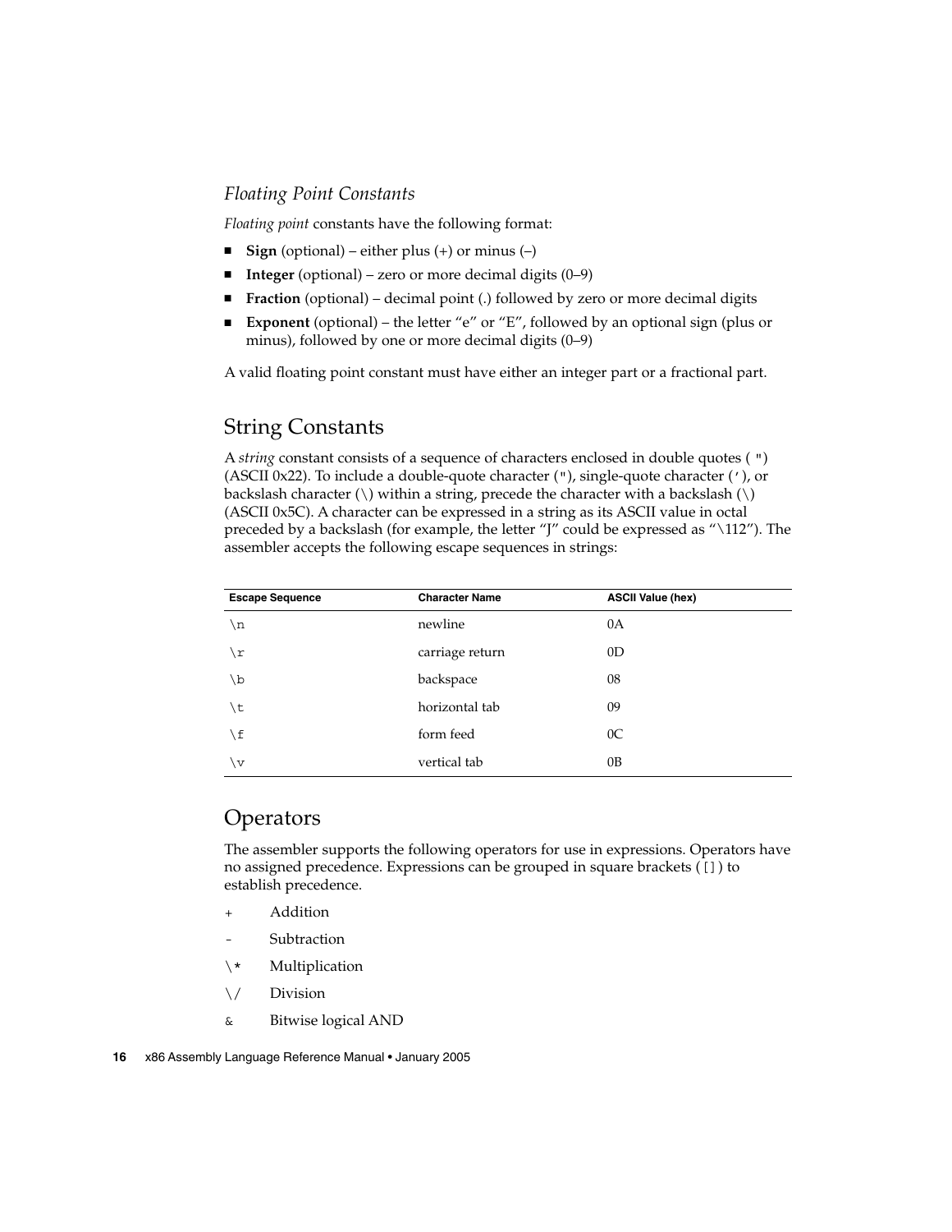### Floating Point Constants

*Floating point* constants have the following format:

- **Sign** (optional) – either plus (+) or minus (–)
- **Integer** (optional) – zero or more decimal digits (0–9)
- **Fraction** (optional) – decimal point (.) followed by zero or more decimal digits
- **Exponent** (optional) – the letter “e” or “E”, followed by an optional sign (plus or minus), followed by one or more decimal digits (0–9)

A valid floating point constant must have either an integer part or a fractional part.

## String Constants

A *string* constant consists of a sequence of characters enclosed in double quotes ( `"`) (ASCII 0x22). To include a double-quote character (`"`), single-quote character (`'`), or backslash character (\) within a string, precede the character with a backslash (\) (ASCII 0x5C). A character can be expressed in a string as its ASCII value in octal preceded by a backslash (for example, the letter “J” could be expressed as “\112”). The assembler accepts the following escape sequences in strings:

| Escape Sequence | Character Name | ASCII Value (hex) |
| --- | --- | --- |
| `\n` | newline | 0A |
| `\r` | carriage return | 0D |
| `\b` | backspace | 08 |
| `\t` | horizontal tab | 09 |
| `\f` | form feed | 0C |
| `\v` | vertical tab | 0B |

## Operators

The assembler supports the following operators for use in expressions. Operators have no assigned precedence. Expressions can be grouped in square brackets (`[]`) to establish precedence.

- `+` Addition
- `-` Subtraction
- `\*` Multiplication
- `\/` Division
- `&` Bitwise logical AND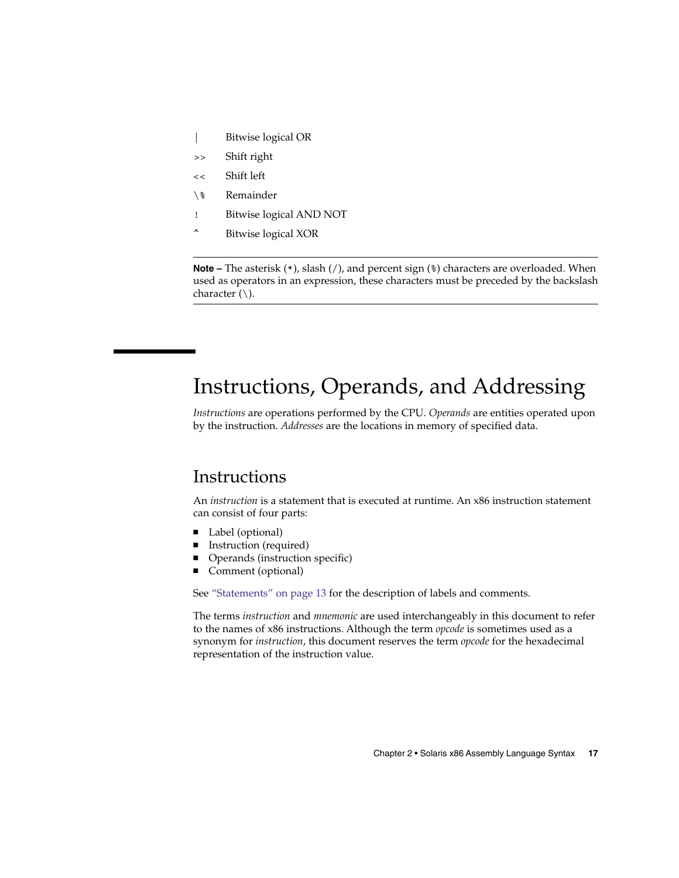| Operator | Description |
|---|---|
| `|` | Bitwise logical OR |
| `>>` | Shift right |
| `<<` | Shift left |
| `\%` | Remainder |
| `!` | Bitwise logical AND NOT |
| `^` | Bitwise logical XOR |

**Note –** The asterisk (`*`), slash (`/`), and percent sign (`%`) characters are overloaded. When used as operators in an expression, these characters must be preceded by the backslash character (`\`).

# Instructions, Operands, and Addressing

*Instructions* are operations performed by the CPU. *Operands* are entities operated upon by the instruction. *Addresses* are the locations in memory of specified data.

## Instructions

An *instruction* is a statement that is executed at runtime. An x86 instruction statement can consist of four parts:

- Label (optional)
- Instruction (required)
- Operands (instruction specific)
- Comment (optional)

See "Statements" on page 13 for the description of labels and comments.

The terms *instruction* and *mnemonic* are used interchangeably in this document to refer to the names of x86 instructions. Although the term *opcode* is sometimes used as a synonym for *instruction*, this document reserves the term *opcode* for the hexadecimal representation of the instruction value.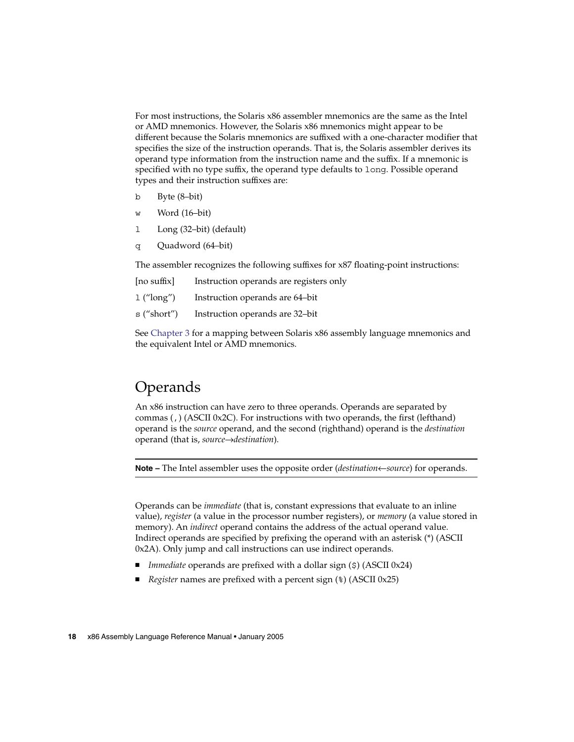For most instructions, the Solaris x86 assembler mnemonics are the same as the Intel or AMD mnemonics. However, the Solaris x86 mnemonics might appear to be different because the Solaris mnemonics are suffixed with a one-character modifier that specifies the size of the instruction operands. That is, the Solaris assembler derives its operand type information from the instruction name and the suffix. If a mnemonic is specified with no type suffix, the operand type defaults to `long`. Possible operand types and their instruction suffixes are:

`b` Byte (8–bit)

`w` Word (16–bit)

`l` Long (32–bit) (default)

`q` Quadword (64–bit)

The assembler recognizes the following suffixes for x87 floating-point instructions:

[no suffix] Instruction operands are registers only

`l` (“long”) Instruction operands are 64–bit

`s` (“short”) Instruction operands are 32–bit

See Chapter 3 for a mapping between Solaris x86 assembly language mnemonics and the equivalent Intel or AMD mnemonics.

## Operands

An x86 instruction can have zero to three operands. Operands are separated by commas (`,`) (ASCII 0x2C). For instructions with two operands, the first (lefthand) operand is the *source* operand, and the second (righthand) operand is the *destination* operand (that is, *source→destination*).

---

**Note –** The Intel assembler uses the opposite order (*destination←source*) for operands.

---

Operands can be *immediate* (that is, constant expressions that evaluate to an inline value), *register* (a value in the processor number registers), or *memory* (a value stored in memory). An *indirect* operand contains the address of the actual operand value. Indirect operands are specified by prefixing the operand with an asterisk (*) (ASCII 0x2A). Only jump and call instructions can use indirect operands.

- *Immediate* operands are prefixed with a dollar sign (`$`) (ASCII 0x24)
- *Register* names are prefixed with a percent sign (`%`) (ASCII 0x25)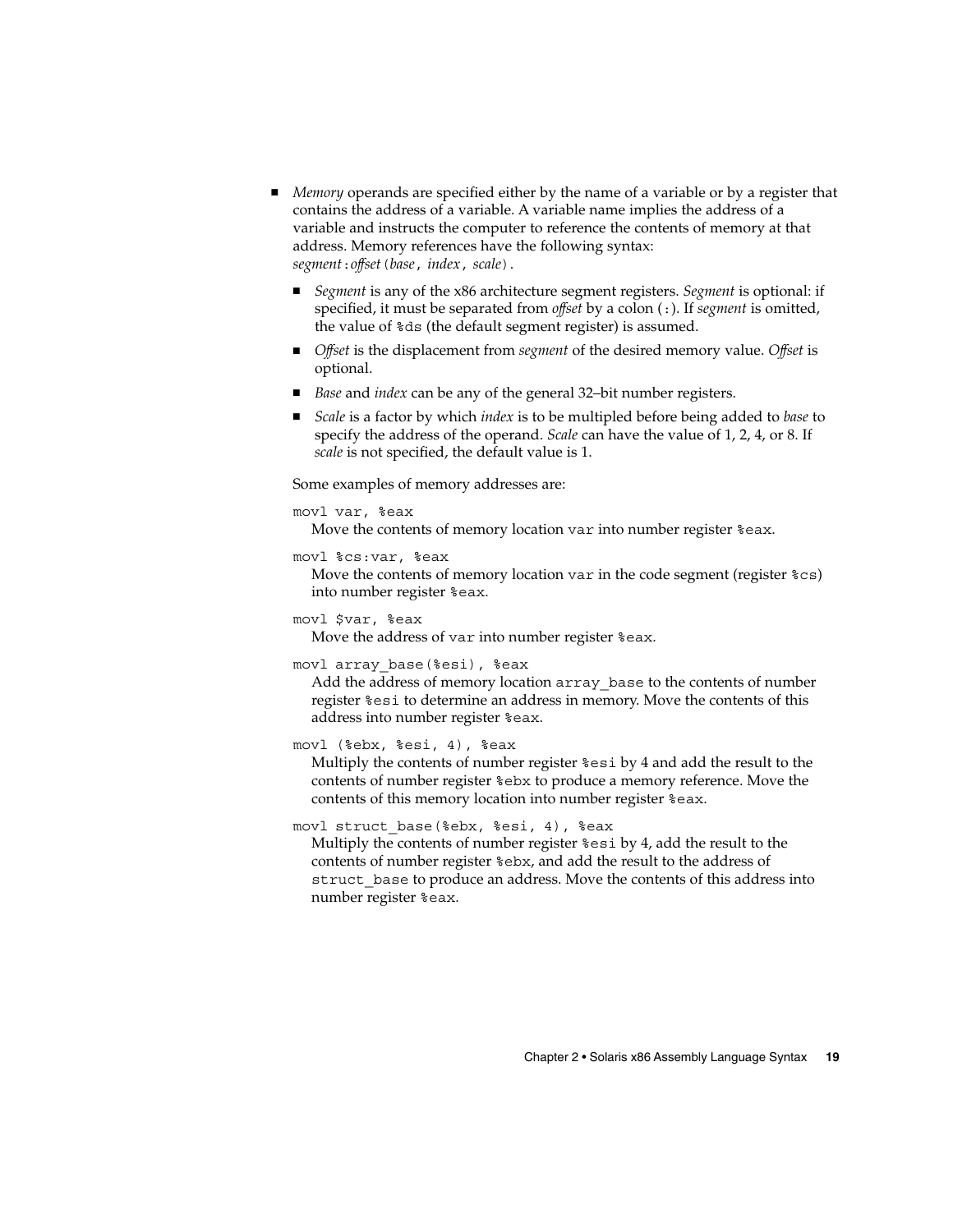- *Memory* operands are specified either by the name of a variable or by a register that contains the address of a variable. A variable name implies the address of a variable and instructs the computer to reference the contents of memory at that address. Memory references have the following syntax: *segment*`:`*offset*`(`*base*`,` *index*`,` *scale*`)`.
  - *Segment* is any of the x86 architecture segment registers. *Segment* is optional: if specified, it must be separated from *offset* by a colon (`:`). If *segment* is omitted, the value of `%ds` (the default segment register) is assumed.
  - *Offset* is the displacement from *segment* of the desired memory value. *Offset* is optional.
  - *Base* and *index* can be any of the general 32–bit number registers.
  - *Scale* is a factor by which *index* is to be multipled before being added to *base* to specify the address of the operand. *Scale* can have the value of 1, 2, 4, or 8. If *scale* is not specified, the default value is 1.

  Some examples of memory addresses are:

  `movl var, %eax`
  Move the contents of memory location `var` into number register `%eax`.

  `movl %cs:var, %eax`
  Move the contents of memory location `var` in the code segment (register `%cs`) into number register `%eax`.

  `movl $var, %eax`
  Move the address of `var` into number register `%eax`.

  `movl array_base(%esi), %eax`
  Add the address of memory location `array_base` to the contents of number register `%esi` to determine an address in memory. Move the contents of this address into number register `%eax`.

  `movl (%ebx, %esi, 4), %eax`
  Multiply the contents of number register `%esi` by 4 and add the result to the contents of number register `%ebx` to produce a memory reference. Move the contents of this memory location into number register `%eax`.

  `movl struct_base(%ebx, %esi, 4), %eax`
  Multiply the contents of number register `%esi` by 4, add the result to the contents of number register `%ebx`, and add the result to the address of `struct_base` to produce an address. Move the contents of this address into number register `%eax`.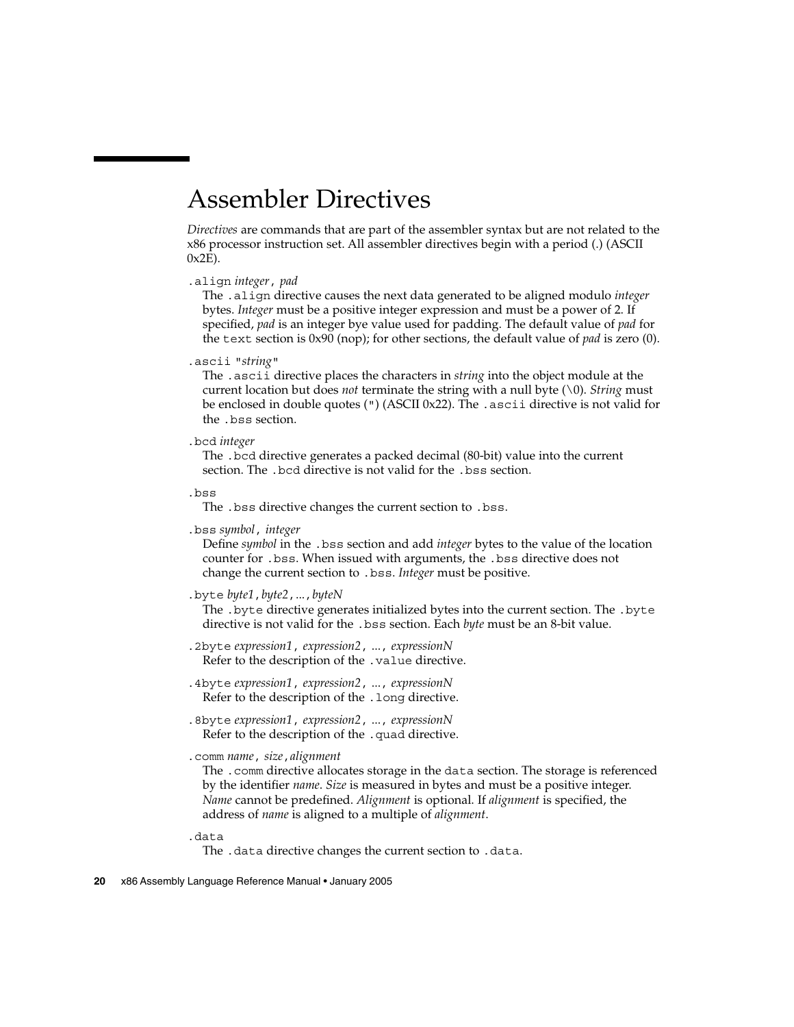# Assembler Directives

*Directives* are commands that are part of the assembler syntax but are not related to the x86 processor instruction set. All assembler directives begin with a period (.) (ASCII 0x2E).

`.align` *integer*`,` *pad*
: The `.align` directive causes the next data generated to be aligned modulo *integer* bytes. *Integer* must be a positive integer expression and must be a power of 2. If specified, *pad* is an integer bye value used for padding. The default value of *pad* for the `text` section is 0x90 (nop); for other sections, the default value of *pad* is zero (0).

`.ascii "`*string*`"`
: The `.ascii` directive places the characters in *string* into the object module at the current location but does *not* terminate the string with a null byte (`\0`). *String* must be enclosed in double quotes (`"`) (ASCII 0x22). The `.ascii` directive is not valid for the `.bss` section.

`.bcd` *integer*
: The `.bcd` directive generates a packed decimal (80-bit) value into the current section. The `.bcd` directive is not valid for the `.bss` section.

`.bss`
: The `.bss` directive changes the current section to `.bss`.

`.bss` *symbol*`,` *integer*
: Define *symbol* in the `.bss` section and add *integer* bytes to the value of the location counter for `.bss`. When issued with arguments, the `.bss` directive does not change the current section to `.bss`. *Integer* must be positive.

`.byte` *byte1*`,`*byte2*`,`*...*`,`*byteN*
: The `.byte` directive generates initialized bytes into the current section. The `.byte` directive is not valid for the `.bss` section. Each *byte* must be an 8-bit value.

`.2byte` *expression1*`,` *expression2*`,` *...*`,` *expressionN*
: Refer to the description of the `.value` directive.

`.4byte` *expression1*`,` *expression2*`,` *...*`,` *expressionN*
: Refer to the description of the `.long` directive.

`.8byte` *expression1*`,` *expression2*`,` *...*`,` *expressionN*
: Refer to the description of the `.quad` directive.

`.comm` *name*`,` *size*`,`*alignment*
: The `.comm` directive allocates storage in the `data` section. The storage is referenced by the identifier *name*. *Size* is measured in bytes and must be a positive integer. *Name* cannot be predefined. *Alignment* is optional. If *alignment* is specified, the address of *name* is aligned to a multiple of *alignment*.

`.data`
: The `.data` directive changes the current section to `.data`.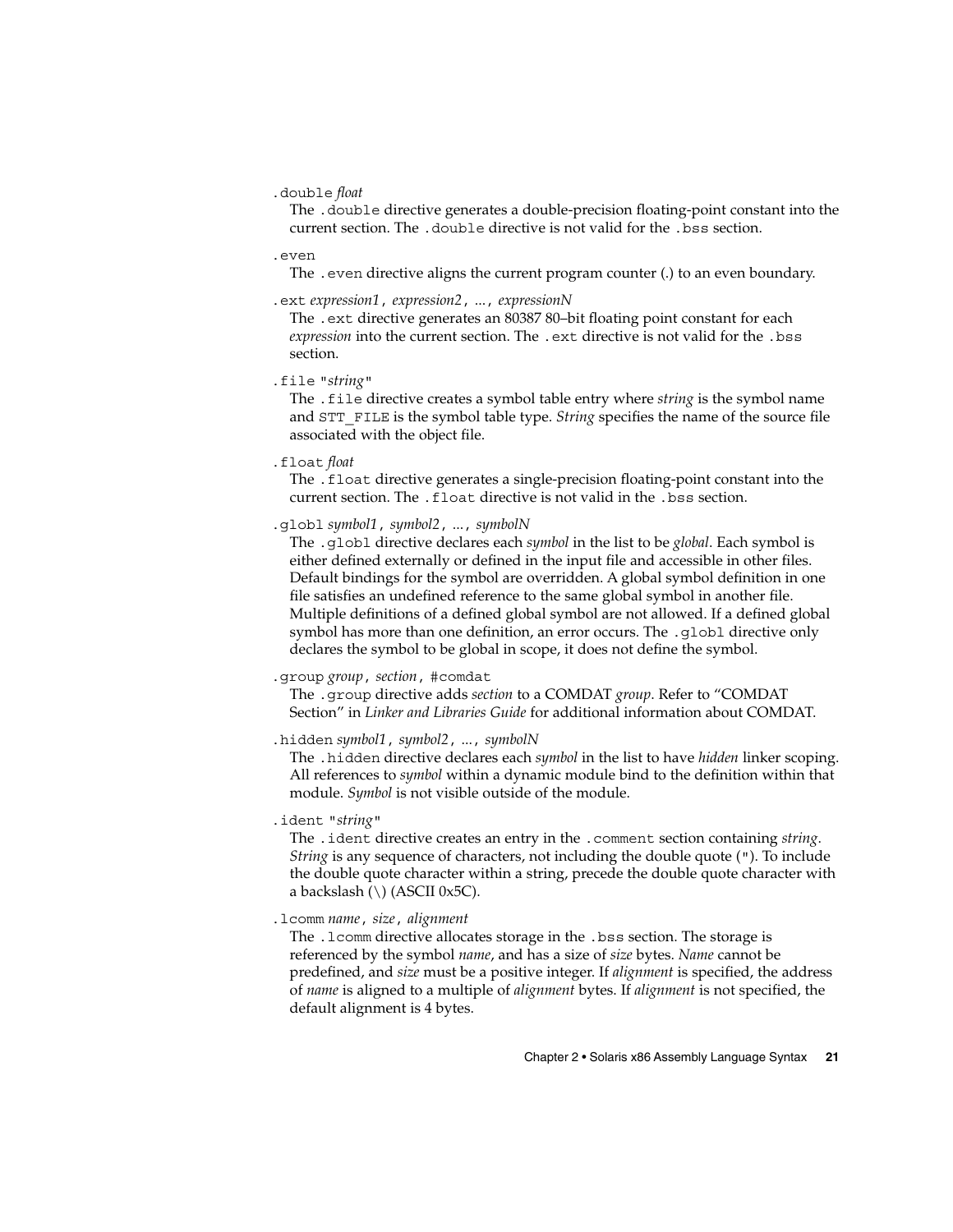`.double` *float*

The `.double` directive generates a double-precision floating-point constant into the current section. The `.double` directive is not valid for the `.bss` section.

`.even`

The `.even` directive aligns the current program counter (.) to an even boundary.

`.ext` *expression1*, *expression2*, ..., *expressionN*

The `.ext` directive generates an 80387 80–bit floating point constant for each *expression* into the current section. The `.ext` directive is not valid for the `.bss` section.

`.file "`*string*`"`

The `.file` directive creates a symbol table entry where *string* is the symbol name and `STT_FILE` is the symbol table type. *String* specifies the name of the source file associated with the object file.

`.float` *float*

The `.float` directive generates a single-precision floating-point constant into the current section. The `.float` directive is not valid in the `.bss` section.

`.globl` *symbol1*, *symbol2*, ..., *symbolN*

The `.globl` directive declares each *symbol* in the list to be *global*. Each symbol is either defined externally or defined in the input file and accessible in other files. Default bindings for the symbol are overridden. A global symbol definition in one file satisfies an undefined reference to the same global symbol in another file. Multiple definitions of a defined global symbol are not allowed. If a defined global symbol has more than one definition, an error occurs. The `.globl` directive only declares the symbol to be global in scope, it does not define the symbol.

`.group` *group*, *section*, `#comdat`

The `.group` directive adds *section* to a COMDAT *group*. Refer to "COMDAT Section" in *Linker and Libraries Guide* for additional information about COMDAT.

`.hidden` *symbol1*, *symbol2*, ..., *symbolN*

The `.hidden` directive declares each *symbol* in the list to have *hidden* linker scoping. All references to *symbol* within a dynamic module bind to the definition within that module. *Symbol* is not visible outside of the module.

`.ident "`*string*`"`

The `.ident` directive creates an entry in the `.comment` section containing *string*. *String* is any sequence of characters, not including the double quote (`"`). To include the double quote character within a string, precede the double quote character with a backslash (\) (ASCII 0x5C).

`.lcomm` *name*, *size*, *alignment*

The `.lcomm` directive allocates storage in the `.bss` section. The storage is referenced by the symbol *name*, and has a size of *size* bytes. *Name* cannot be predefined, and *size* must be a positive integer. If *alignment* is specified, the address of *name* is aligned to a multiple of *alignment* bytes. If *alignment* is not specified, the default alignment is 4 bytes.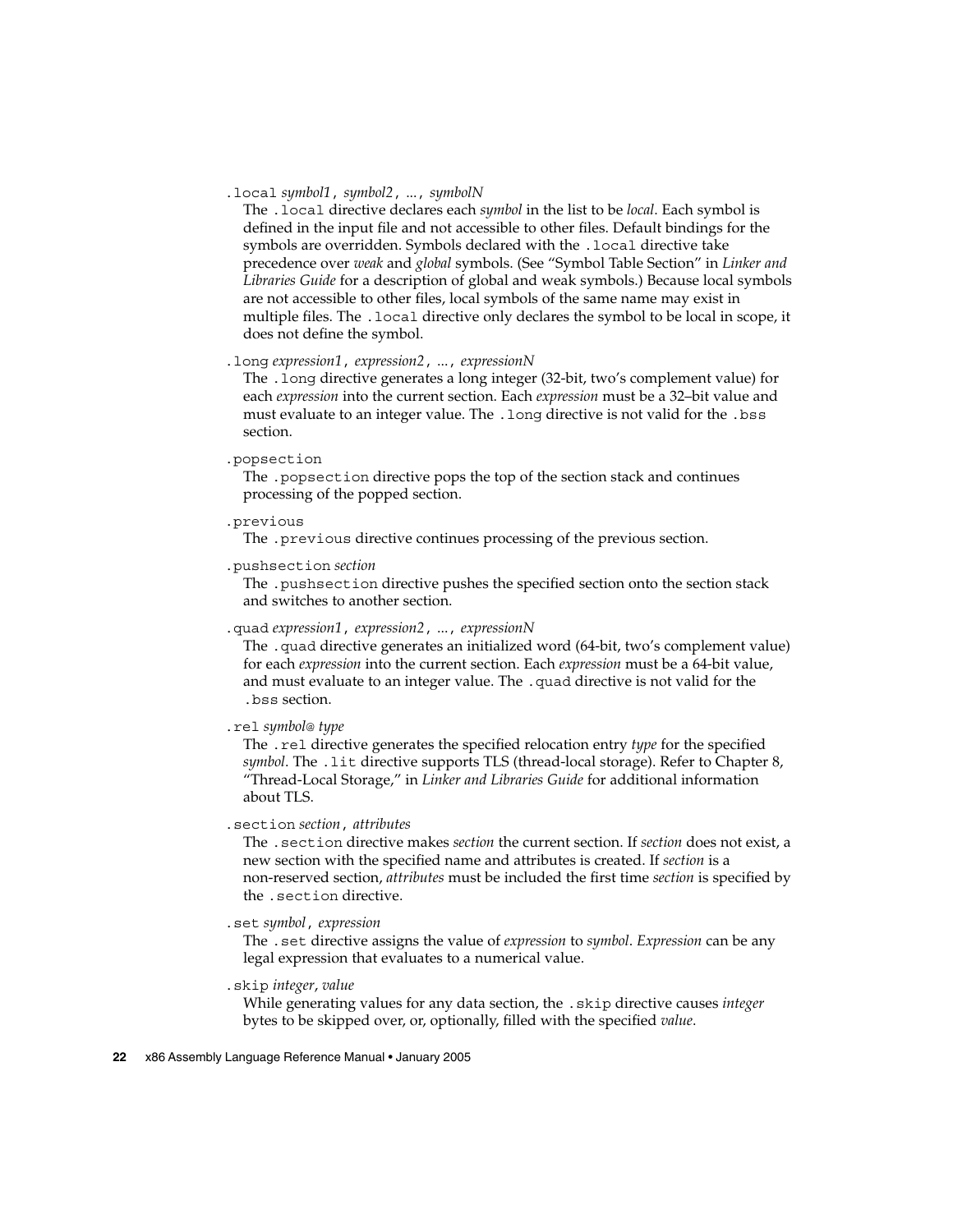`.local` *symbol1*, *symbol2*, ..., *symbolN*

The `.local` directive declares each *symbol* in the list to be *local*. Each symbol is defined in the input file and not accessible to other files. Default bindings for the symbols are overridden. Symbols declared with the `.local` directive take precedence over *weak* and *global* symbols. (See "Symbol Table Section" in *Linker and Libraries Guide* for a description of global and weak symbols.) Because local symbols are not accessible to other files, local symbols of the same name may exist in multiple files. The `.local` directive only declares the symbol to be local in scope, it does not define the symbol.

`.long` *expression1*, *expression2*, ..., *expressionN*

The `.long` directive generates a long integer (32-bit, two's complement value) for each *expression* into the current section. Each *expression* must be a 32–bit value and must evaluate to an integer value. The `.long` directive is not valid for the `.bss` section.

`.popsection`

The `.popsection` directive pops the top of the section stack and continues processing of the popped section.

`.previous`

The `.previous` directive continues processing of the previous section.

`.pushsection` *section*

The `.pushsection` directive pushes the specified section onto the section stack and switches to another section.

`.quad` *expression1*, *expression2*, ..., *expressionN*

The `.quad` directive generates an initialized word (64-bit, two's complement value) for each *expression* into the current section. Each *expression* must be a 64-bit value, and must evaluate to an integer value. The `.quad` directive is not valid for the `.bss` section.

`.rel` *symbol@ type*

The `.rel` directive generates the specified relocation entry *type* for the specified *symbol*. The `.lit` directive supports TLS (thread-local storage). Refer to Chapter 8, "Thread-Local Storage," in *Linker and Libraries Guide* for additional information about TLS.

`.section` *section*, *attributes*

The `.section` directive makes *section* the current section. If *section* does not exist, a new section with the specified name and attributes is created. If *section* is a non-reserved section, *attributes* must be included the first time *section* is specified by the `.section` directive.

`.set` *symbol*, *expression*

The `.set` directive assigns the value of *expression* to *symbol*. *Expression* can be any legal expression that evaluates to a numerical value.

`.skip` *integer*, *value*

While generating values for any data section, the `.skip` directive causes *integer* bytes to be skipped over, or, optionally, filled with the specified *value*.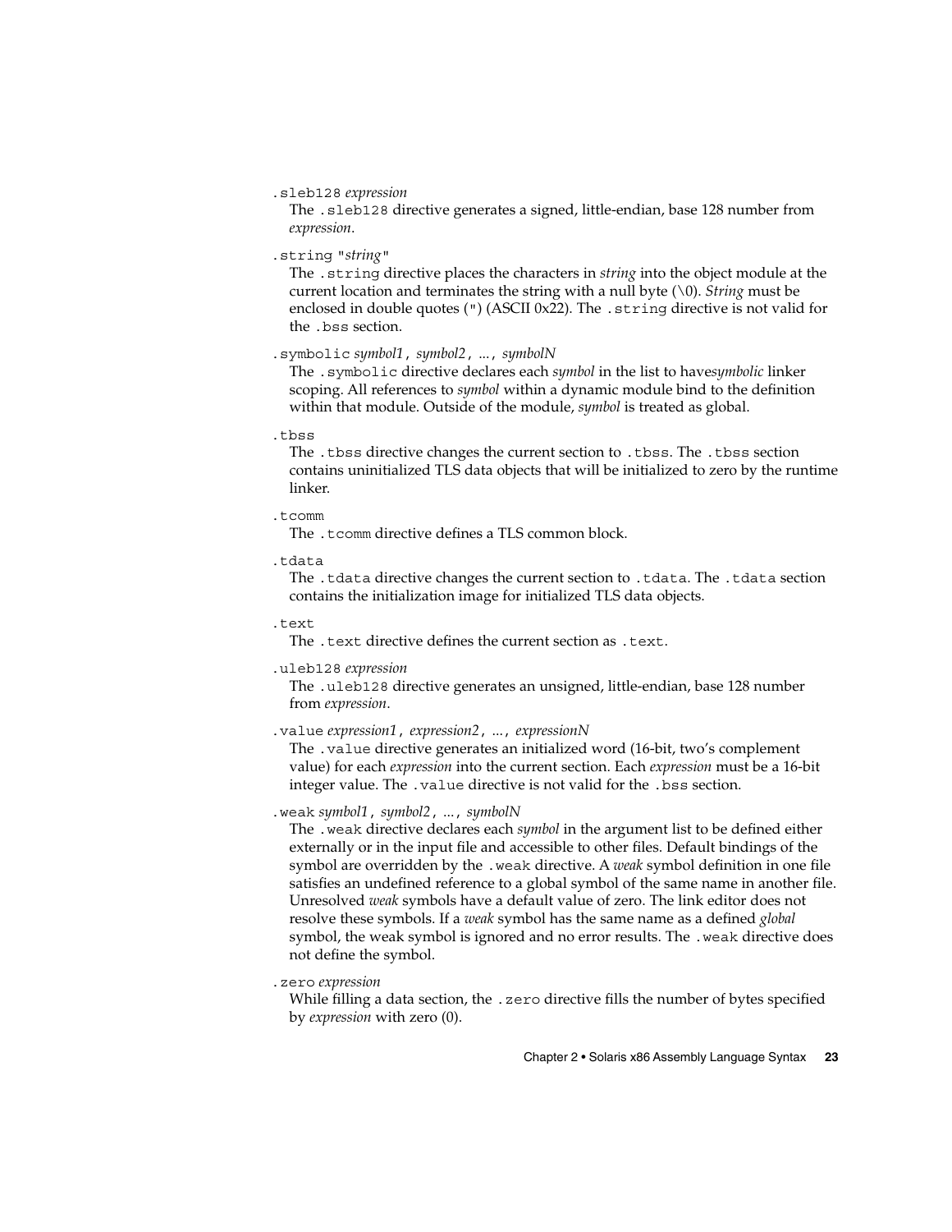`.sleb128` *expression*

The `.sleb128` directive generates a signed, little-endian, base 128 number from *expression*.

`.string "`*string*`"`

The `.string` directive places the characters in *string* into the object module at the current location and terminates the string with a null byte (`\0`). *String* must be enclosed in double quotes (`"`) (ASCII 0x22). The `.string` directive is not valid for the `.bss` section.

`.symbolic` *symbol1*`,` *symbol2*`,` *...*`,` *symbolN*

The `.symbolic` directive declares each *symbol* in the list to have*symbolic* linker scoping. All references to *symbol* within a dynamic module bind to the definition within that module. Outside of the module, *symbol* is treated as global.

`.tbss`

The `.tbss` directive changes the current section to `.tbss`. The `.tbss` section contains uninitialized TLS data objects that will be initialized to zero by the runtime linker.

`.tcomm`

The `.tcomm` directive defines a TLS common block.

`.tdata`

The `.tdata` directive changes the current section to `.tdata`. The `.tdata` section contains the initialization image for initialized TLS data objects.

`.text`

The `.text` directive defines the current section as `.text`.

`.uleb128` *expression*

The `.uleb128` directive generates an unsigned, little-endian, base 128 number from *expression*.

`.value` *expression1*`,` *expression2*`,` *...*`,` *expressionN*

The `.value` directive generates an initialized word (16-bit, two's complement value) for each *expression* into the current section. Each *expression* must be a 16-bit integer value. The `.value` directive is not valid for the `.bss` section.

`.weak` *symbol1*`,` *symbol2*`,` *...*`,` *symbolN*

The `.weak` directive declares each *symbol* in the argument list to be defined either externally or in the input file and accessible to other files. Default bindings of the symbol are overridden by the `.weak` directive. A *weak* symbol definition in one file satisfies an undefined reference to a global symbol of the same name in another file. Unresolved *weak* symbols have a default value of zero. The link editor does not resolve these symbols. If a *weak* symbol has the same name as a defined *global* symbol, the weak symbol is ignored and no error results. The `.weak` directive does not define the symbol.

`.zero` *expression*

While filling a data section, the `.zero` directive fills the number of bytes specified by *expression* with zero (0).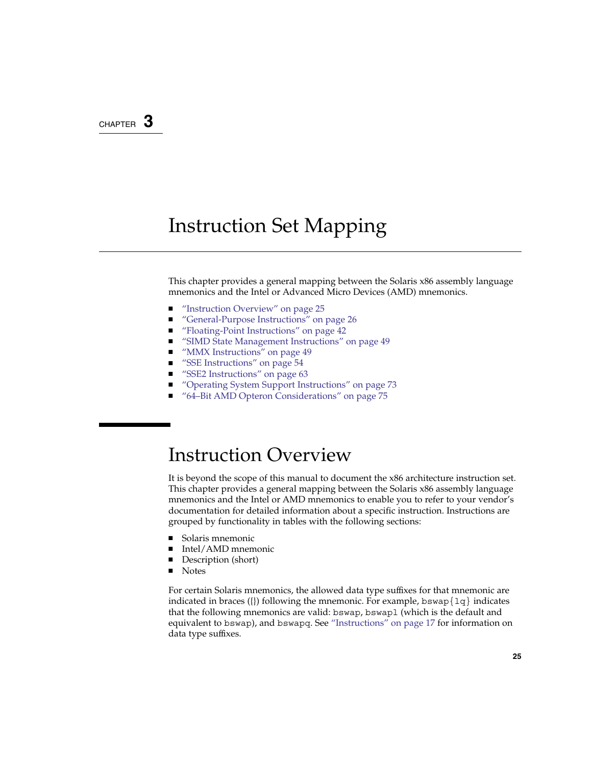CHAPTER 3

# Instruction Set Mapping

This chapter provides a general mapping between the Solaris x86 assembly language mnemonics and the Intel or Advanced Micro Devices (AMD) mnemonics.

- "Instruction Overview" on page 25
- "General-Purpose Instructions" on page 26
- "Floating-Point Instructions" on page 42
- "SIMD State Management Instructions" on page 49
- "MMX Instructions" on page 49
- "SSE Instructions" on page 54
- "SSE2 Instructions" on page 63
- "Operating System Support Instructions" on page 73
- "64–Bit AMD Opteron Considerations" on page 75

## Instruction Overview

It is beyond the scope of this manual to document the x86 architecture instruction set. This chapter provides a general mapping between the Solaris x86 assembly language mnemonics and the Intel or AMD mnemonics to enable you to refer to your vendor's documentation for detailed information about a specific instruction. Instructions are grouped by functionality in tables with the following sections:

- Solaris mnemonic
- Intel/AMD mnemonic
- Description (short)
- Notes

For certain Solaris mnemonics, the allowed data type suffixes for that mnemonic are indicated in braces ({}) following the mnemonic. For example, `bswap{lq}` indicates that the following mnemonics are valid: `bswap`, `bswapl` (which is the default and equivalent to `bswap`), and `bswapq`. See "Instructions" on page 17 for information on data type suffixes.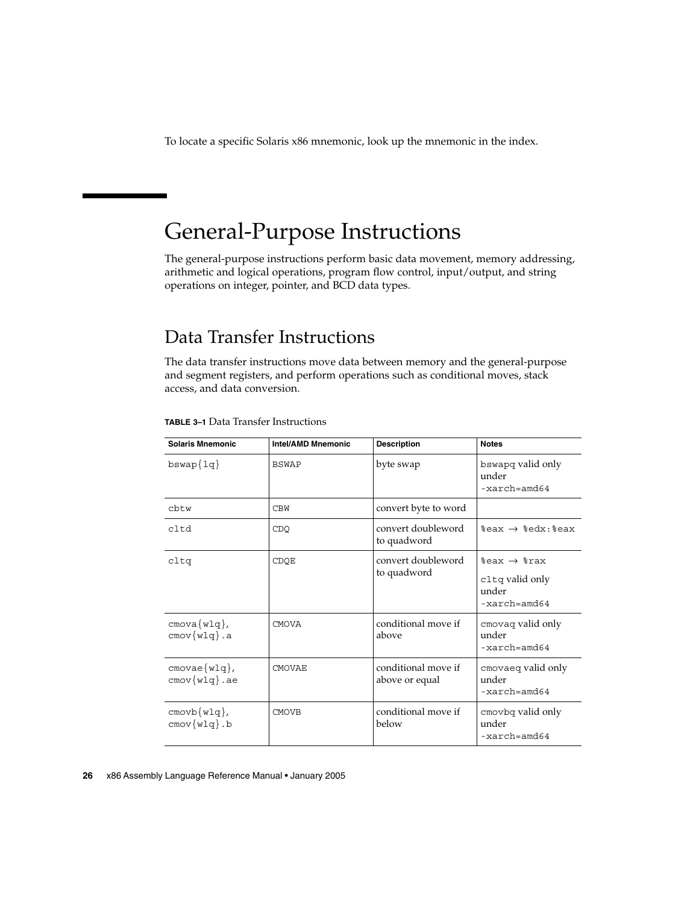To locate a specific Solaris x86 mnemonic, look up the mnemonic in the index.

# General-Purpose Instructions

The general-purpose instructions perform basic data movement, memory addressing, arithmetic and logical operations, program flow control, input/output, and string operations on integer, pointer, and BCD data types.

## Data Transfer Instructions

The data transfer instructions move data between memory and the general-purpose and segment registers, and perform operations such as conditional moves, stack access, and data conversion.

**TABLE 3–1** Data Transfer Instructions

| Solaris Mnemonic | Intel/AMD Mnemonic | Description | Notes |
|---|---|---|---|
| `bswap{lq}` | `BSWAP` | byte swap | `bswapq` valid only under `-xarch=amd64` |
| `cbtw` | `CBW` | convert byte to word | |
| `cltd` | `CDQ` | convert doubleword to quadword | `%eax` → `%edx:%eax` |
| `cltq` | `CDQE` | convert doubleword to quadword | `%eax` → `%rax` `cltq` valid only under `-xarch=amd64` |
| `cmova{wlq}`, `cmov{wlq}.a` | `CMOVA` | conditional move if above | `cmovaq` valid only under `-xarch=amd64` |
| `cmovae{wlq}`, `cmov{wlq}.ae` | `CMOVAE` | conditional move if above or equal | `cmovaeq` valid only under `-xarch=amd64` |
| `cmovb{wlq}`, `cmov{wlq}.b` | `CMOVB` | conditional move if below | `cmovbq` valid only under `-xarch=amd64` |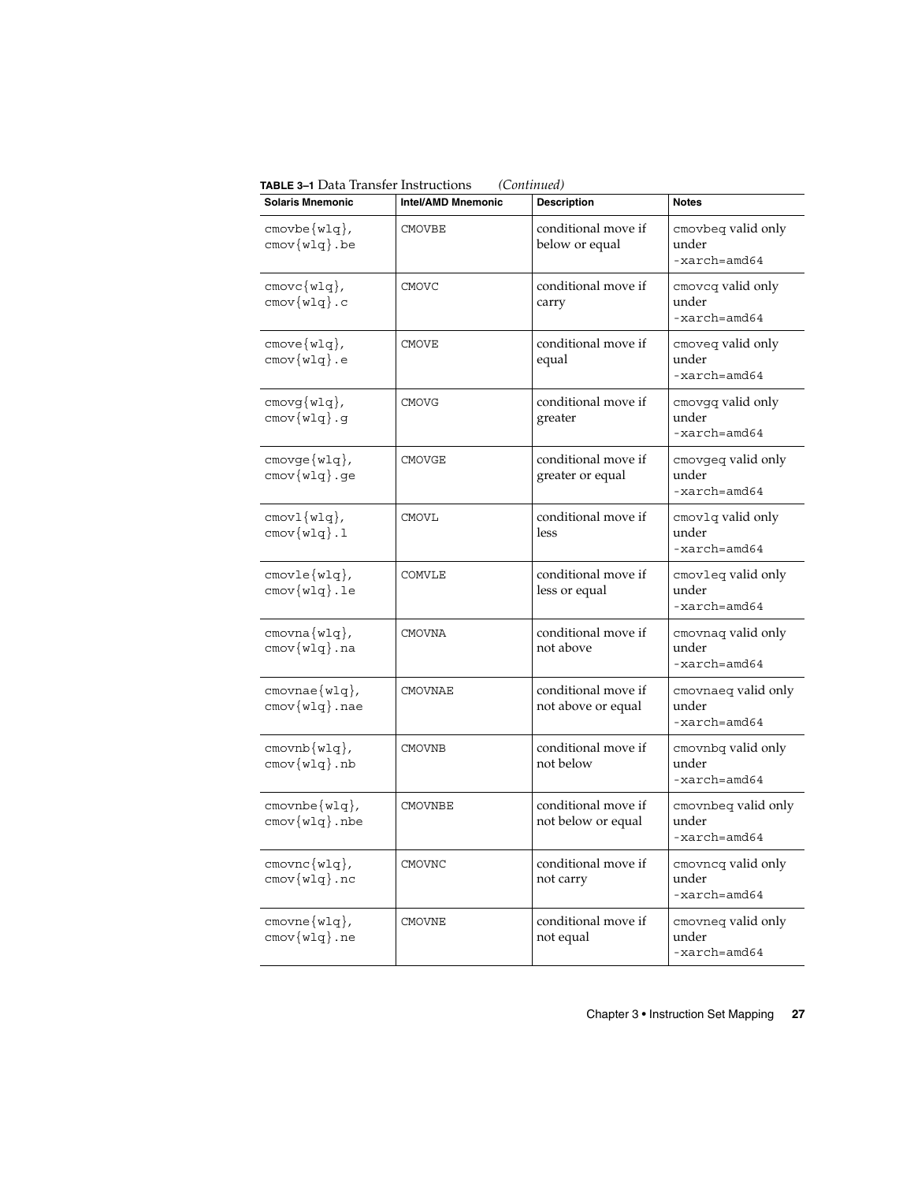**TABLE 3–1** Data Transfer Instructions *(Continued)*

| Solaris Mnemonic | Intel/AMD Mnemonic | Description | Notes |
| --- | --- | --- | --- |
| cmovbe{wlq}, cmov{wlq}.be | CMOVBE | conditional move if below or equal | cmovbeq valid only under -xarch=amd64 |
| cmovc{wlq}, cmov{wlq}.c | CMOVC | conditional move if carry | cmovcq valid only under -xarch=amd64 |
| cmove{wlq}, cmov{wlq}.e | CMOVE | conditional move if equal | cmoveq valid only under -xarch=amd64 |
| cmovg{wlq}, cmov{wlq}.g | CMOVG | conditional move if greater | cmovgq valid only under -xarch=amd64 |
| cmovge{wlq}, cmov{wlq}.ge | CMOVGE | conditional move if greater or equal | cmovgeq valid only under -xarch=amd64 |
| cmovl{wlq}, cmov{wlq}.l | CMOVL | conditional move if less | cmovlq valid only under -xarch=amd64 |
| cmovle{wlq}, cmov{wlq}.le | COMVLE | conditional move if less or equal | cmovleq valid only under -xarch=amd64 |
| cmovna{wlq}, cmov{wlq}.na | CMOVNA | conditional move if not above | cmovnaq valid only under -xarch=amd64 |
| cmovnae{wlq}, cmov{wlq}.nae | CMOVNAE | conditional move if not above or equal | cmovnaeq valid only under -xarch=amd64 |
| cmovnb{wlq}, cmov{wlq}.nb | CMOVNB | conditional move if not below | cmovnbq valid only under -xarch=amd64 |
| cmovnbe{wlq}, cmov{wlq}.nbe | CMOVNBE | conditional move if not below or equal | cmovnbeq valid only under -xarch=amd64 |
| cmovnc{wlq}, cmov{wlq}.nc | CMOVNC | conditional move if not carry | cmovncq valid only under -xarch=amd64 |
| cmovne{wlq}, cmov{wlq}.ne | CMOVNE | conditional move if not equal | cmovneq valid only under -xarch=amd64 |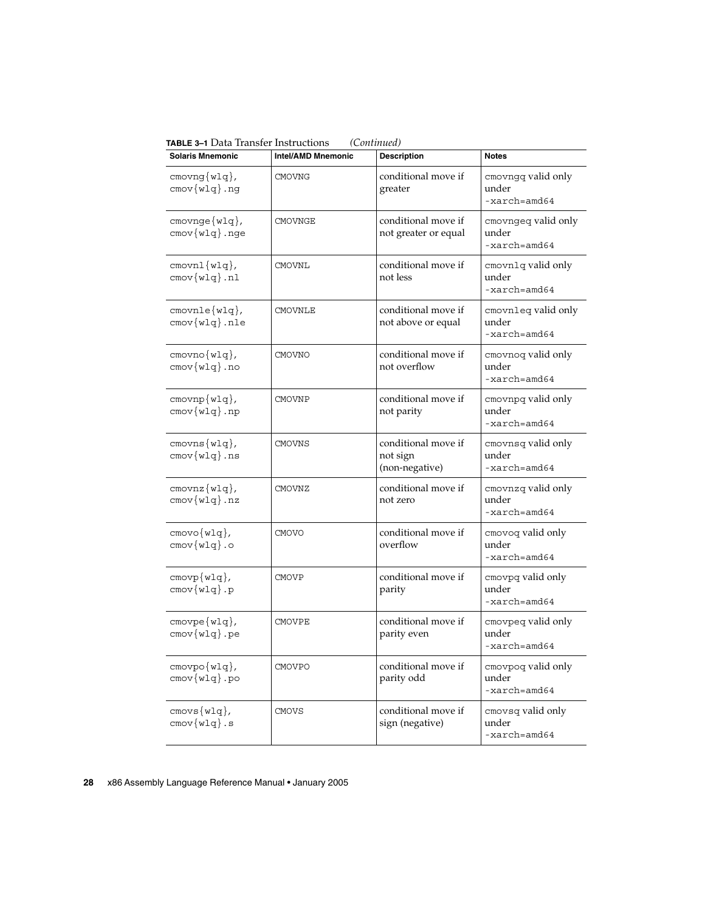**TABLE 3–1** Data Transfer Instructions *(Continued)*

| Solaris Mnemonic | Intel/AMD Mnemonic | Description | Notes |
| --- | --- | --- | --- |
| cmovng{wlq}, cmov{wlq}.ng | CMOVNG | conditional move if greater | cmovngq valid only under -xarch=amd64 |
| cmovnge{wlq}, cmov{wlq}.nge | CMOVNGE | conditional move if not greater or equal | cmovngeq valid only under -xarch=amd64 |
| cmovnl{wlq}, cmov{wlq}.nl | CMOVNL | conditional move if not less | cmovnlq valid only under -xarch=amd64 |
| cmovnle{wlq}, cmov{wlq}.nle | CMOVNLE | conditional move if not above or equal | cmovnleq valid only under -xarch=amd64 |
| cmovno{wlq}, cmov{wlq}.no | CMOVNO | conditional move if not overflow | cmovnoq valid only under -xarch=amd64 |
| cmovnp{wlq}, cmov{wlq}.np | CMOVNP | conditional move if not parity | cmovnpq valid only under -xarch=amd64 |
| cmovns{wlq}, cmov{wlq}.ns | CMOVNS | conditional move if not sign (non-negative) | cmovnsq valid only under -xarch=amd64 |
| cmovnz{wlq}, cmov{wlq}.nz | CMOVNZ | conditional move if not zero | cmovnzq valid only under -xarch=amd64 |
| cmovo{wlq}, cmov{wlq}.o | CMOVO | conditional move if overflow | cmovoq valid only under -xarch=amd64 |
| cmovp{wlq}, cmov{wlq}.p | CMOVP | conditional move if parity | cmovpq valid only under -xarch=amd64 |
| cmovpe{wlq}, cmov{wlq}.pe | CMOVPE | conditional move if parity even | cmovpeq valid only under -xarch=amd64 |
| cmovpo{wlq}, cmov{wlq}.po | CMOVPO | conditional move if parity odd | cmovpoq valid only under -xarch=amd64 |
| cmovs{wlq}, cmov{wlq}.s | CMOVS | conditional move if sign (negative) | cmovsq valid only under -xarch=amd64 |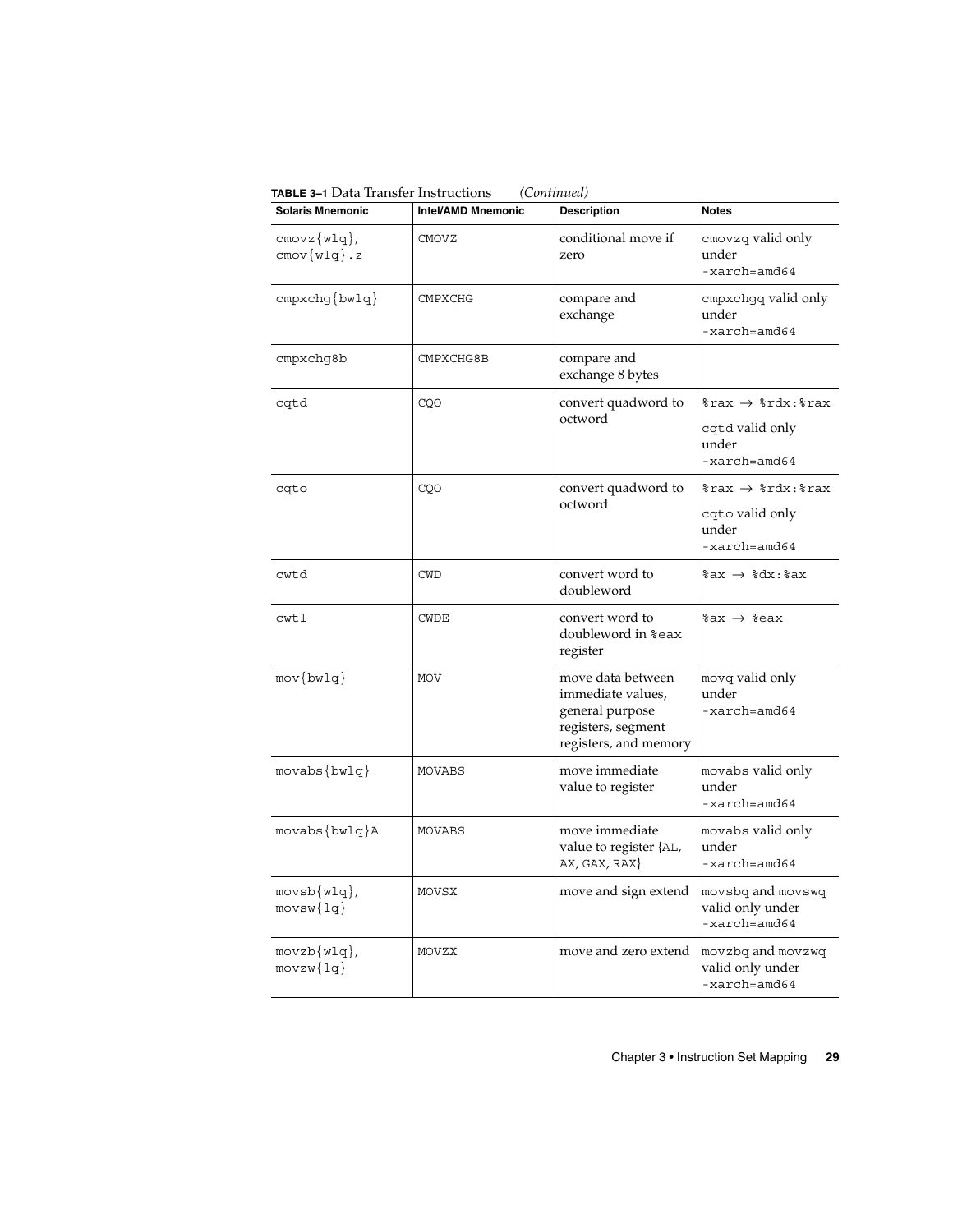**TABLE 3–1** Data Transfer Instructions *(Continued)*

| Solaris Mnemonic | Intel/AMD Mnemonic | Description | Notes |
|---|---|---|---|
| cmovz{wlq}, cmov{wlq}.z | CMOVZ | conditional move if zero | cmovzq valid only under -xarch=amd64 |
| cmpxchg{bwlq} | CMPXCHG | compare and exchange | cmpxchgq valid only under -xarch=amd64 |
| cmpxchg8b | CMPXCHG8B | compare and exchange 8 bytes | |
| cqtd | CQO | convert quadword to octword | %rax → %rdx:%rax<br>cqtd valid only under -xarch=amd64 |
| cqto | CQO | convert quadword to octword | %rax → %rdx:%rax<br>cqto valid only under -xarch=amd64 |
| cwtd | CWD | convert word to doubleword | %ax → %dx:%ax |
| cwtl | CWDE | convert word to doubleword in %eax register | %ax → %eax |
| mov{bwlq} | MOV | move data between immediate values, general purpose registers, segment registers, and memory | movq valid only under -xarch=amd64 |
| movabs{bwlq} | MOVABS | move immediate value to register | movabs valid only under -xarch=amd64 |
| movabs{bwlq}A | MOVABS | move immediate value to register {AL, AX, GAX, RAX} | movabs valid only under -xarch=amd64 |
| movsb{wlq}, movsw{lq} | MOVSX | move and sign extend | movsbq and movswq valid only under -xarch=amd64 |
| movzb{wlq}, movzw{lq} | MOVZX | move and zero extend | movzbq and movzwq valid only under -xarch=amd64 |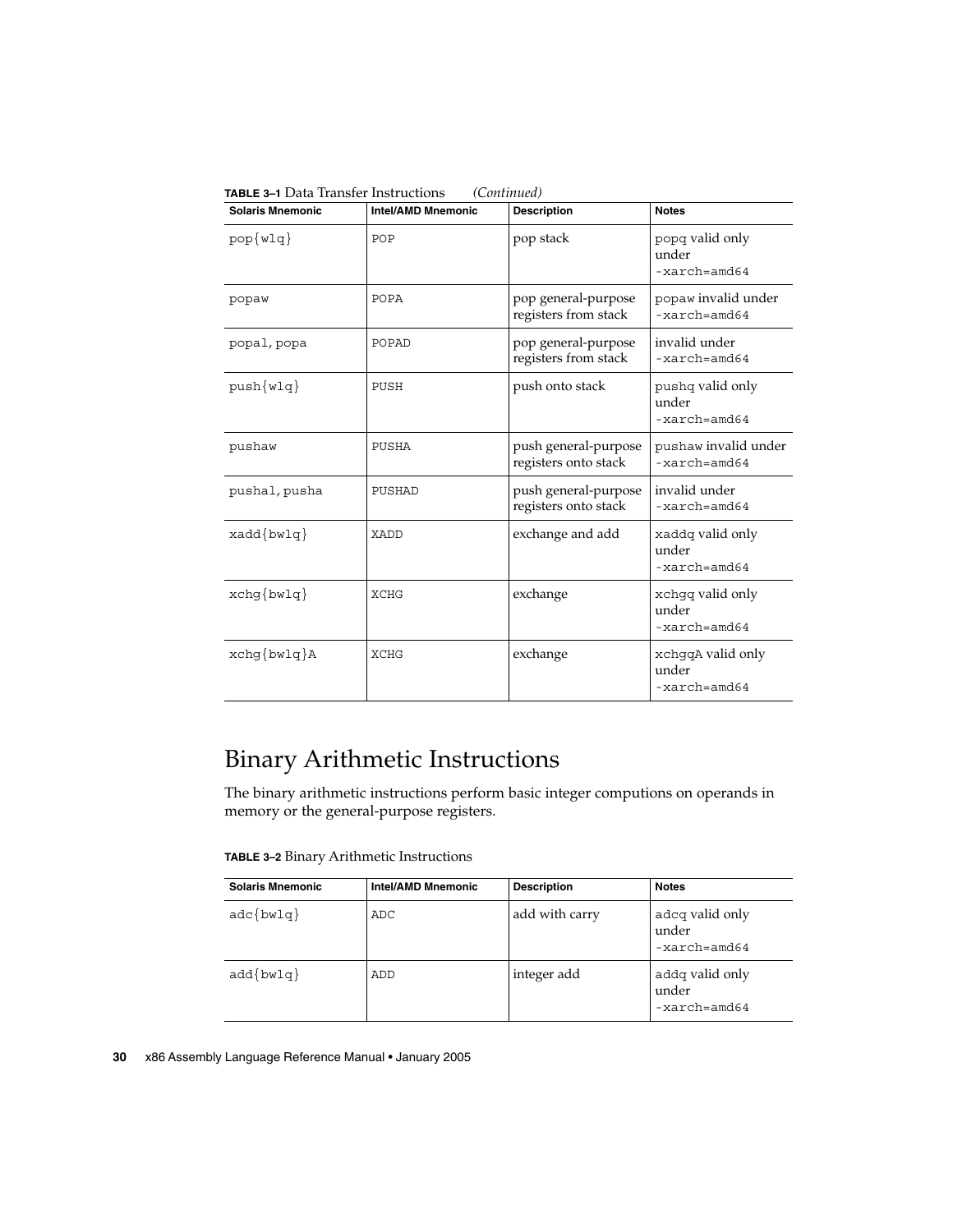**TABLE 3–1** Data Transfer Instructions *(Continued)*

| Solaris Mnemonic | Intel/AMD Mnemonic | Description | Notes |
|---|---|---|---|
| pop{wlq} | POP | pop stack | popq valid only under -xarch=amd64 |
| popaw | POPA | pop general-purpose registers from stack | popaw invalid under -xarch=amd64 |
| popal, popa | POPAD | pop general-purpose registers from stack | invalid under -xarch=amd64 |
| push{wlq} | PUSH | push onto stack | pushq valid only under -xarch=amd64 |
| pushaw | PUSHA | push general-purpose registers onto stack | pushaw invalid under -xarch=amd64 |
| pushal, pusha | PUSHAD | push general-purpose registers onto stack | invalid under -xarch=amd64 |
| xadd{bwlq} | XADD | exchange and add | xaddq valid only under -xarch=amd64 |
| xchg{bwlq} | XCHG | exchange | xchgq valid only under -xarch=amd64 |
| xchg{bwlq}A | XCHG | exchange | xchgqA valid only under -xarch=amd64 |

## Binary Arithmetic Instructions

The binary arithmetic instructions perform basic integer computions on operands in memory or the general-purpose registers.

**TABLE 3–2** Binary Arithmetic Instructions

| Solaris Mnemonic | Intel/AMD Mnemonic | Description | Notes |
|---|---|---|---|
| adc{bwlq} | ADC | add with carry | adcq valid only under -xarch=amd64 |
| add{bwlq} | ADD | integer add | addq valid only under -xarch=amd64 |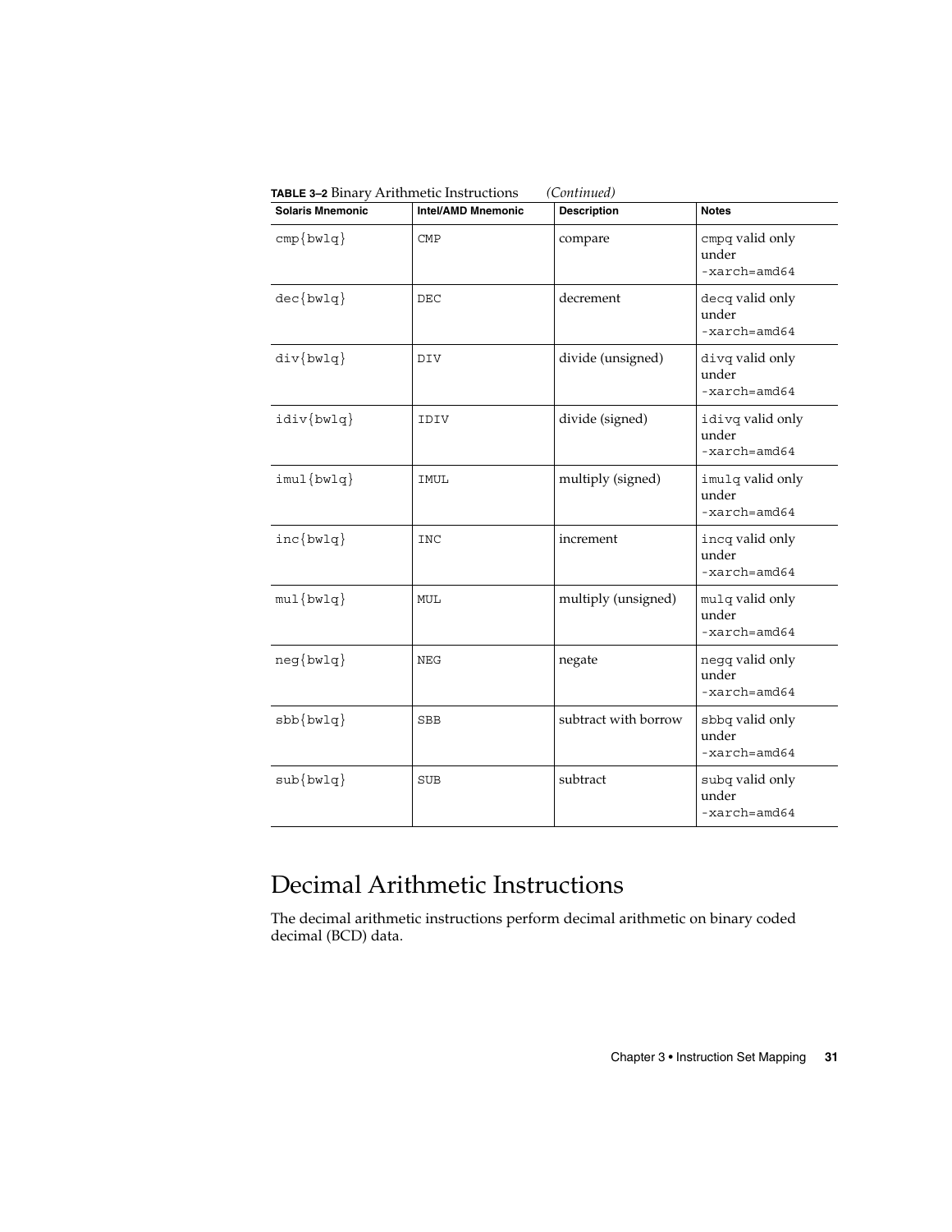**TABLE 3–2** Binary Arithmetic Instructions *(Continued)*

| Solaris Mnemonic | Intel/AMD Mnemonic | Description | Notes |
| --- | --- | --- | --- |
| `cmp{bwlq}` | `CMP` | compare | `cmpq` valid only under `-xarch=amd64` |
| `dec{bwlq}` | `DEC` | decrement | `decq` valid only under `-xarch=amd64` |
| `div{bwlq}` | `DIV` | divide (unsigned) | `divq` valid only under `-xarch=amd64` |
| `idiv{bwlq}` | `IDIV` | divide (signed) | `idivq` valid only under `-xarch=amd64` |
| `imul{bwlq}` | `IMUL` | multiply (signed) | `imulq` valid only under `-xarch=amd64` |
| `inc{bwlq}` | `INC` | increment | `incq` valid only under `-xarch=amd64` |
| `mul{bwlq}` | `MUL` | multiply (unsigned) | `mulq` valid only under `-xarch=amd64` |
| `neg{bwlq}` | `NEG` | negate | `negq` valid only under `-xarch=amd64` |
| `sbb{bwlq}` | `SBB` | subtract with borrow | `sbbq` valid only under `-xarch=amd64` |
| `sub{bwlq}` | `SUB` | subtract | `subq` valid only under `-xarch=amd64` |

## Decimal Arithmetic Instructions

The decimal arithmetic instructions perform decimal arithmetic on binary coded decimal (BCD) data.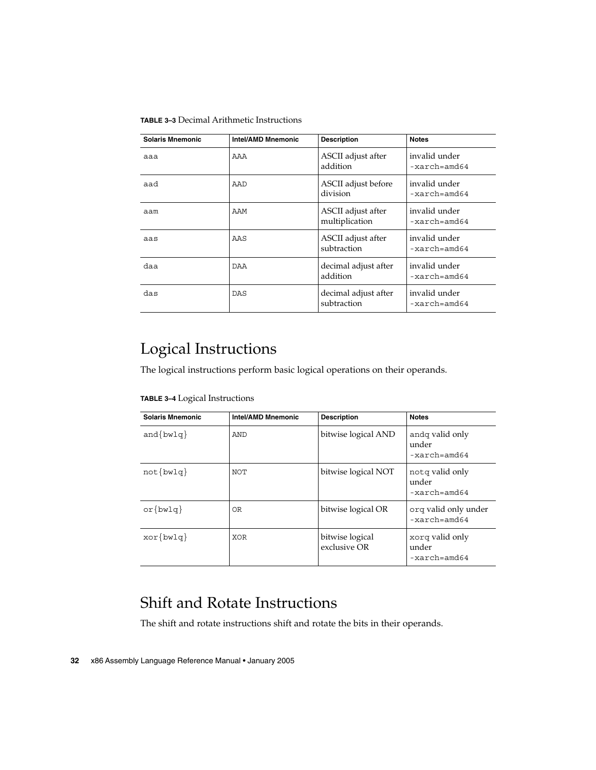**TABLE 3–3** Decimal Arithmetic Instructions

| Solaris Mnemonic | Intel/AMD Mnemonic | Description | Notes |
| --- | --- | --- | --- |
| aaa | AAA | ASCII adjust after addition | invalid under -xarch=amd64 |
| aad | AAD | ASCII adjust before division | invalid under -xarch=amd64 |
| aam | AAM | ASCII adjust after multiplication | invalid under -xarch=amd64 |
| aas | AAS | ASCII adjust after subtraction | invalid under -xarch=amd64 |
| daa | DAA | decimal adjust after addition | invalid under -xarch=amd64 |
| das | DAS | decimal adjust after subtraction | invalid under -xarch=amd64 |

## Logical Instructions

The logical instructions perform basic logical operations on their operands.

**TABLE 3–4** Logical Instructions

| Solaris Mnemonic | Intel/AMD Mnemonic | Description | Notes |
| --- | --- | --- | --- |
| and{bwlq} | AND | bitwise logical AND | andq valid only under -xarch=amd64 |
| not{bwlq} | NOT | bitwise logical NOT | notq valid only under -xarch=amd64 |
| or{bwlq} | OR | bitwise logical OR | orq valid only under -xarch=amd64 |
| xor{bwlq} | XOR | bitwise logical exclusive OR | xorq valid only under -xarch=amd64 |

## Shift and Rotate Instructions

The shift and rotate instructions shift and rotate the bits in their operands.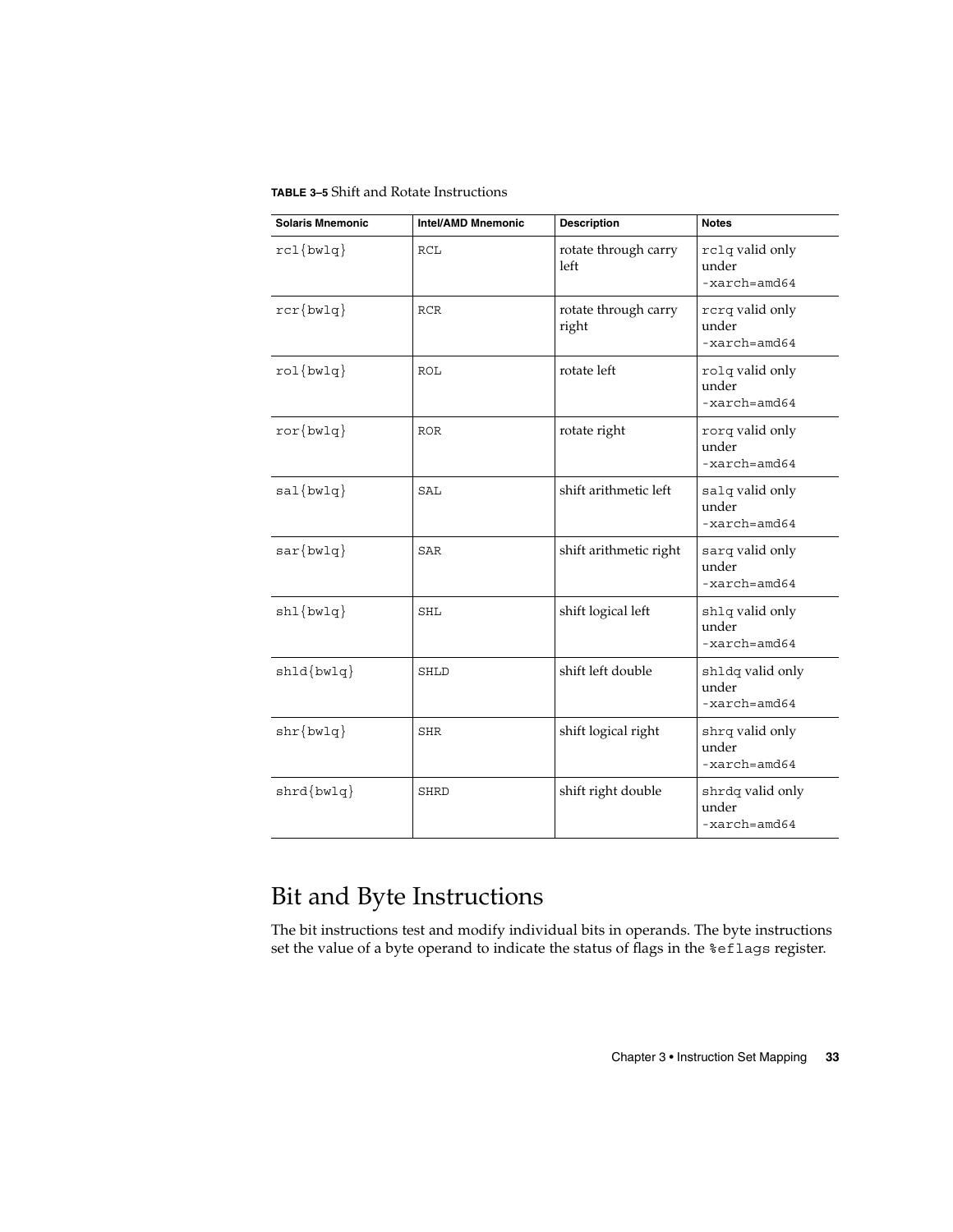**TABLE 3–5** Shift and Rotate Instructions

| Solaris Mnemonic | Intel/AMD Mnemonic | Description | Notes |
| --- | --- | --- | --- |
| rcl{bwlq} | RCL | rotate through carry left | rclq valid only under -xarch=amd64 |
| rcr{bwlq} | RCR | rotate through carry right | rcrq valid only under -xarch=amd64 |
| rol{bwlq} | ROL | rotate left | rolq valid only under -xarch=amd64 |
| ror{bwlq} | ROR | rotate right | rorq valid only under -xarch=amd64 |
| sal{bwlq} | SAL | shift arithmetic left | salq valid only under -xarch=amd64 |
| sar{bwlq} | SAR | shift arithmetic right | sarq valid only under -xarch=amd64 |
| shl{bwlq} | SHL | shift logical left | shlq valid only under -xarch=amd64 |
| shld{bwlq} | SHLD | shift left double | shldq valid only under -xarch=amd64 |
| shr{bwlq} | SHR | shift logical right | shrq valid only under -xarch=amd64 |
| shrd{bwlq} | SHRD | shift right double | shrdq valid only under -xarch=amd64 |

## Bit and Byte Instructions

The bit instructions test and modify individual bits in operands. The byte instructions set the value of a byte operand to indicate the status of flags in the %eflags register.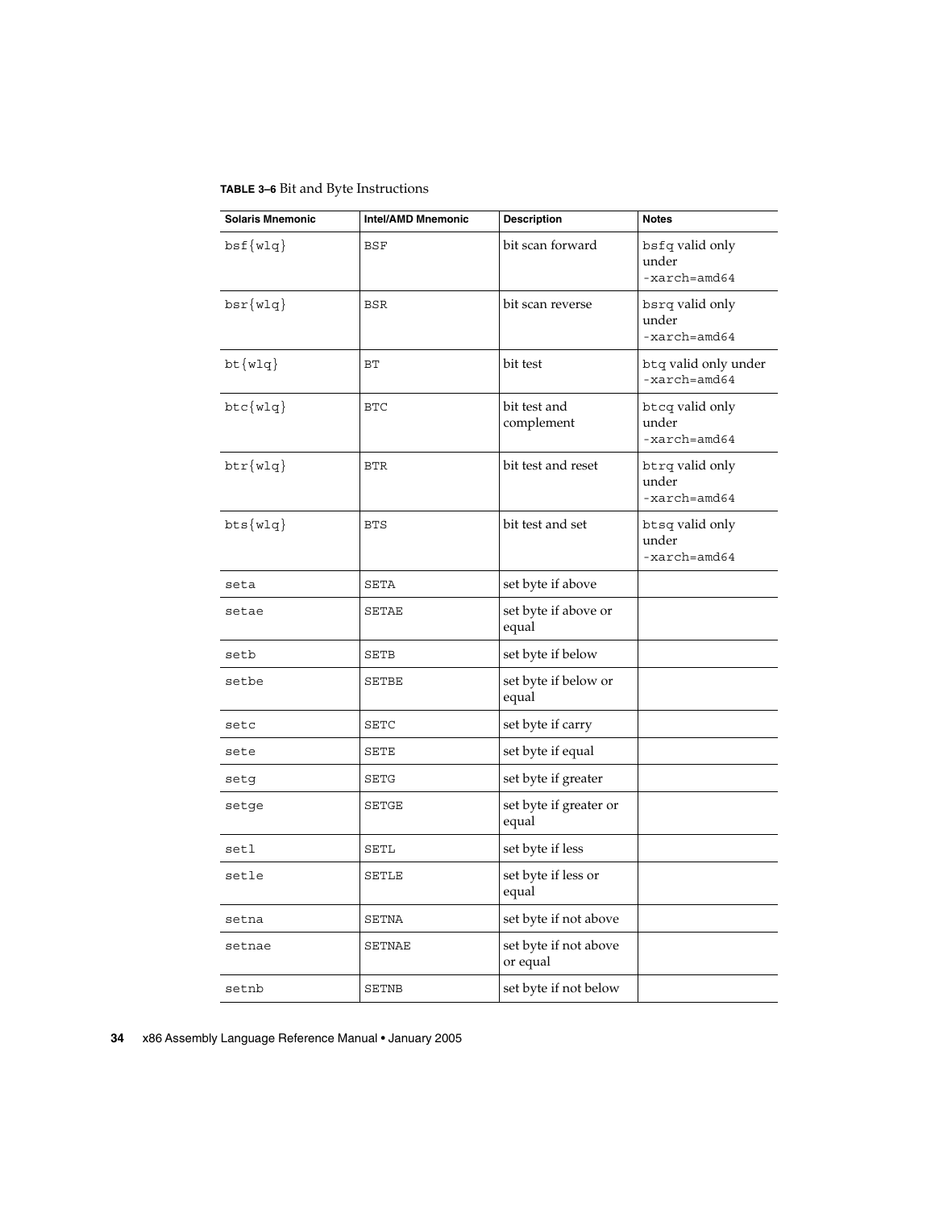**TABLE 3–6** Bit and Byte Instructions

| Solaris Mnemonic | Intel/AMD Mnemonic | Description | Notes |
| --- | --- | --- | --- |
| bsf{wlq} | BSF | bit scan forward | bsfq valid only under -xarch=amd64 |
| bsr{wlq} | BSR | bit scan reverse | bsrq valid only under -xarch=amd64 |
| bt{wlq} | BT | bit test | btq valid only under -xarch=amd64 |
| btc{wlq} | BTC | bit test and complement | btcq valid only under -xarch=amd64 |
| btr{wlq} | BTR | bit test and reset | btrq valid only under -xarch=amd64 |
| bts{wlq} | BTS | bit test and set | btsq valid only under -xarch=amd64 |
| seta | SETA | set byte if above | |
| setae | SETAE | set byte if above or equal | |
| setb | SETB | set byte if below | |
| setbe | SETBE | set byte if below or equal | |
| setc | SETC | set byte if carry | |
| sete | SETE | set byte if equal | |
| setg | SETG | set byte if greater | |
| setge | SETGE | set byte if greater or equal | |
| setl | SETL | set byte if less | |
| setle | SETLE | set byte if less or equal | |
| setna | SETNA | set byte if not above | |
| setnae | SETNAE | set byte if not above or equal | |
| setnb | SETNB | set byte if not below | |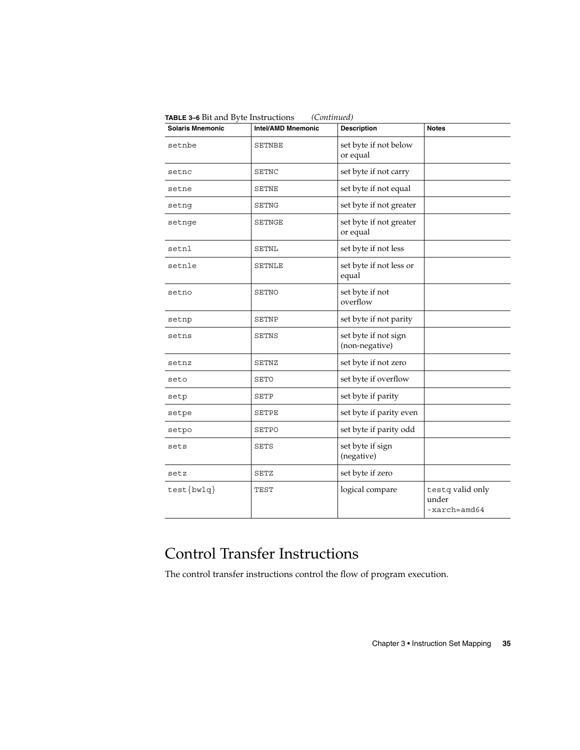**TABLE 3–6** Bit and Byte Instructions *(Continued)*

| Solaris Mnemonic | Intel/AMD Mnemonic | Description | Notes |
|---|---|---|---|
| setnbe | SETNBE | set byte if not below or equal | |
| setnc | SETNC | set byte if not carry | |
| setne | SETNE | set byte if not equal | |
| setng | SETNG | set byte if not greater | |
| setnge | SETNGE | set byte if not greater or equal | |
| setnl | SETNL | set byte if not less | |
| setnle | SETNLE | set byte if not less or equal | |
| setno | SETNO | set byte if not overflow | |
| setnp | SETNP | set byte if not parity | |
| setns | SETNS | set byte if not sign (non-negative) | |
| setnz | SETNZ | set byte if not zero | |
| seto | SETO | set byte if overflow | |
| setp | SETP | set byte if parity | |
| setpe | SETPE | set byte if parity even | |
| setpo | SETPO | set byte if parity odd | |
| sets | SETS | set byte if sign (negative) | |
| setz | SETZ | set byte if zero | |
| test{bwlq} | TEST | logical compare | testq valid only under -xarch=amd64 |

# Control Transfer Instructions

The control transfer instructions control the flow of program execution.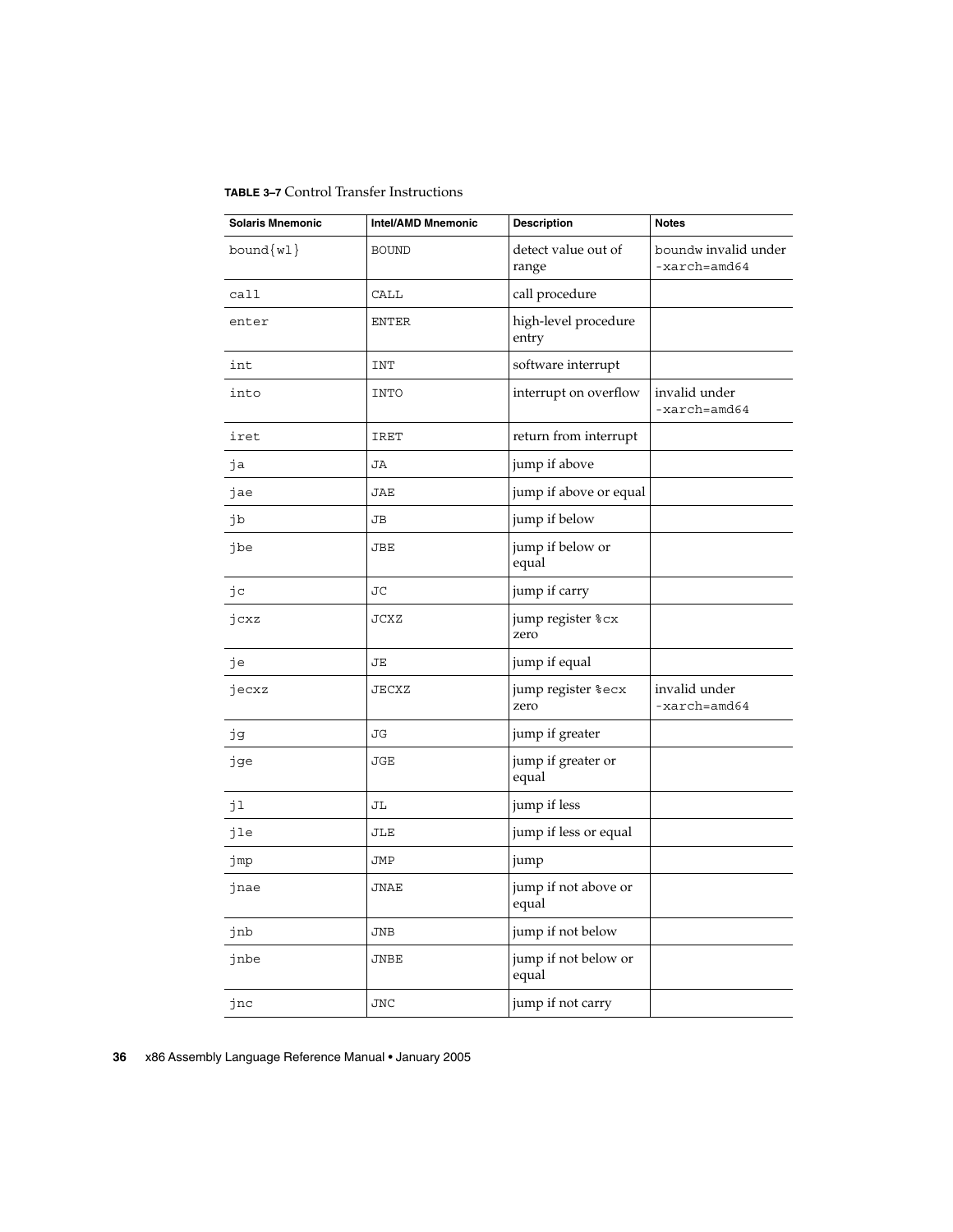**TABLE 3–7** Control Transfer Instructions

| Solaris Mnemonic | Intel/AMD Mnemonic | Description | Notes |
| --- | --- | --- | --- |
| bound{wl} | BOUND | detect value out of range | boundw invalid under -xarch=amd64 |
| call | CALL | call procedure | |
| enter | ENTER | high-level procedure entry | |
| int | INT | software interrupt | |
| into | INTO | interrupt on overflow | invalid under -xarch=amd64 |
| iret | IRET | return from interrupt | |
| ja | JA | jump if above | |
| jae | JAE | jump if above or equal | |
| jb | JB | jump if below | |
| jbe | JBE | jump if below or equal | |
| jc | JC | jump if carry | |
| jcxz | JCXZ | jump register %cx zero | |
| je | JE | jump if equal | |
| jecxz | JECXZ | jump register %ecx zero | invalid under -xarch=amd64 |
| jg | JG | jump if greater | |
| jge | JGE | jump if greater or equal | |
| jl | JL | jump if less | |
| jle | JLE | jump if less or equal | |
| jmp | JMP | jump | |
| jnae | JNAE | jump if not above or equal | |
| jnb | JNB | jump if not below | |
| jnbe | JNBE | jump if not below or equal | |
| jnc | JNC | jump if not carry | |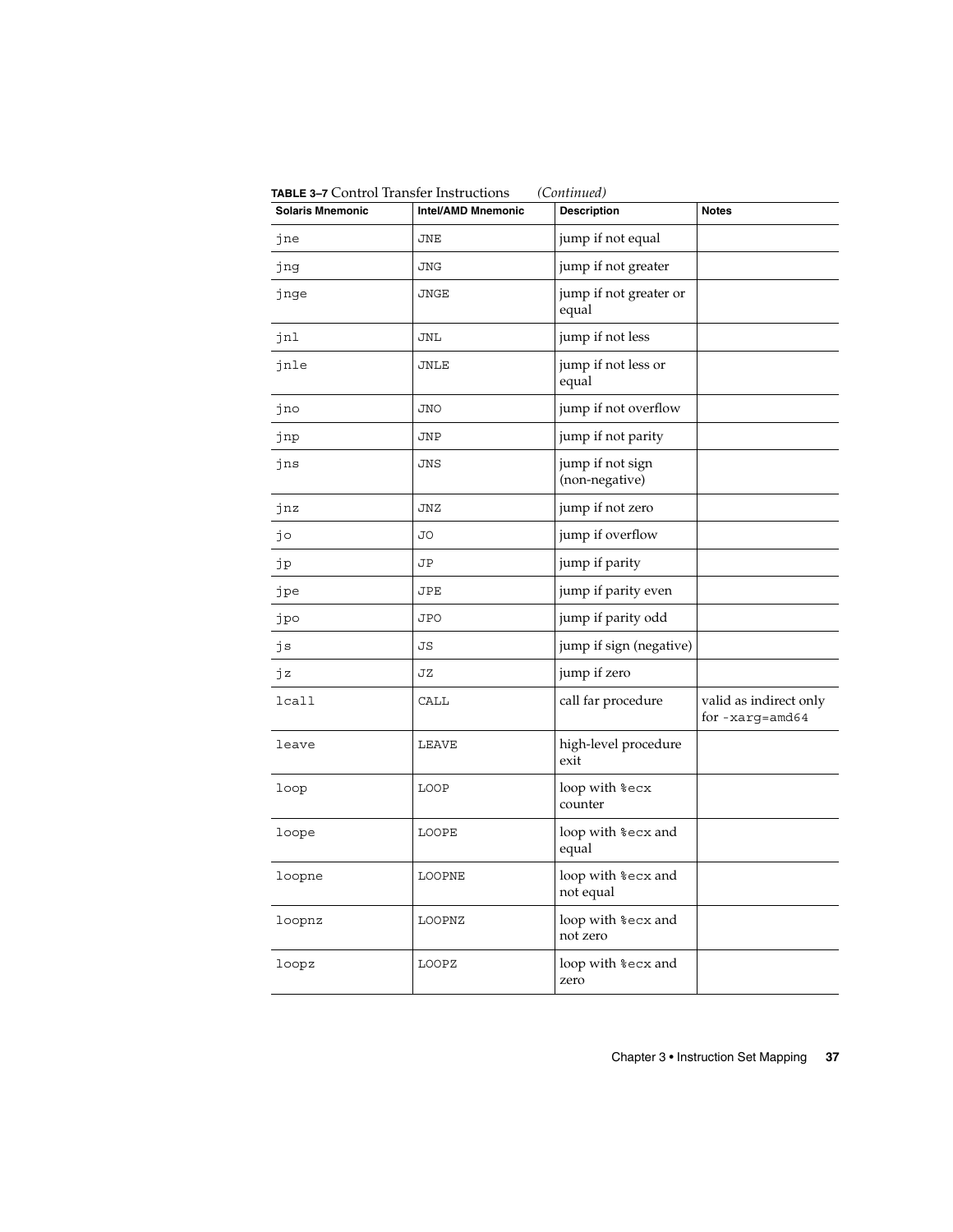**TABLE 3–7** Control Transfer Instructions *(Continued)*

| Solaris Mnemonic | Intel/AMD Mnemonic | Description | Notes |
|---|---|---|---|
| jne | JNE | jump if not equal | |
| jng | JNG | jump if not greater | |
| jnge | JNGE | jump if not greater or equal | |
| jnl | JNL | jump if not less | |
| jnle | JNLE | jump if not less or equal | |
| jno | JNO | jump if not overflow | |
| jnp | JNP | jump if not parity | |
| jns | JNS | jump if not sign (non-negative) | |
| jnz | JNZ | jump if not zero | |
| jo | JO | jump if overflow | |
| jp | JP | jump if parity | |
| jpe | JPE | jump if parity even | |
| jpo | JPO | jump if parity odd | |
| js | JS | jump if sign (negative) | |
| jz | JZ | jump if zero | |
| lcall | CALL | call far procedure | valid as indirect only for -xarg=amd64 |
| leave | LEAVE | high-level procedure exit | |
| loop | LOOP | loop with %ecx counter | |
| loope | LOOPE | loop with %ecx and equal | |
| loopne | LOOPNE | loop with %ecx and not equal | |
| loopnz | LOOPNZ | loop with %ecx and not zero | |
| loopz | LOOPZ | loop with %ecx and zero | |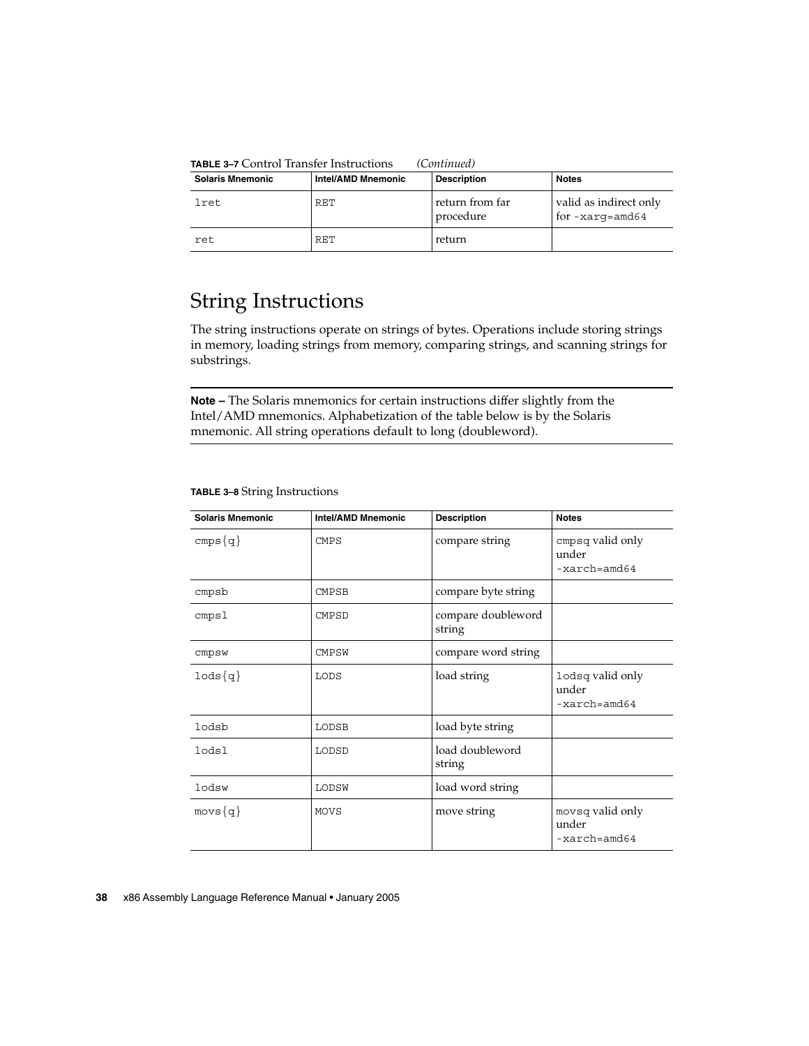**TABLE 3–7** Control Transfer Instructions *(Continued)*

| Solaris Mnemonic | Intel/AMD Mnemonic | Description | Notes |
|---|---|---|---|
| lret | RET | return from far procedure | valid as indirect only for -xarg=amd64 |
| ret | RET | return | |

## String Instructions

The string instructions operate on strings of bytes. Operations include storing strings in memory, loading strings from memory, comparing strings, and scanning strings for substrings.

---

**Note –** The Solaris mnemonics for certain instructions differ slightly from the Intel/AMD mnemonics. Alphabetization of the table below is by the Solaris mnemonic. All string operations default to long (doubleword).

---

**TABLE 3–8** String Instructions

| Solaris Mnemonic | Intel/AMD Mnemonic | Description | Notes |
|---|---|---|---|
| cmps{q} | CMPS | compare string | cmpsq valid only under -xarch=amd64 |
| cmpsb | CMPSB | compare byte string | |
| cmpsl | CMPSD | compare doubleword string | |
| cmpsw | CMPSW | compare word string | |
| lods{q} | LODS | load string | lodsq valid only under -xarch=amd64 |
| lodsb | LODSB | load byte string | |
| lodsl | LODSD | load doubleword string | |
| lodsw | LODSW | load word string | |
| movs{q} | MOVS | move string | movsq valid only under -xarch=amd64 |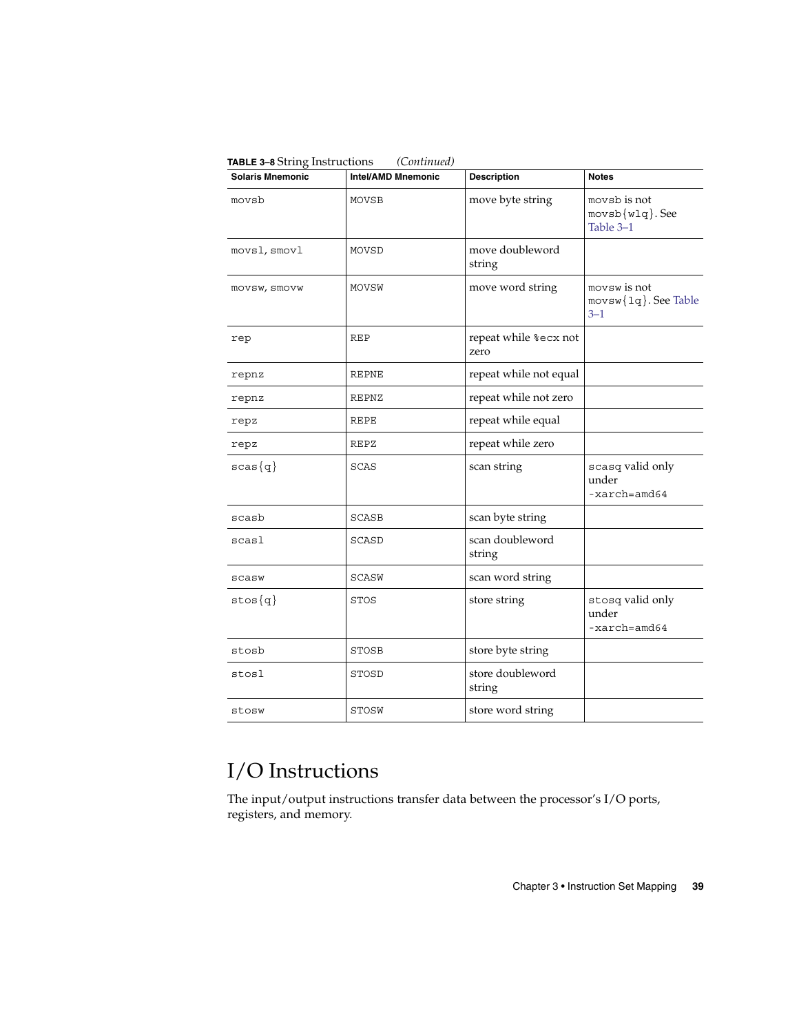**TABLE 3–8** String Instructions *(Continued)*

| Solaris Mnemonic | Intel/AMD Mnemonic | Description | Notes |
|---|---|---|---|
| movsb | MOVSB | move byte string | movsb is not movsb{wlq}. See Table 3–1 |
| movsl, smovl | MOVSD | move doubleword string | |
| movsw, smovw | MOVSW | move word string | movsw is not movsw{lq}. See Table 3–1 |
| rep | REP | repeat while %ecx not zero | |
| repnz | REPNE | repeat while not equal | |
| repnz | REPNZ | repeat while not zero | |
| repz | REPE | repeat while equal | |
| repz | REPZ | repeat while zero | |
| scas{q} | SCAS | scan string | scasq valid only under -xarch=amd64 |
| scasb | SCASB | scan byte string | |
| scasl | SCASD | scan doubleword string | |
| scasw | SCASW | scan word string | |
| stos{q} | STOS | store string | stosq valid only under -xarch=amd64 |
| stosb | STOSB | store byte string | |
| stosl | STOSD | store doubleword string | |
| stosw | STOSW | store word string | |

# I/O Instructions

The input/output instructions transfer data between the processor's I/O ports, registers, and memory.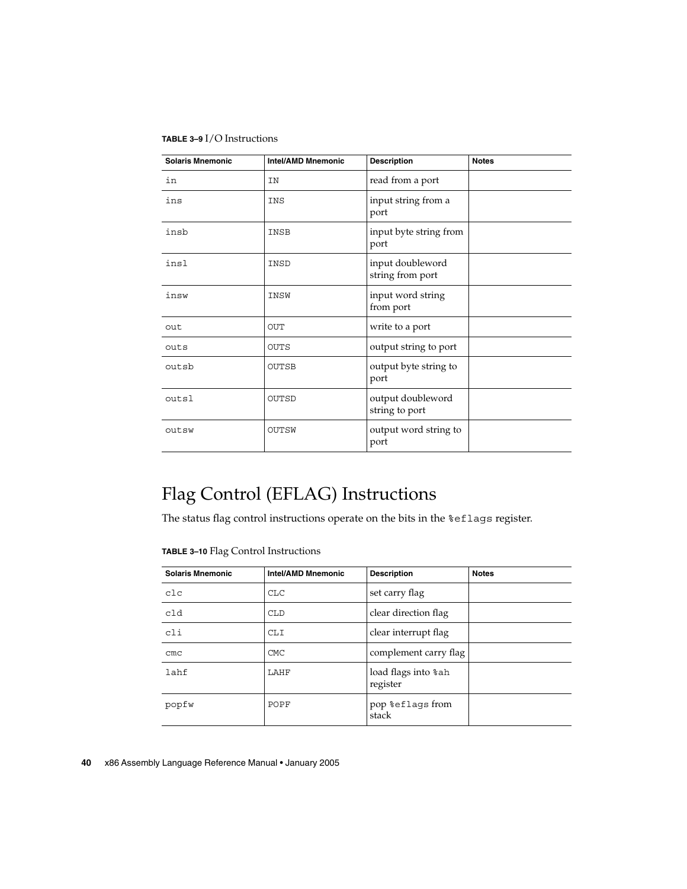**TABLE 3–9** I/O Instructions

| Solaris Mnemonic | Intel/AMD Mnemonic | Description | Notes |
| --- | --- | --- | --- |
| in | IN | read from a port | |
| ins | INS | input string from a port | |
| insb | INSB | input byte string from port | |
| insl | INSD | input doubleword string from port | |
| insw | INSW | input word string from port | |
| out | OUT | write to a port | |
| outs | OUTS | output string to port | |
| outsb | OUTSB | output byte string to port | |
| outsl | OUTSD | output doubleword string to port | |
| outsw | OUTSW | output word string to port | |

# Flag Control (EFLAG) Instructions

The status flag control instructions operate on the bits in the `%eflags` register.

**TABLE 3–10** Flag Control Instructions

| Solaris Mnemonic | Intel/AMD Mnemonic | Description | Notes |
| --- | --- | --- | --- |
| clc | CLC | set carry flag | |
| cld | CLD | clear direction flag | |
| cli | CLI | clear interrupt flag | |
| cmc | CMC | complement carry flag | |
| lahf | LAHF | load flags into `%ah` register | |
| popfw | POPF | pop `%eflags` from stack | |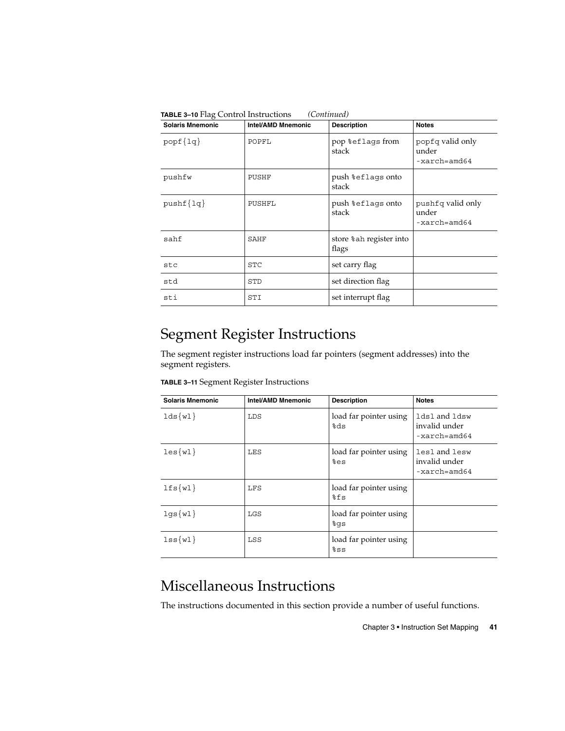**TABLE 3–10** Flag Control Instructions *(Continued)*

| Solaris Mnemonic | Intel/AMD Mnemonic | Description | Notes |
| --- | --- | --- | --- |
| `popf{lq}` | `POPFL` | pop `%eflags` from stack | `popfq` valid only under `-xarch=amd64` |
| `pushfw` | `PUSHF` | push `%eflags` onto stack | |
| `pushf{lq}` | `PUSHFL` | push `%eflags` onto stack | `pushfq` valid only under `-xarch=amd64` |
| `sahf` | `SAHF` | store `%ah` register into flags | |
| `stc` | `STC` | set carry flag | |
| `std` | `STD` | set direction flag | |
| `sti` | `STI` | set interrupt flag | |

## Segment Register Instructions

The segment register instructions load far pointers (segment addresses) into the segment registers.

**TABLE 3–11** Segment Register Instructions

| Solaris Mnemonic | Intel/AMD Mnemonic | Description | Notes |
| --- | --- | --- | --- |
| `lds{wl}` | `LDS` | load far pointer using `%ds` | `ldsl` and `ldsw` invalid under `-xarch=amd64` |
| `les{wl}` | `LES` | load far pointer using `%es` | `lesl` and `lesw` invalid under `-xarch=amd64` |
| `lfs{wl}` | `LFS` | load far pointer using `%fs` | |
| `lgs{wl}` | `LGS` | load far pointer using `%gs` | |
| `lss{wl}` | `LSS` | load far pointer using `%ss` | |

## Miscellaneous Instructions

The instructions documented in this section provide a number of useful functions.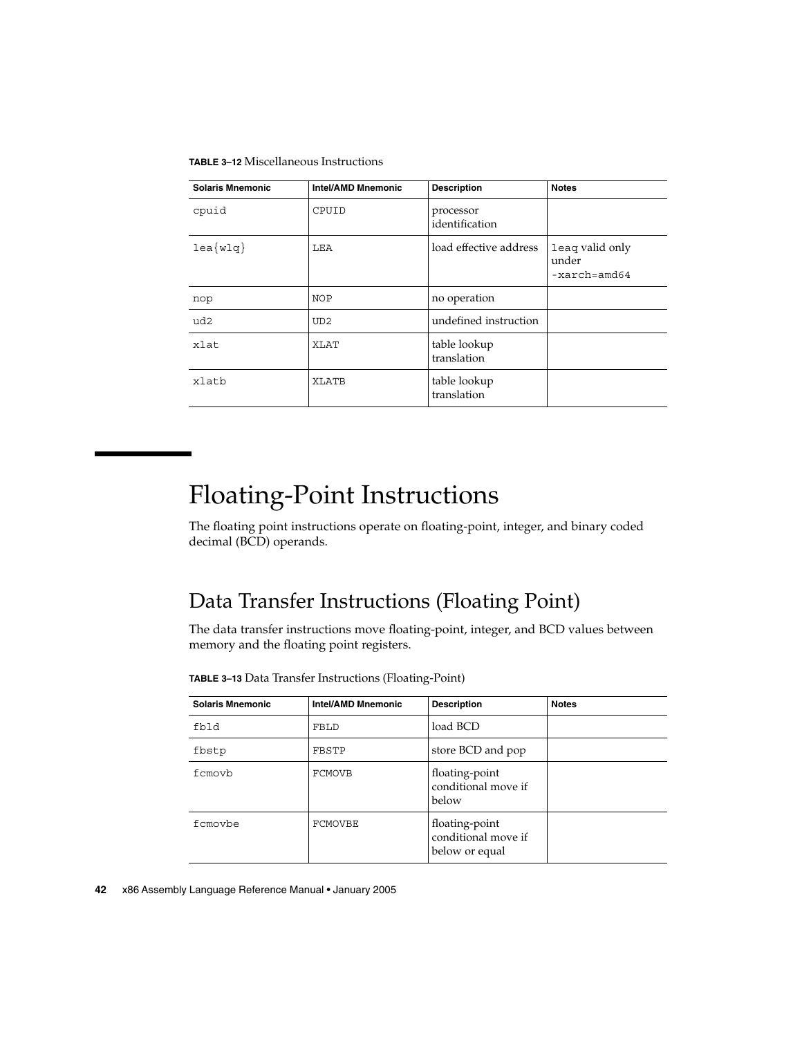**TABLE 3–12** Miscellaneous Instructions

| Solaris Mnemonic | Intel/AMD Mnemonic | Description | Notes |
| --- | --- | --- | --- |
| cpuid | CPUID | processor identification | |
| lea{wlq} | LEA | load effective address | leaq valid only under -xarch=amd64 |
| nop | NOP | no operation | |
| ud2 | UD2 | undefined instruction | |
| xlat | XLAT | table lookup translation | |
| xlatb | XLATB | table lookup translation | |

# Floating-Point Instructions

The floating point instructions operate on floating-point, integer, and binary coded decimal (BCD) operands.

## Data Transfer Instructions (Floating Point)

The data transfer instructions move floating-point, integer, and BCD values between memory and the floating point registers.

**TABLE 3–13** Data Transfer Instructions (Floating-Point)

| Solaris Mnemonic | Intel/AMD Mnemonic | Description | Notes |
| --- | --- | --- | --- |
| fbld | FBLD | load BCD | |
| fbstp | FBSTP | store BCD and pop | |
| fcmovb | FCMOVB | floating-point conditional move if below | |
| fcmovbe | FCMOVBE | floating-point conditional move if below or equal | |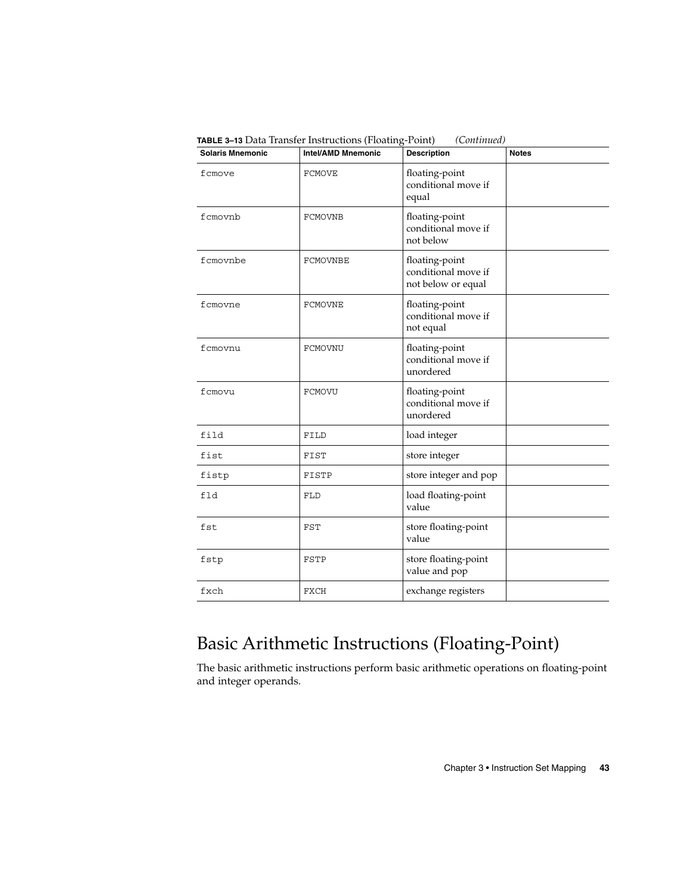**TABLE 3–13** Data Transfer Instructions (Floating-Point) *(Continued)*

| Solaris Mnemonic | Intel/AMD Mnemonic | Description | Notes |
|---|---|---|---|
| fcmove | FCMOVE | floating-point conditional move if equal | |
| fcmovnb | FCMOVNB | floating-point conditional move if not below | |
| fcmovnbe | FCMOVNBE | floating-point conditional move if not below or equal | |
| fcmovne | FCMOVNE | floating-point conditional move if not equal | |
| fcmovnu | FCMOVNU | floating-point conditional move if unordered | |
| fcmovu | FCMOVU | floating-point conditional move if unordered | |
| fild | FILD | load integer | |
| fist | FIST | store integer | |
| fistp | FISTP | store integer and pop | |
| fld | FLD | load floating-point value | |
| fst | FST | store floating-point value | |
| fstp | FSTP | store floating-point value and pop | |
| fxch | FXCH | exchange registers | |

## Basic Arithmetic Instructions (Floating-Point)

The basic arithmetic instructions perform basic arithmetic operations on floating-point and integer operands.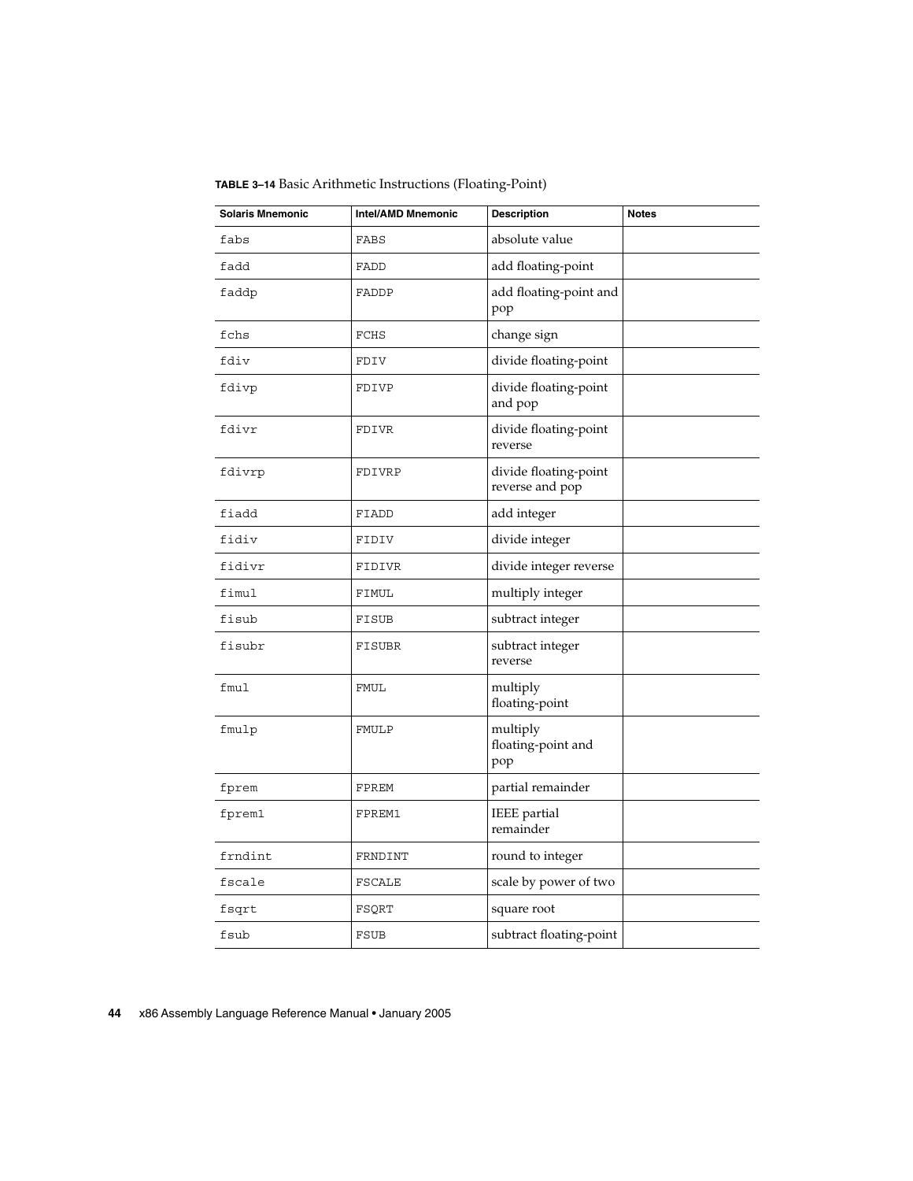**TABLE 3–14** Basic Arithmetic Instructions (Floating-Point)

| Solaris Mnemonic | Intel/AMD Mnemonic | Description | Notes |
|---|---|---|---|
| fabs | FABS | absolute value | |
| fadd | FADD | add floating-point | |
| faddp | FADDP | add floating-point and pop | |
| fchs | FCHS | change sign | |
| fdiv | FDIV | divide floating-point | |
| fdivp | FDIVP | divide floating-point and pop | |
| fdivr | FDIVR | divide floating-point reverse | |
| fdivrp | FDIVRP | divide floating-point reverse and pop | |
| fiadd | FIADD | add integer | |
| fidiv | FIDIV | divide integer | |
| fidivr | FIDIVR | divide integer reverse | |
| fimul | FIMUL | multiply integer | |
| fisub | FISUB | subtract integer | |
| fisubr | FISUBR | subtract integer reverse | |
| fmul | FMUL | multiply floating-point | |
| fmulp | FMULP | multiply floating-point and pop | |
| fprem | FPREM | partial remainder | |
| fprem1 | FPREM1 | IEEE partial remainder | |
| frndint | FRNDINT | round to integer | |
| fscale | FSCALE | scale by power of two | |
| fsqrt | FSQRT | square root | |
| fsub | FSUB | subtract floating-point | |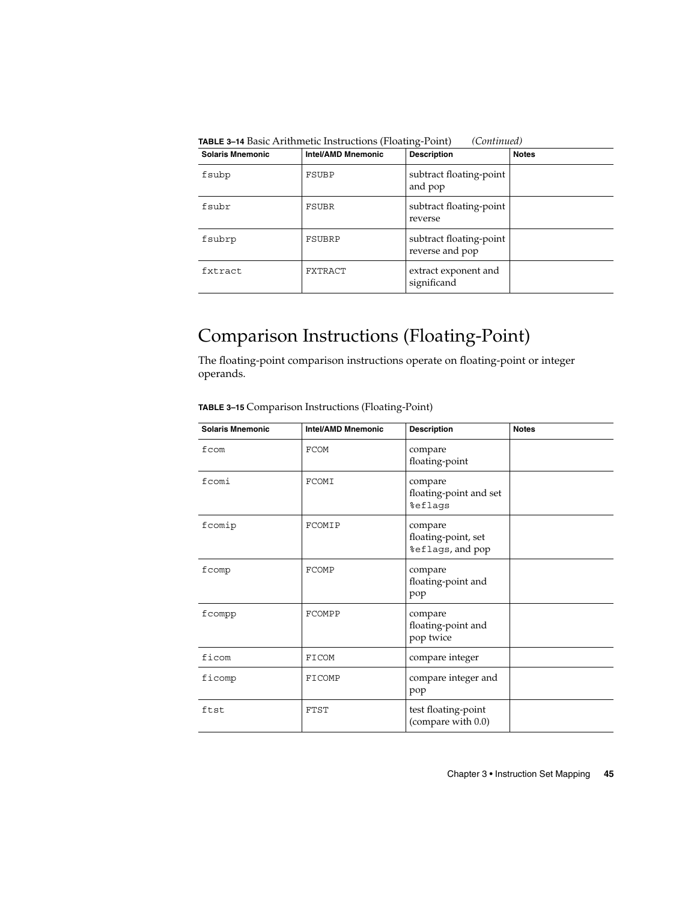**TABLE 3–14** Basic Arithmetic Instructions (Floating-Point) *(Continued)*

| Solaris Mnemonic | Intel/AMD Mnemonic | Description | Notes |
| --- | --- | --- | --- |
| `fsubp` | `FSUBP` | subtract floating-point and pop | |
| `fsubr` | `FSUBR` | subtract floating-point reverse | |
| `fsubrp` | `FSUBRP` | subtract floating-point reverse and pop | |
| `fxtract` | `FXTRACT` | extract exponent and significand | |

## Comparison Instructions (Floating-Point)

The floating-point comparison instructions operate on floating-point or integer operands.

**TABLE 3–15** Comparison Instructions (Floating-Point)

| Solaris Mnemonic | Intel/AMD Mnemonic | Description | Notes |
| --- | --- | --- | --- |
| `fcom` | `FCOM` | compare floating-point | |
| `fcomi` | `FCOMI` | compare floating-point and set `%eflags` | |
| `fcomip` | `FCOMIP` | compare floating-point, set `%eflags`, and pop | |
| `fcomp` | `FCOMP` | compare floating-point and pop | |
| `fcompp` | `FCOMPP` | compare floating-point and pop twice | |
| `ficom` | `FICOM` | compare integer | |
| `ficomp` | `FICOMP` | compare integer and pop | |
| `ftst` | `FTST` | test floating-point (compare with 0.0) | |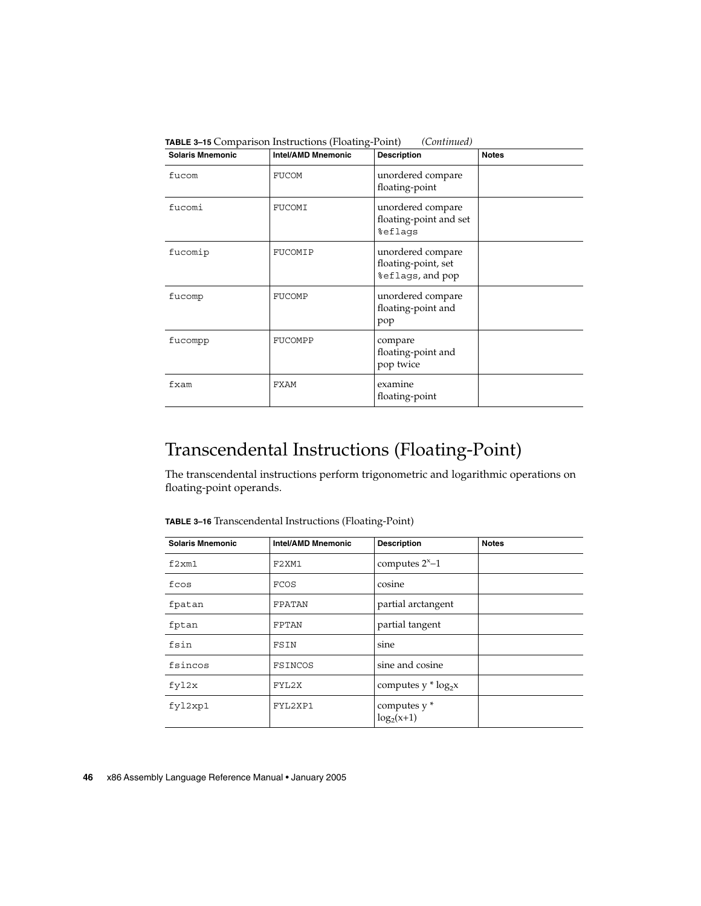**TABLE 3–15** Comparison Instructions (Floating-Point) *(Continued)*

| Solaris Mnemonic | Intel/AMD Mnemonic | Description | Notes |
| --- | --- | --- | --- |
| fucom | FUCOM | unordered compare floating-point | |
| fucomi | FUCOMI | unordered compare floating-point and set %eflags | |
| fucomip | FUCOMIP | unordered compare floating-point, set %eflags, and pop | |
| fucomp | FUCOMP | unordered compare floating-point and pop | |
| fucompp | FUCOMPP | compare floating-point and pop twice | |
| fxam | FXAM | examine floating-point | |

## Transcendental Instructions (Floating-Point)

The transcendental instructions perform trigonometric and logarithmic operations on floating-point operands.

**TABLE 3–16** Transcendental Instructions (Floating-Point)

| Solaris Mnemonic | Intel/AMD Mnemonic | Description | Notes |
| --- | --- | --- | --- |
| f2xm1 | F2XM1 | computes $2^x-1$ | |
| fcos | FCOS | cosine | |
| fpatan | FPATAN | partial arctangent | |
| fptan | FPTAN | partial tangent | |
| fsin | FSIN | sine | |
| fsincos | FSINCOS | sine and cosine | |
| fyl2x | FYL2X | computes $y * \log_2 x$ | |
| fyl2xp1 | FYL2XP1 | computes $y * \log_2(x+1)$ | |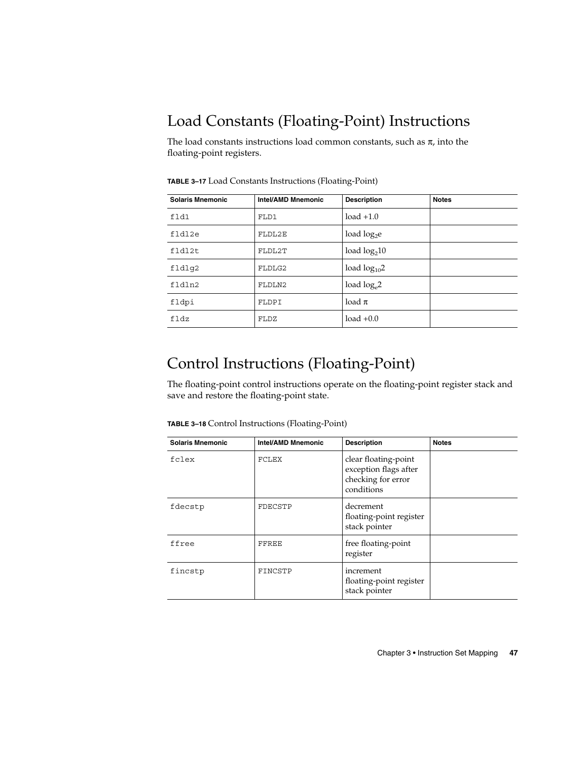## Load Constants (Floating-Point) Instructions

The load constants instructions load common constants, such as π, into the floating-point registers.

**TABLE 3–17** Load Constants Instructions (Floating-Point)

| Solaris Mnemonic | Intel/AMD Mnemonic | Description | Notes |
|---|---|---|---|
| fld1 | FLD1 | load +1.0 | |
| fldl2e | FLDL2E | load $\log_2 e$ | |
| fldl2t | FLDL2T | load $\log_2 10$ | |
| fldlg2 | FLDLG2 | load $\log_{10} 2$ | |
| fldln2 | FLDLN2 | load $\log_e 2$ | |
| fldpi | FLDPI | load π | |
| fldz | FLDZ | load +0.0 | |

## Control Instructions (Floating-Point)

The floating-point control instructions operate on the floating-point register stack and save and restore the floating-point state.

**TABLE 3–18** Control Instructions (Floating-Point)

| Solaris Mnemonic | Intel/AMD Mnemonic | Description | Notes |
|---|---|---|---|
| fclex | FCLEX | clear floating-point exception flags after checking for error conditions | |
| fdecstp | FDECSTP | decrement floating-point register stack pointer | |
| ffree | FFREE | free floating-point register | |
| fincstp | FINCSTP | increment floating-point register stack pointer | |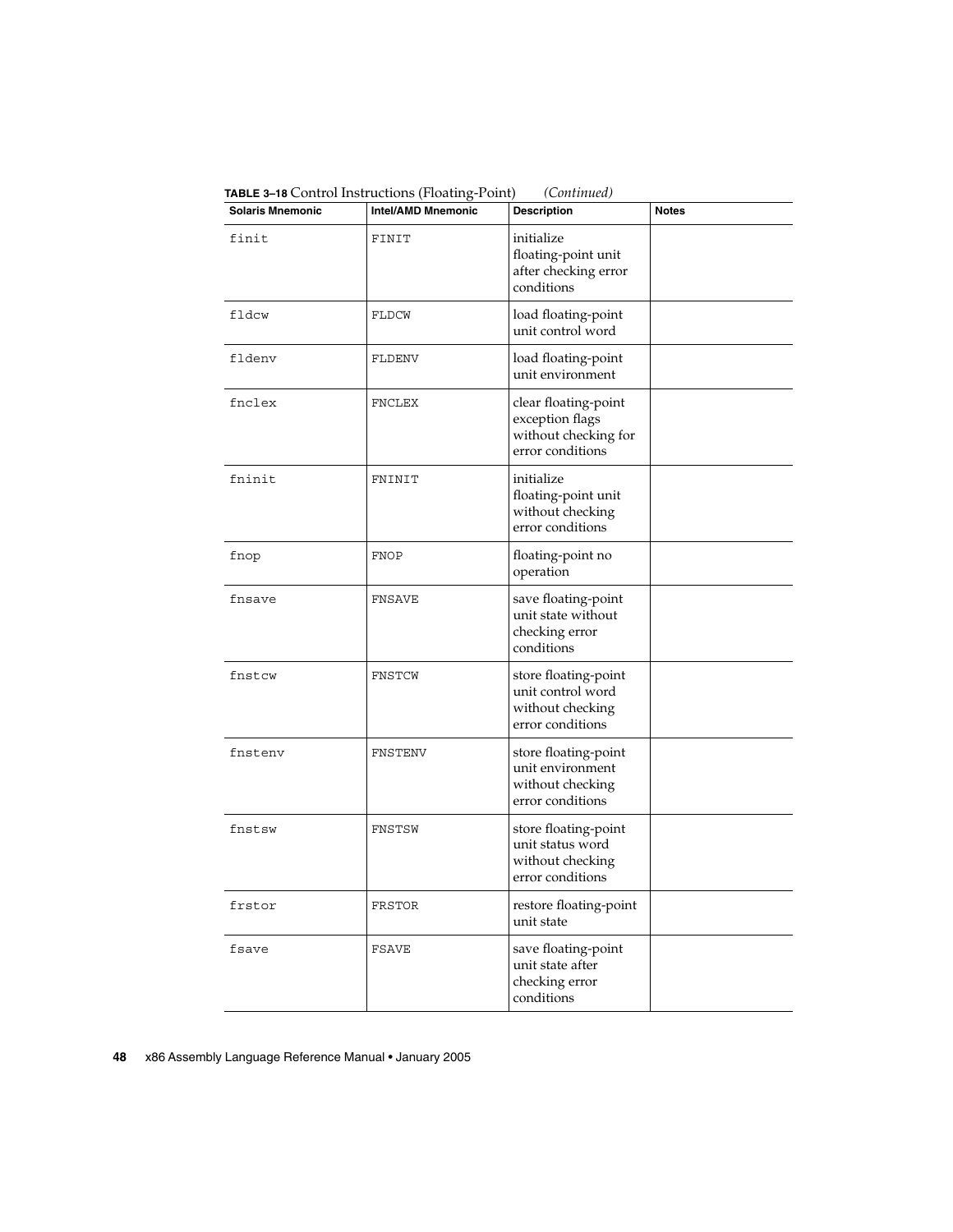**TABLE 3–18** Control Instructions (Floating-Point) *(Continued)*

| Solaris Mnemonic | Intel/AMD Mnemonic | Description | Notes |
|---|---|---|---|
| finit | FINIT | initialize floating-point unit after checking error conditions | |
| fldcw | FLDCW | load floating-point unit control word | |
| fldenv | FLDENV | load floating-point unit environment | |
| fnclex | FNCLEX | clear floating-point exception flags without checking for error conditions | |
| fninit | FNINIT | initialize floating-point unit without checking error conditions | |
| fnop | FNOP | floating-point no operation | |
| fnsave | FNSAVE | save floating-point unit state without checking error conditions | |
| fnstcw | FNSTCW | store floating-point unit control word without checking error conditions | |
| fnstenv | FNSTENV | store floating-point unit environment without checking error conditions | |
| fnstsw | FNSTSW | store floating-point unit status word without checking error conditions | |
| frstor | FRSTOR | restore floating-point unit state | |
| fsave | FSAVE | save floating-point unit state after checking error conditions | |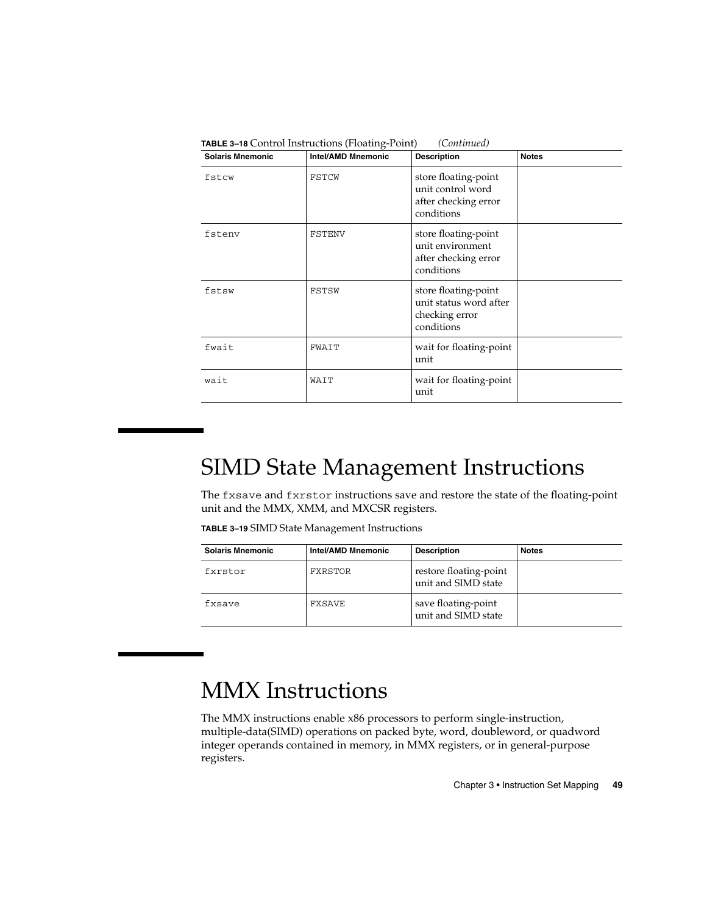**TABLE 3–18** Control Instructions (Floating-Point) *(Continued)*

| Solaris Mnemonic | Intel/AMD Mnemonic | Description | Notes |
| --- | --- | --- | --- |
| fstcw | FSTCW | store floating-point unit control word after checking error conditions | |
| fstenv | FSTENV | store floating-point unit environment after checking error conditions | |
| fstsw | FSTSW | store floating-point unit status word after checking error conditions | |
| fwait | FWAIT | wait for floating-point unit | |
| wait | WAIT | wait for floating-point unit | |

# SIMD State Management Instructions

The `fxsave` and `fxrstor` instructions save and restore the state of the floating-point unit and the MMX, XMM, and MXCSR registers.

**TABLE 3–19** SIMD State Management Instructions

| Solaris Mnemonic | Intel/AMD Mnemonic | Description | Notes |
| --- | --- | --- | --- |
| fxrstor | FXRSTOR | restore floating-point unit and SIMD state | |
| fxsave | FXSAVE | save floating-point unit and SIMD state | |

# MMX Instructions

The MMX instructions enable x86 processors to perform single-instruction, multiple-data(SIMD) operations on packed byte, word, doubleword, or quadword integer operands contained in memory, in MMX registers, or in general-purpose registers.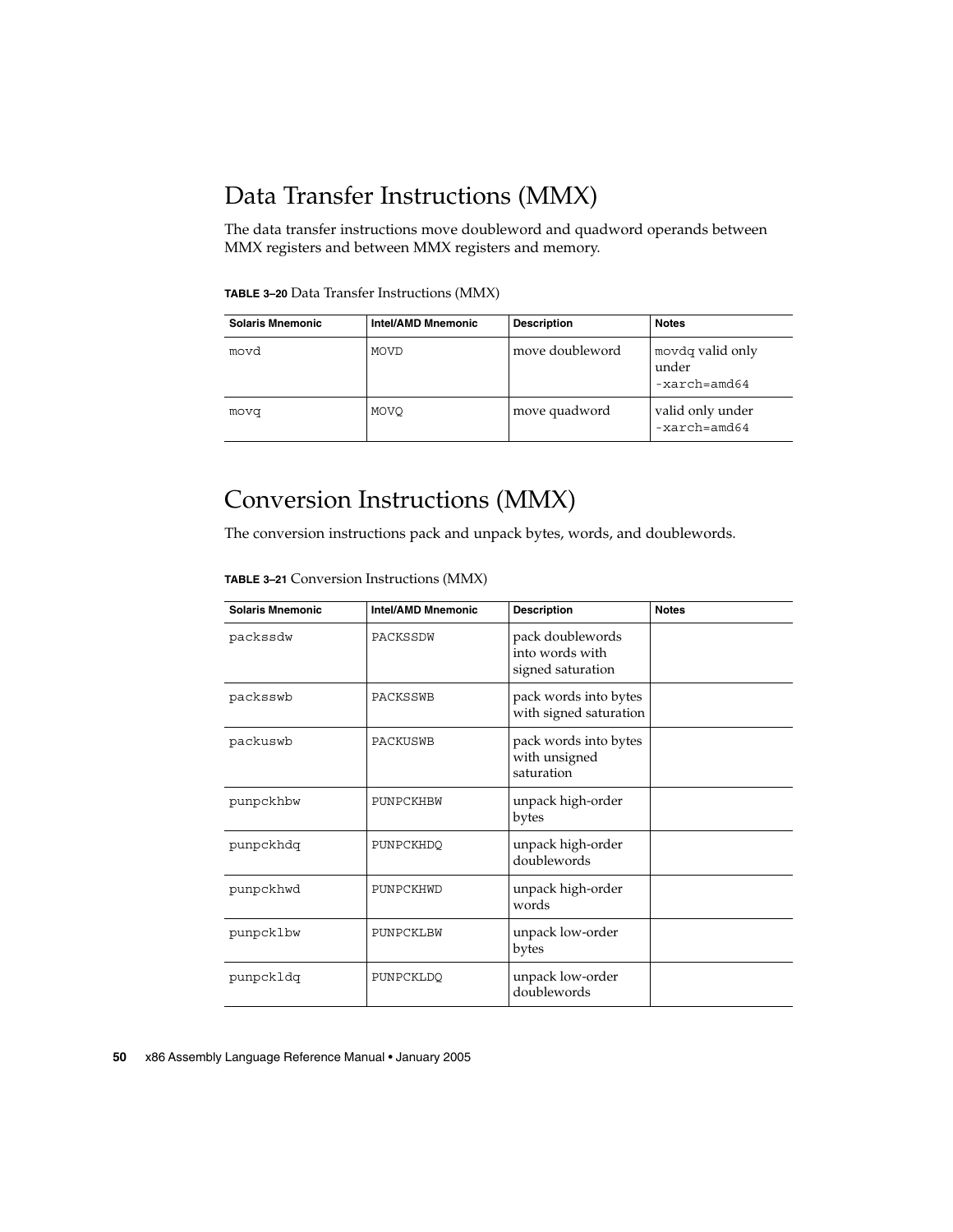## Data Transfer Instructions (MMX)

The data transfer instructions move doubleword and quadword operands between MMX registers and between MMX registers and memory.

**TABLE 3–20** Data Transfer Instructions (MMX)

| Solaris Mnemonic | Intel/AMD Mnemonic | Description | Notes |
|---|---|---|---|
| `movd` | `MOVD` | move doubleword | `movdq` valid only under `-xarch=amd64` |
| `movq` | `MOVQ` | move quadword | valid only under `-xarch=amd64` |

## Conversion Instructions (MMX)

The conversion instructions pack and unpack bytes, words, and doublewords.

**TABLE 3–21** Conversion Instructions (MMX)

| Solaris Mnemonic | Intel/AMD Mnemonic | Description | Notes |
|---|---|---|---|
| `packssdw` | `PACKSSDW` | pack doublewords into words with signed saturation | |
| `packsswb` | `PACKSSWB` | pack words into bytes with signed saturation | |
| `packuswb` | `PACKUSWB` | pack words into bytes with unsigned saturation | |
| `punpckhbw` | `PUNPCKHBW` | unpack high-order bytes | |
| `punpckhdq` | `PUNPCKHDQ` | unpack high-order doublewords | |
| `punpckhwd` | `PUNPCKHWD` | unpack high-order words | |
| `punpcklbw` | `PUNPCKLBW` | unpack low-order bytes | |
| `punpckldq` | `PUNPCKLDQ` | unpack low-order doublewords | |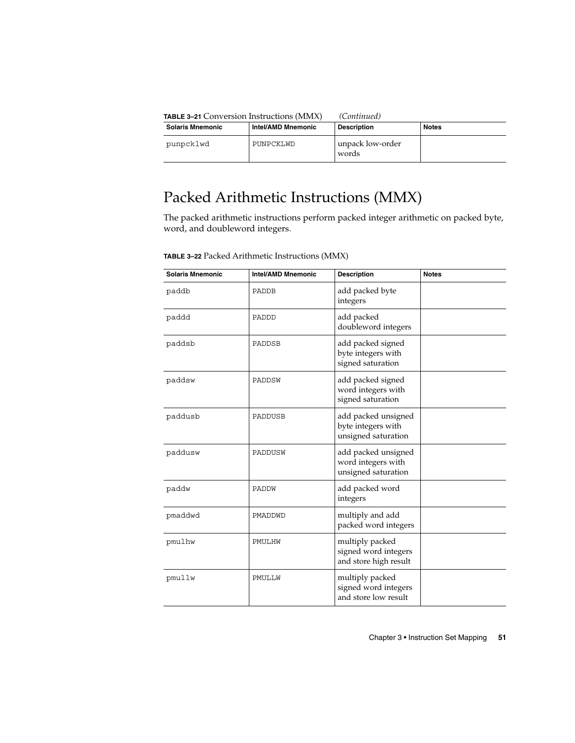**TABLE 3–21** Conversion Instructions (MMX) *(Continued)*

| Solaris Mnemonic | Intel/AMD Mnemonic | Description | Notes |
| --- | --- | --- | --- |
| punpcklwd | PUNPCKLWD | unpack low-order words | |

## Packed Arithmetic Instructions (MMX)

The packed arithmetic instructions perform packed integer arithmetic on packed byte, word, and doubleword integers.

**TABLE 3–22** Packed Arithmetic Instructions (MMX)

| Solaris Mnemonic | Intel/AMD Mnemonic | Description | Notes |
| --- | --- | --- | --- |
| paddb | PADDB | add packed byte integers | |
| paddd | PADDD | add packed doubleword integers | |
| paddsb | PADDSB | add packed signed byte integers with signed saturation | |
| paddsw | PADDSW | add packed signed word integers with signed saturation | |
| paddusb | PADDUSB | add packed unsigned byte integers with unsigned saturation | |
| paddusw | PADDUSW | add packed unsigned word integers with unsigned saturation | |
| paddw | PADDW | add packed word integers | |
| pmaddwd | PMADDWD | multiply and add packed word integers | |
| pmulhw | PMULHW | multiply packed signed word integers and store high result | |
| pmullw | PMULLW | multiply packed signed word integers and store low result | |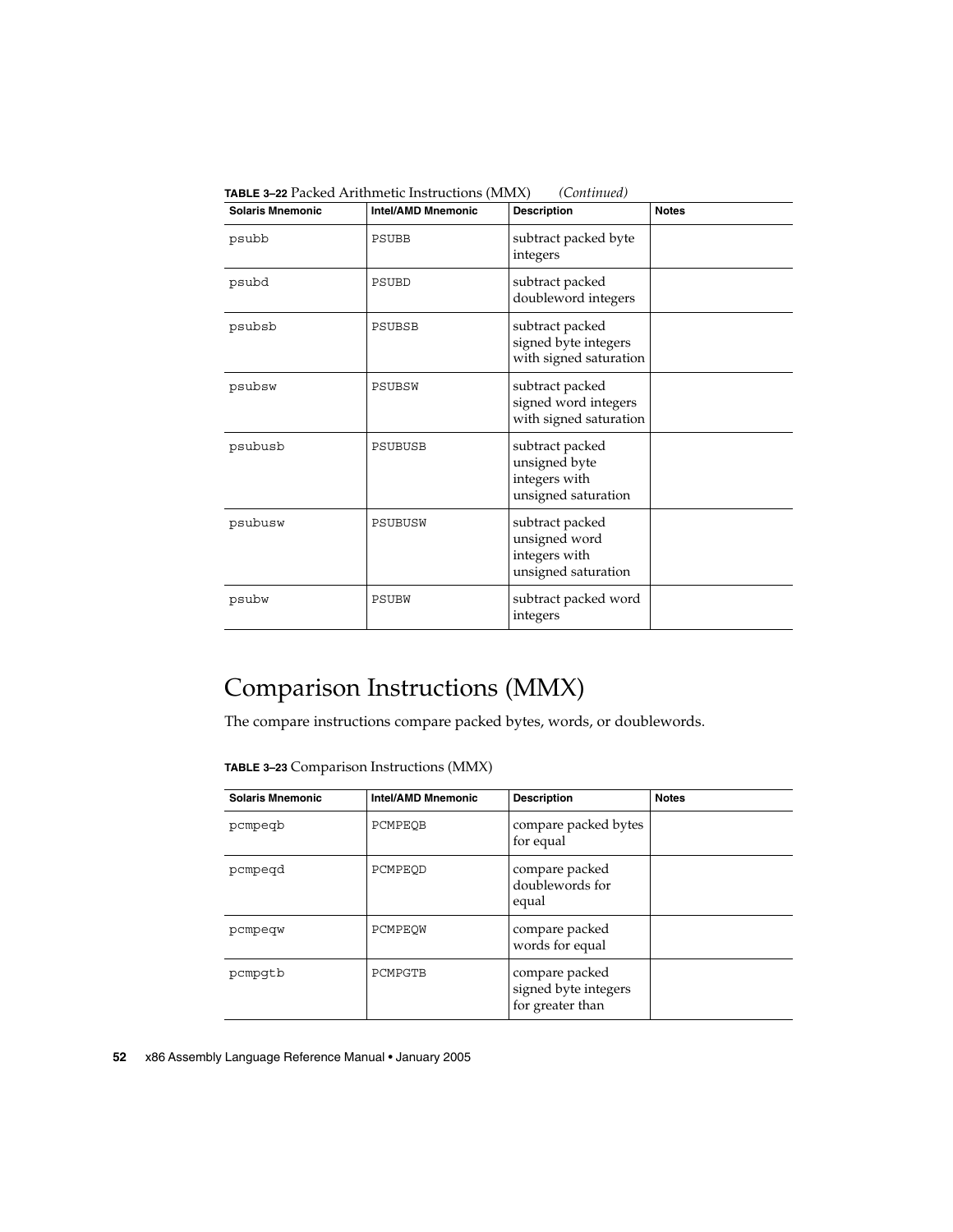**TABLE 3–22** Packed Arithmetic Instructions (MMX) *(Continued)*

| Solaris Mnemonic | Intel/AMD Mnemonic | Description | Notes |
| --- | --- | --- | --- |
| psubb | PSUBB | subtract packed byte integers | |
| psubd | PSUBD | subtract packed doubleword integers | |
| psubsb | PSUBSB | subtract packed signed byte integers with signed saturation | |
| psubsw | PSUBSW | subtract packed signed word integers with signed saturation | |
| psubusb | PSUBUSB | subtract packed unsigned byte integers with unsigned saturation | |
| psubusw | PSUBUSW | subtract packed unsigned word integers with unsigned saturation | |
| psubw | PSUBW | subtract packed word integers | |

## Comparison Instructions (MMX)

The compare instructions compare packed bytes, words, or doublewords.

**TABLE 3–23** Comparison Instructions (MMX)

| Solaris Mnemonic | Intel/AMD Mnemonic | Description | Notes |
| --- | --- | --- | --- |
| pcmpeqb | PCMPEQB | compare packed bytes for equal | |
| pcmpeqd | PCMPEQD | compare packed doublewords for equal | |
| pcmpeqw | PCMPEQW | compare packed words for equal | |
| pcmpgtb | PCMPGTB | compare packed signed byte integers for greater than | |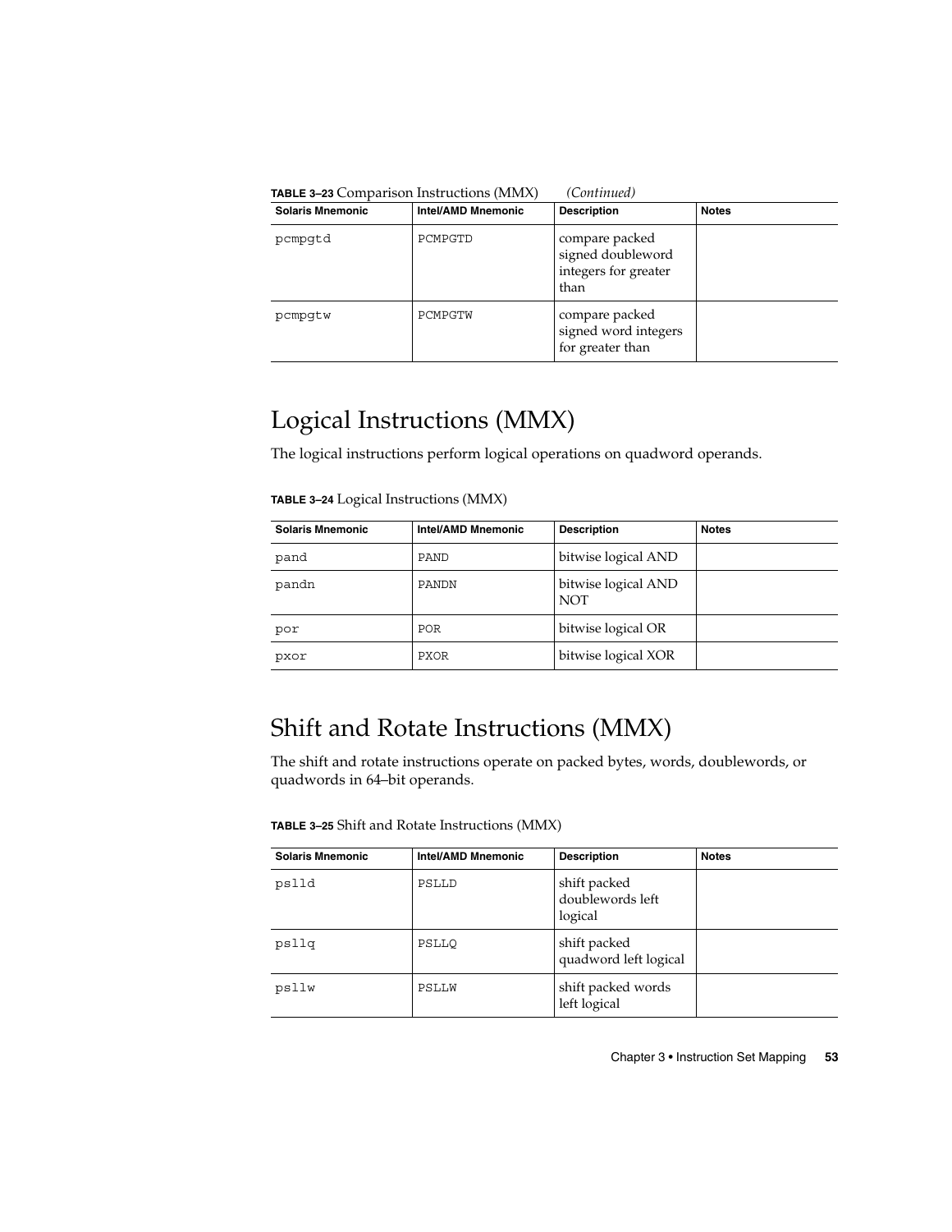**TABLE 3–23** Comparison Instructions (MMX) *(Continued)*

| Solaris Mnemonic | Intel/AMD Mnemonic | Description | Notes |
|---|---|---|---|
| pcmpgtd | PCMPGTD | compare packed signed doubleword integers for greater than | |
| pcmpgtw | PCMPGTW | compare packed signed word integers for greater than | |

## Logical Instructions (MMX)

The logical instructions perform logical operations on quadword operands.

**TABLE 3–24** Logical Instructions (MMX)

| Solaris Mnemonic | Intel/AMD Mnemonic | Description | Notes |
|---|---|---|---|
| pand | PAND | bitwise logical AND | |
| pandn | PANDN | bitwise logical AND NOT | |
| por | POR | bitwise logical OR | |
| pxor | PXOR | bitwise logical XOR | |

## Shift and Rotate Instructions (MMX)

The shift and rotate instructions operate on packed bytes, words, doublewords, or quadwords in 64–bit operands.

**TABLE 3–25** Shift and Rotate Instructions (MMX)

| Solaris Mnemonic | Intel/AMD Mnemonic | Description | Notes |
|---|---|---|---|
| pslld | PSLLD | shift packed doublewords left logical | |
| psllq | PSLLQ | shift packed quadword left logical | |
| psllw | PSLLW | shift packed words left logical | |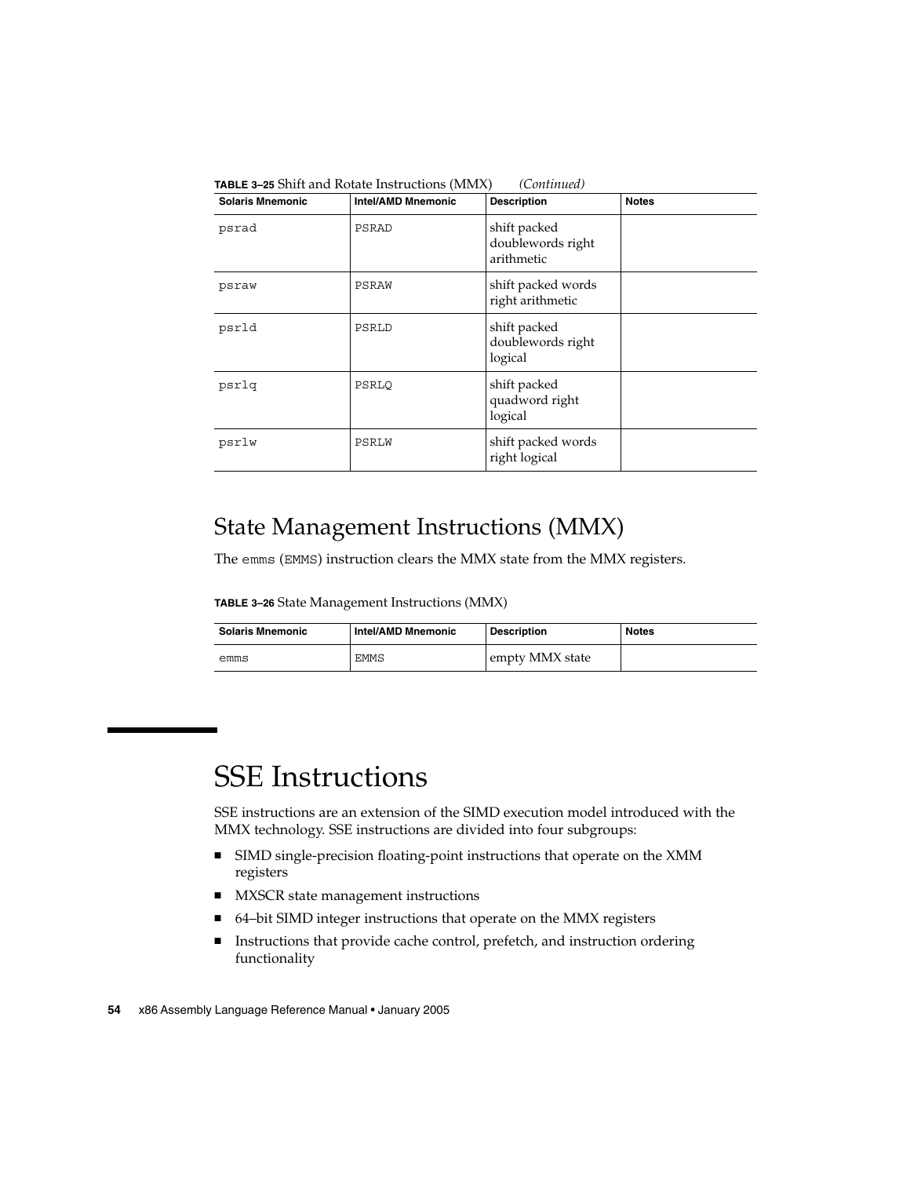**TABLE 3–25** Shift and Rotate Instructions (MMX) *(Continued)*

| Solaris Mnemonic | Intel/AMD Mnemonic | Description | Notes |
|---|---|---|---|
| `psrad` | `PSRAD` | shift packed doublewords right arithmetic | |
| `psraw` | `PSRAW` | shift packed words right arithmetic | |
| `psrld` | `PSRLD` | shift packed doublewords right logical | |
| `psrlq` | `PSRLQ` | shift packed quadword right logical | |
| `psrlw` | `PSRLW` | shift packed words right logical | |

## State Management Instructions (MMX)

The `emms` (`EMMS`) instruction clears the MMX state from the MMX registers.

**TABLE 3–26** State Management Instructions (MMX)

| Solaris Mnemonic | Intel/AMD Mnemonic | Description | Notes |
|---|---|---|---|
| `emms` | `EMMS` | empty MMX state | |

# SSE Instructions

SSE instructions are an extension of the SIMD execution model introduced with the MMX technology. SSE instructions are divided into four subgroups:

- SIMD single-precision floating-point instructions that operate on the XMM registers
- MXSCR state management instructions
- 64–bit SIMD integer instructions that operate on the MMX registers
- Instructions that provide cache control, prefetch, and instruction ordering functionality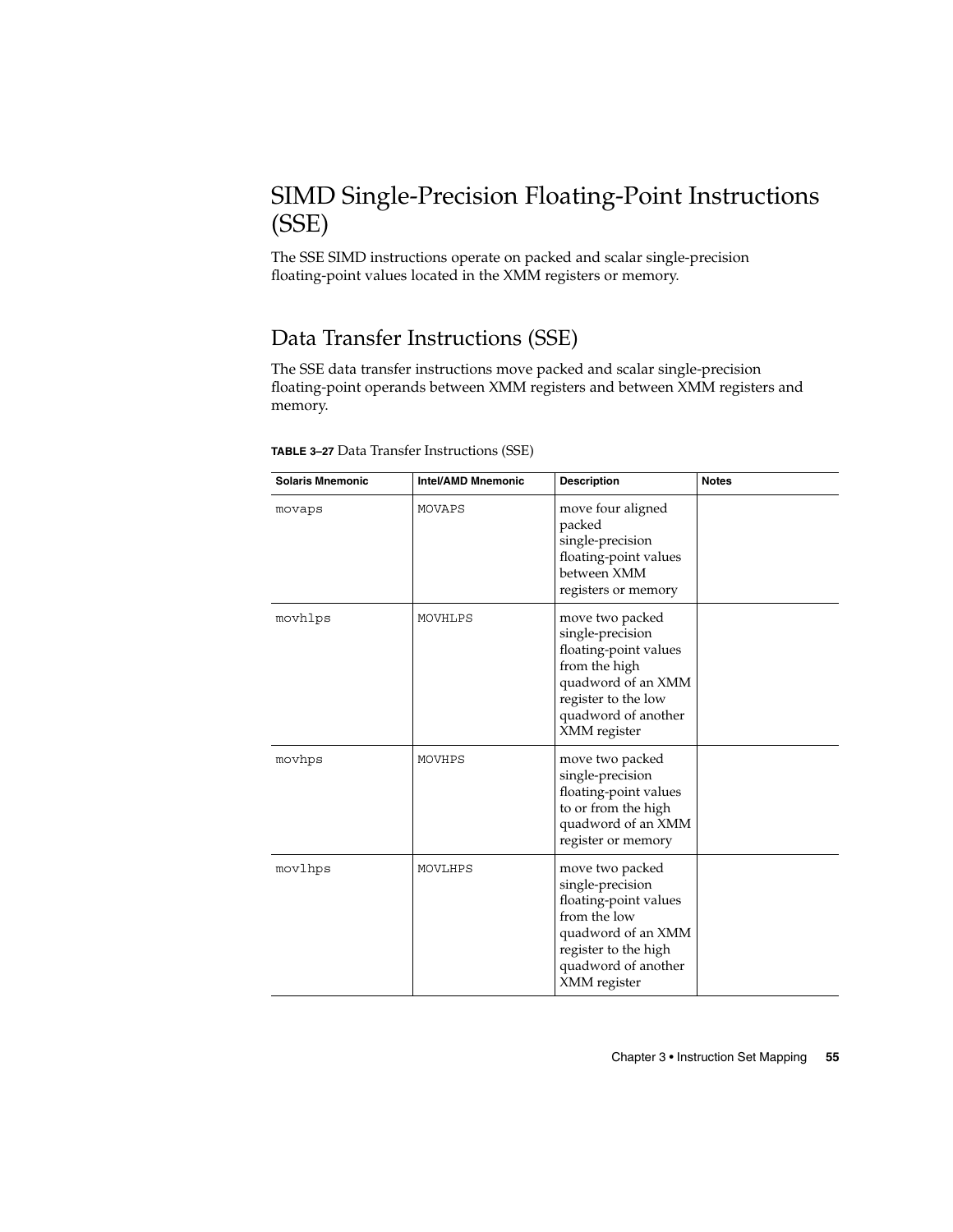## SIMD Single-Precision Floating-Point Instructions (SSE)

The SSE SIMD instructions operate on packed and scalar single-precision floating-point values located in the XMM registers or memory.

### Data Transfer Instructions (SSE)

The SSE data transfer instructions move packed and scalar single-precision floating-point operands between XMM registers and between XMM registers and memory.

**TABLE 3–27** Data Transfer Instructions (SSE)

| Solaris Mnemonic | Intel/AMD Mnemonic | Description | Notes |
| --- | --- | --- | --- |
| movaps | MOVAPS | move four aligned packed single-precision floating-point values between XMM registers or memory | |
| movhlps | MOVHLPS | move two packed single-precision floating-point values from the high quadword of an XMM register to the low quadword of another XMM register | |
| movhps | MOVHPS | move two packed single-precision floating-point values to or from the high quadword of an XMM register or memory | |
| movlhps | MOVLHPS | move two packed single-precision floating-point values from the low quadword of an XMM register to the high quadword of another XMM register | |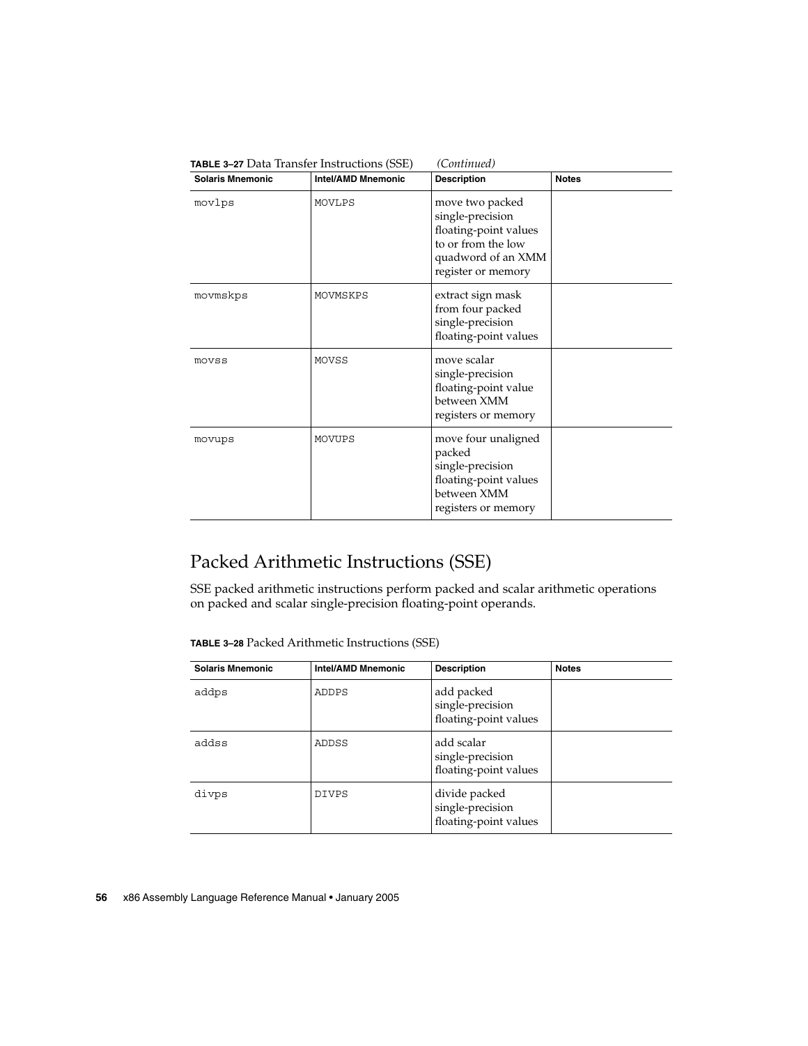**TABLE 3–27** Data Transfer Instructions (SSE) *(Continued)*

| Solaris Mnemonic | Intel/AMD Mnemonic | Description | Notes |
|---|---|---|---|
| movlps | MOVLPS | move two packed single-precision floating-point values to or from the low quadword of an XMM register or memory | |
| movmskps | MOVMSKPS | extract sign mask from four packed single-precision floating-point values | |
| movss | MOVSS | move scalar single-precision floating-point value between XMM registers or memory | |
| movups | MOVUPS | move four unaligned packed single-precision floating-point values between XMM registers or memory | |

## Packed Arithmetic Instructions (SSE)

SSE packed arithmetic instructions perform packed and scalar arithmetic operations on packed and scalar single-precision floating-point operands.

**TABLE 3–28** Packed Arithmetic Instructions (SSE)

| Solaris Mnemonic | Intel/AMD Mnemonic | Description | Notes |
|---|---|---|---|
| addps | ADDPS | add packed single-precision floating-point values | |
| addss | ADDSS | add scalar single-precision floating-point values | |
| divps | DIVPS | divide packed single-precision floating-point values | |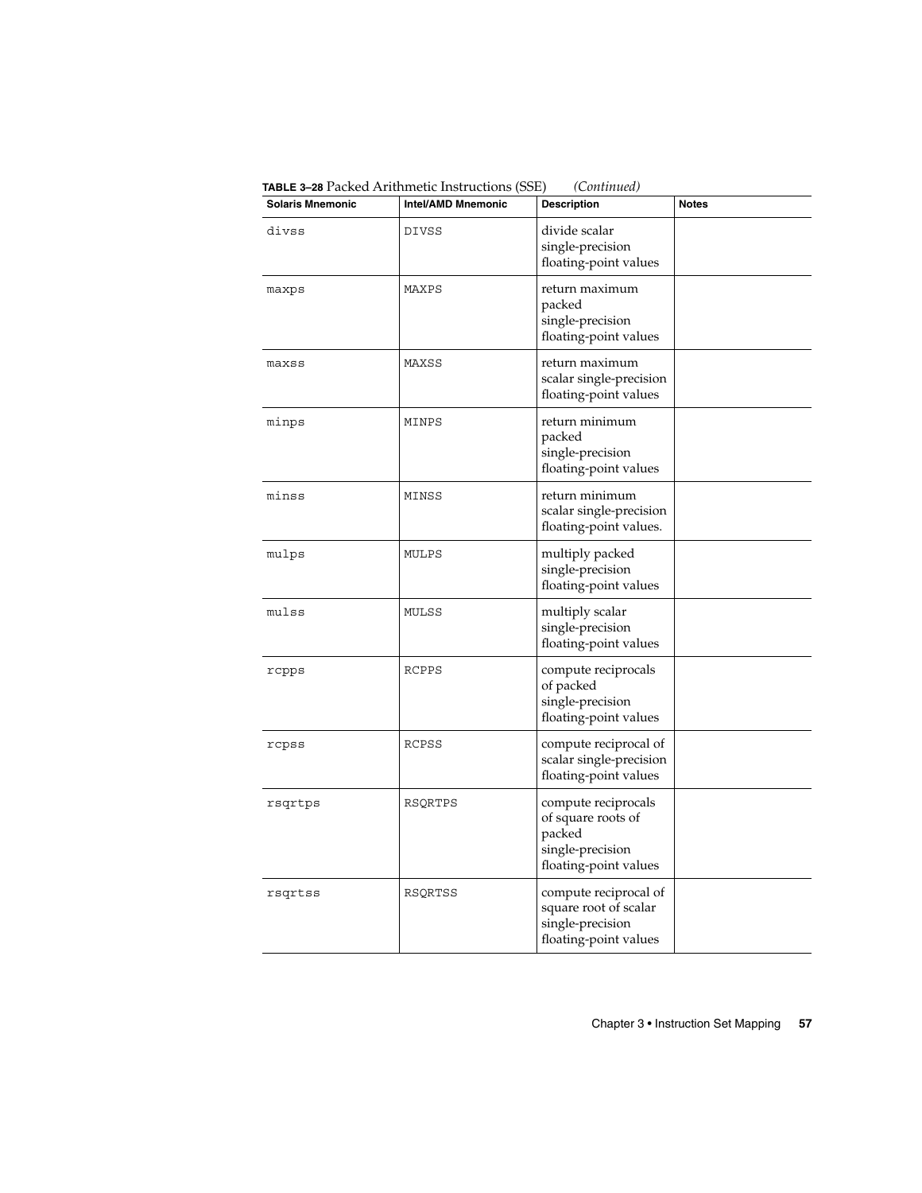**TABLE 3–28** Packed Arithmetic Instructions (SSE) *(Continued)*

| Solaris Mnemonic | Intel/AMD Mnemonic | Description | Notes |
|---|---|---|---|
| divss | DIVSS | divide scalar single-precision floating-point values | |
| maxps | MAXPS | return maximum packed single-precision floating-point values | |
| maxss | MAXSS | return maximum scalar single-precision floating-point values | |
| minps | MINPS | return minimum packed single-precision floating-point values | |
| minss | MINSS | return minimum scalar single-precision floating-point values. | |
| mulps | MULPS | multiply packed single-precision floating-point values | |
| mulss | MULSS | multiply scalar single-precision floating-point values | |
| rcpps | RCPPS | compute reciprocals of packed single-precision floating-point values | |
| rcpss | RCPSS | compute reciprocal of scalar single-precision floating-point values | |
| rsqrtps | RSQRTPS | compute reciprocals of square roots of packed single-precision floating-point values | |
| rsqrtss | RSQRTSS | compute reciprocal of square root of scalar single-precision floating-point values | |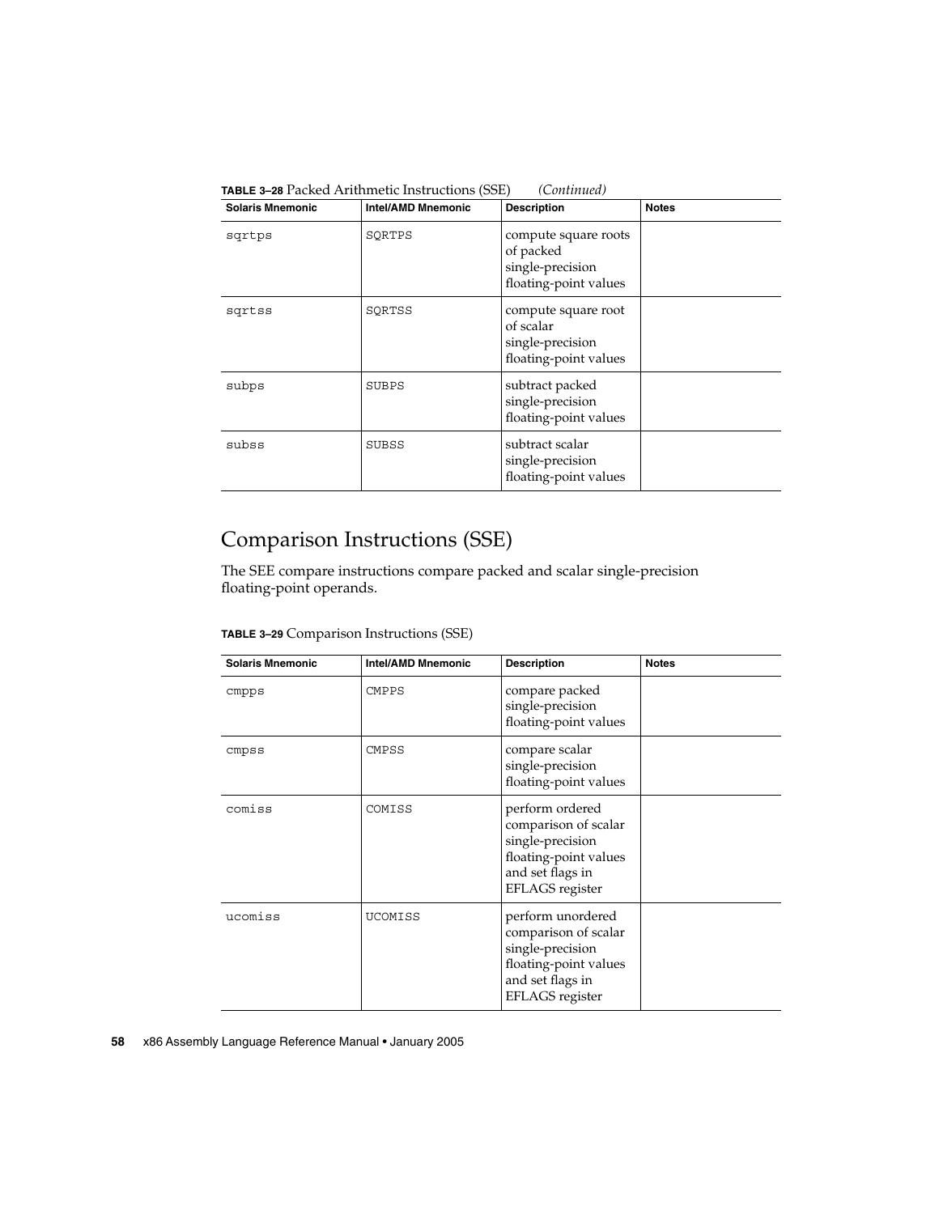**TABLE 3–28** Packed Arithmetic Instructions (SSE) *(Continued)*

| Solaris Mnemonic | Intel/AMD Mnemonic | Description | Notes |
| --- | --- | --- | --- |
| sqrtps | SQRTPS | compute square roots of packed single-precision floating-point values | |
| sqrtss | SQRTSS | compute square root of scalar single-precision floating-point values | |
| subps | SUBPS | subtract packed single-precision floating-point values | |
| subss | SUBSS | subtract scalar single-precision floating-point values | |

## Comparison Instructions (SSE)

The SEE compare instructions compare packed and scalar single-precision floating-point operands.

**TABLE 3–29** Comparison Instructions (SSE)

| Solaris Mnemonic | Intel/AMD Mnemonic | Description | Notes |
| --- | --- | --- | --- |
| cmpps | CMPPS | compare packed single-precision floating-point values | |
| cmpss | CMPSS | compare scalar single-precision floating-point values | |
| comiss | COMISS | perform ordered comparison of scalar single-precision floating-point values and set flags in EFLAGS register | |
| ucomiss | UCOMISS | perform unordered comparison of scalar single-precision floating-point values and set flags in EFLAGS register | |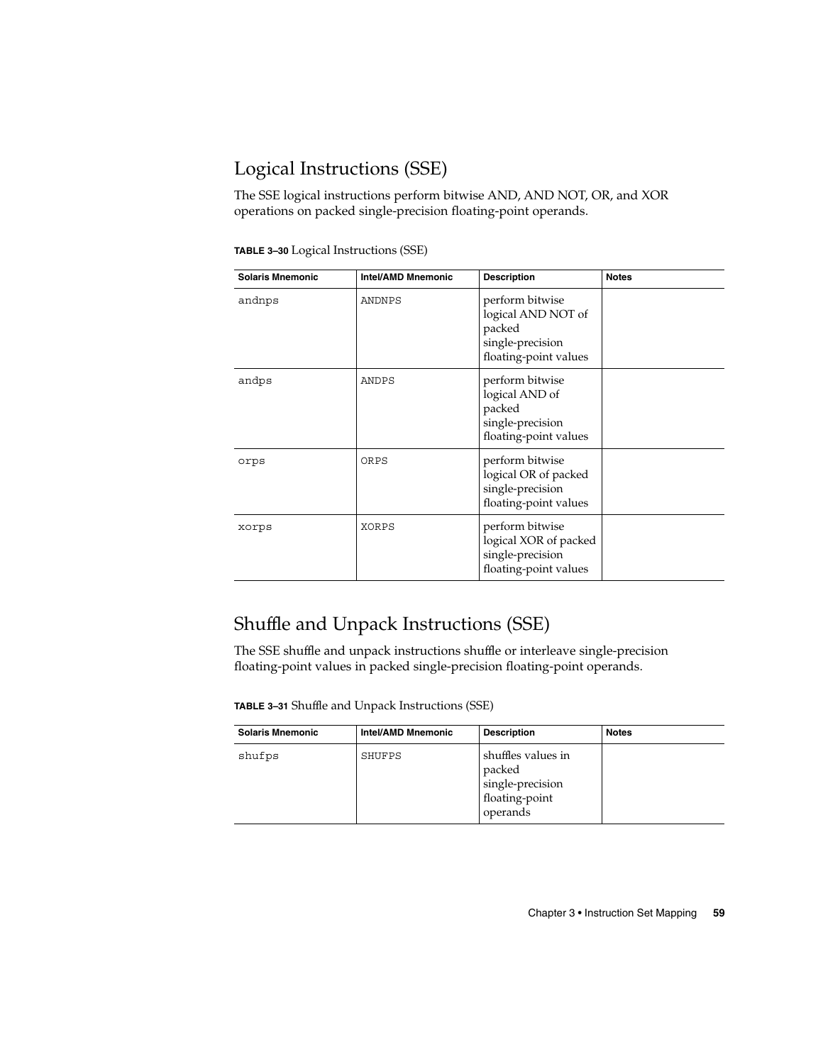## Logical Instructions (SSE)

The SSE logical instructions perform bitwise AND, AND NOT, OR, and XOR operations on packed single-precision floating-point operands.

**TABLE 3–30** Logical Instructions (SSE)

| Solaris Mnemonic | Intel/AMD Mnemonic | Description | Notes |
|---|---|---|---|
| andnps | ANDNPS | perform bitwise logical AND NOT of packed single-precision floating-point values | |
| andps | ANDPS | perform bitwise logical AND of packed single-precision floating-point values | |
| orps | ORPS | perform bitwise logical OR of packed single-precision floating-point values | |
| xorps | XORPS | perform bitwise logical XOR of packed single-precision floating-point values | |

## Shuffle and Unpack Instructions (SSE)

The SSE shuffle and unpack instructions shuffle or interleave single-precision floating-point values in packed single-precision floating-point operands.

**TABLE 3–31** Shuffle and Unpack Instructions (SSE)

| Solaris Mnemonic | Intel/AMD Mnemonic | Description | Notes |
|---|---|---|---|
| shufps | SHUFPS | shuffles values in packed single-precision floating-point operands | |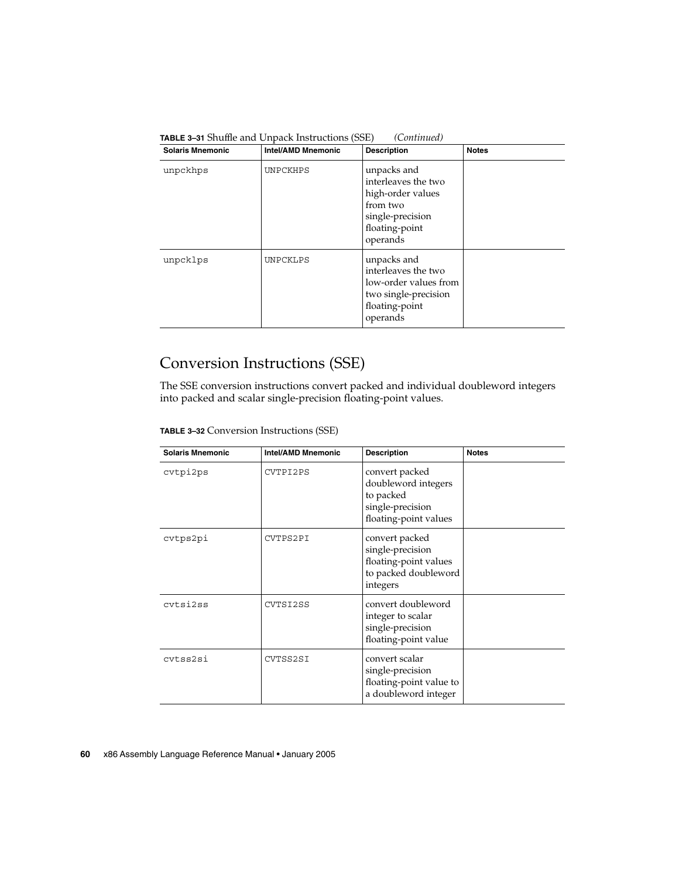**TABLE 3–31** Shuffle and Unpack Instructions (SSE) *(Continued)*

| Solaris Mnemonic | Intel/AMD Mnemonic | Description | Notes |
| --- | --- | --- | --- |
| unpckhps | UNPCKHPS | unpacks and interleaves the two high-order values from two single-precision floating-point operands | |
| unpcklps | UNPCKLPS | unpacks and interleaves the two low-order values from two single-precision floating-point operands | |

## Conversion Instructions (SSE)

The SSE conversion instructions convert packed and individual doubleword integers into packed and scalar single-precision floating-point values.

**TABLE 3–32** Conversion Instructions (SSE)

| Solaris Mnemonic | Intel/AMD Mnemonic | Description | Notes |
| --- | --- | --- | --- |
| cvtpi2ps | CVTPI2PS | convert packed doubleword integers to packed single-precision floating-point values | |
| cvtps2pi | CVTPS2PI | convert packed single-precision floating-point values to packed doubleword integers | |
| cvtsi2ss | CVTSI2SS | convert doubleword integer to scalar single-precision floating-point value | |
| cvtss2si | CVTSS2SI | convert scalar single-precision floating-point value to a doubleword integer | |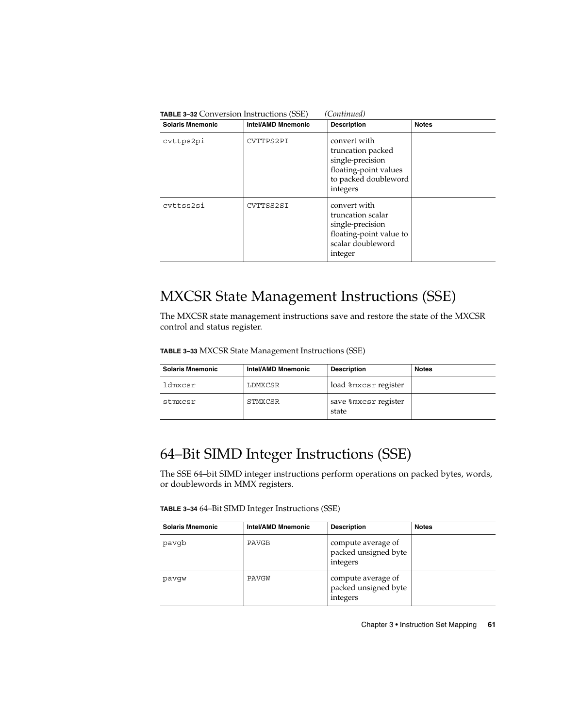**TABLE 3–32** Conversion Instructions (SSE) *(Continued)*

| Solaris Mnemonic | Intel/AMD Mnemonic | Description | Notes |
| --- | --- | --- | --- |
| cvttps2pi | CVTTPS2PI | convert with truncation packed single-precision floating-point values to packed doubleword integers | |
| cvttss2si | CVTTSS2SI | convert with truncation scalar single-precision floating-point value to scalar doubleword integer | |

## MXCSR State Management Instructions (SSE)

The MXCSR state management instructions save and restore the state of the MXCSR control and status register.

**TABLE 3–33** MXCSR State Management Instructions (SSE)

| Solaris Mnemonic | Intel/AMD Mnemonic | Description | Notes |
| --- | --- | --- | --- |
| ldmxcsr | LDMXCSR | load %mxcsr register | |
| stmxcsr | STMXCSR | save %mxcsr register state | |

## 64–Bit SIMD Integer Instructions (SSE)

The SSE 64–bit SIMD integer instructions perform operations on packed bytes, words, or doublewords in MMX registers.

**TABLE 3–34** 64–Bit SIMD Integer Instructions (SSE)

| Solaris Mnemonic | Intel/AMD Mnemonic | Description | Notes |
| --- | --- | --- | --- |
| pavgb | PAVGB | compute average of packed unsigned byte integers | |
| pavgw | PAVGW | compute average of packed unsigned byte integers | |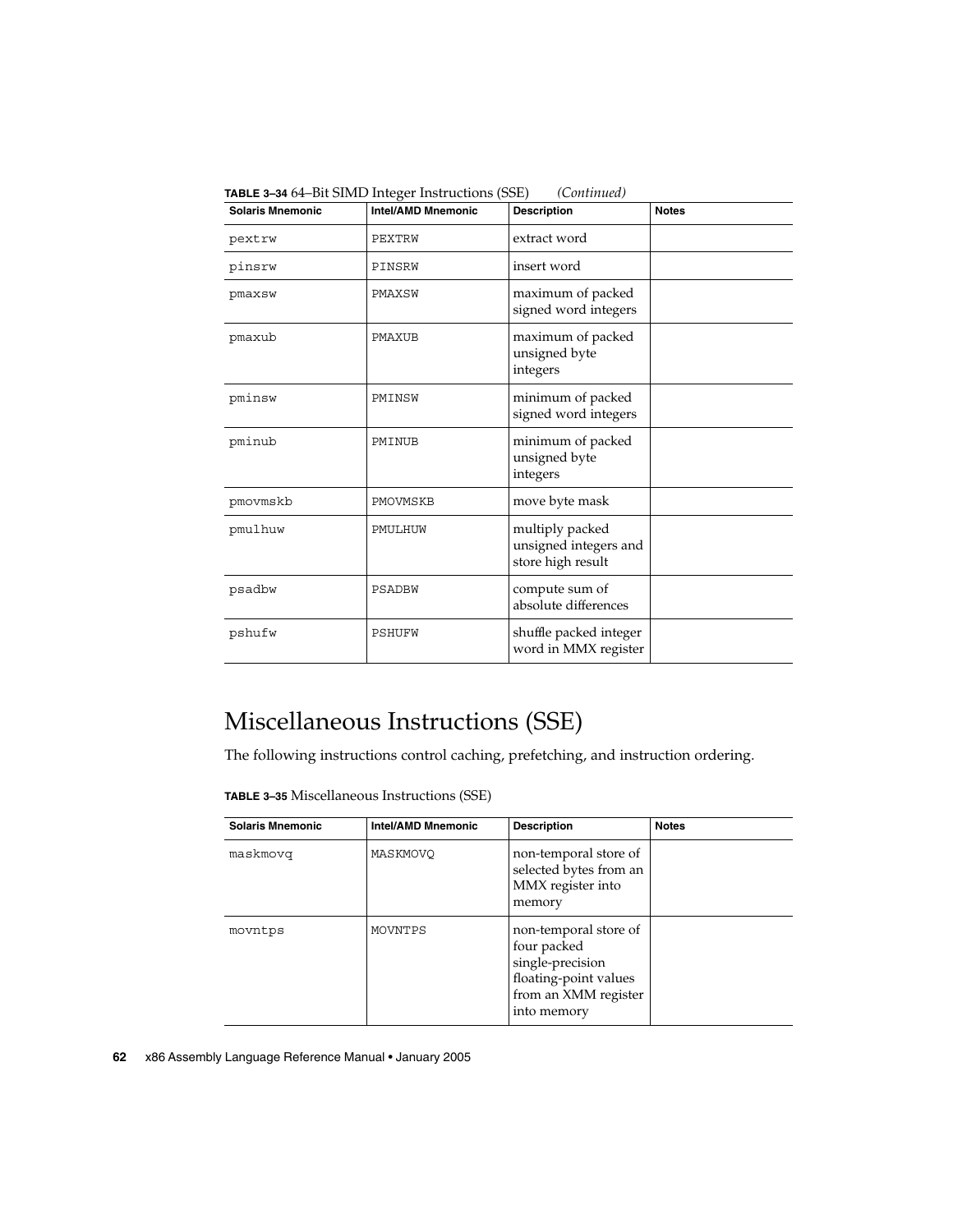**TABLE 3–34** 64–Bit SIMD Integer Instructions (SSE) *(Continued)*

| Solaris Mnemonic | Intel/AMD Mnemonic | Description | Notes |
|---|---|---|---|
| `pextrw` | `PEXTRW` | extract word | |
| `pinsrw` | `PINSRW` | insert word | |
| `pmaxsw` | `PMAXSW` | maximum of packed signed word integers | |
| `pmaxub` | `PMAXUB` | maximum of packed unsigned byte integers | |
| `pminsw` | `PMINSW` | minimum of packed signed word integers | |
| `pminub` | `PMINUB` | minimum of packed unsigned byte integers | |
| `pmovmskb` | `PMOVMSKB` | move byte mask | |
| `pmulhuw` | `PMULHUW` | multiply packed unsigned integers and store high result | |
| `psadbw` | `PSADBW` | compute sum of absolute differences | |
| `pshufw` | `PSHUFW` | shuffle packed integer word in MMX register | |

## Miscellaneous Instructions (SSE)

The following instructions control caching, prefetching, and instruction ordering.

**TABLE 3–35** Miscellaneous Instructions (SSE)

| Solaris Mnemonic | Intel/AMD Mnemonic | Description | Notes |
|---|---|---|---|
| `maskmovq` | `MASKMOVQ` | non-temporal store of selected bytes from an MMX register into memory | |
| `movntps` | `MOVNTPS` | non-temporal store of four packed single-precision floating-point values from an XMM register into memory | |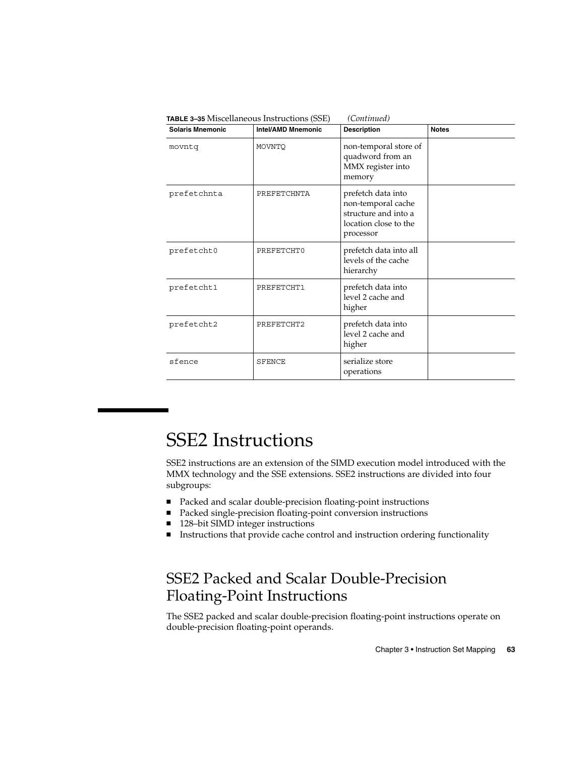**TABLE 3–35** Miscellaneous Instructions (SSE) *(Continued)*

| Solaris Mnemonic | Intel/AMD Mnemonic | Description | Notes |
|---|---|---|---|
| movntq | MOVNTQ | non-temporal store of quadword from an MMX register into memory | |
| prefetchnta | PREFETCHNTA | prefetch data into non-temporal cache structure and into a location close to the processor | |
| prefetcht0 | PREFETCHT0 | prefetch data into all levels of the cache hierarchy | |
| prefetcht1 | PREFETCHT1 | prefetch data into level 2 cache and higher | |
| prefetcht2 | PREFETCHT2 | prefetch data into level 2 cache and higher | |
| sfence | SFENCE | serialize store operations | |

# SSE2 Instructions

SSE2 instructions are an extension of the SIMD execution model introduced with the MMX technology and the SSE extensions. SSE2 instructions are divided into four subgroups:

- Packed and scalar double-precision floating-point instructions
- Packed single-precision floating-point conversion instructions
- 128–bit SIMD integer instructions
- Instructions that provide cache control and instruction ordering functionality

## SSE2 Packed and Scalar Double-Precision Floating-Point Instructions

The SSE2 packed and scalar double-precision floating-point instructions operate on double-precision floating-point operands.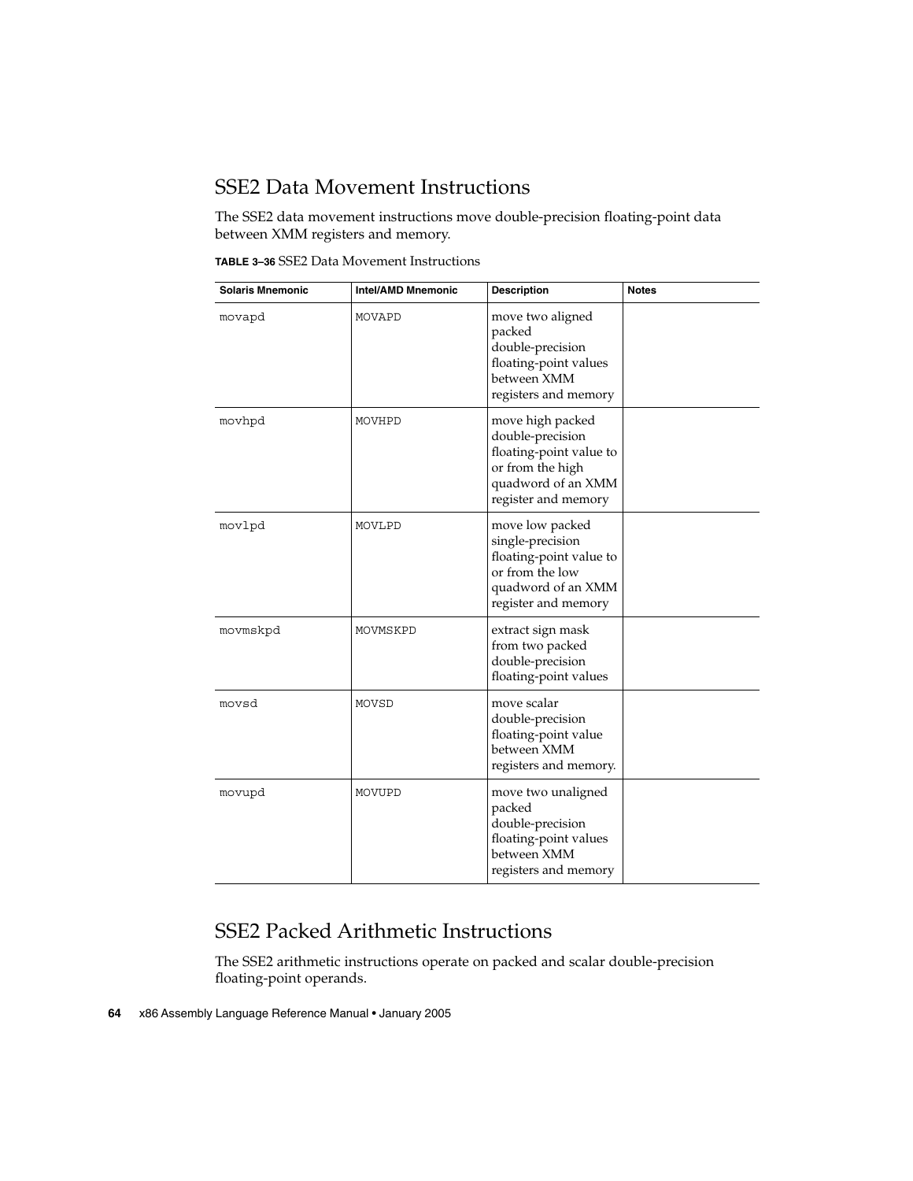## SSE2 Data Movement Instructions

The SSE2 data movement instructions move double-precision floating-point data between XMM registers and memory.

**TABLE 3–36** SSE2 Data Movement Instructions

| Solaris Mnemonic | Intel/AMD Mnemonic | Description | Notes |
| --- | --- | --- | --- |
| movapd | MOVAPD | move two aligned packed double-precision floating-point values between XMM registers and memory | |
| movhpd | MOVHPD | move high packed double-precision floating-point value to or from the high quadword of an XMM register and memory | |
| movlpd | MOVLPD | move low packed single-precision floating-point value to or from the low quadword of an XMM register and memory | |
| movmskpd | MOVMSKPD | extract sign mask from two packed double-precision floating-point values | |
| movsd | MOVSD | move scalar double-precision floating-point value between XMM registers and memory. | |
| movupd | MOVUPD | move two unaligned packed double-precision floating-point values between XMM registers and memory | |

## SSE2 Packed Arithmetic Instructions

The SSE2 arithmetic instructions operate on packed and scalar double-precision floating-point operands.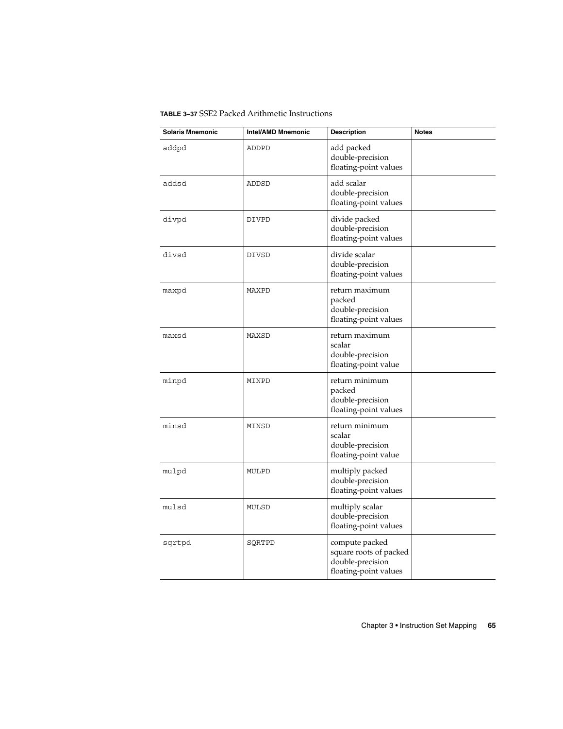**TABLE 3–37** SSE2 Packed Arithmetic Instructions

| Solaris Mnemonic | Intel/AMD Mnemonic | Description | Notes |
| --- | --- | --- | --- |
| addpd | ADDPD | add packed double-precision floating-point values | |
| addsd | ADDSD | add scalar double-precision floating-point values | |
| divpd | DIVPD | divide packed double-precision floating-point values | |
| divsd | DIVSD | divide scalar double-precision floating-point values | |
| maxpd | MAXPD | return maximum packed double-precision floating-point values | |
| maxsd | MAXSD | return maximum scalar double-precision floating-point value | |
| minpd | MINPD | return minimum packed double-precision floating-point values | |
| minsd | MINSD | return minimum scalar double-precision floating-point value | |
| mulpd | MULPD | multiply packed double-precision floating-point values | |
| mulsd | MULSD | multiply scalar double-precision floating-point values | |
| sqrtpd | SQRTPD | compute packed square roots of packed double-precision floating-point values | |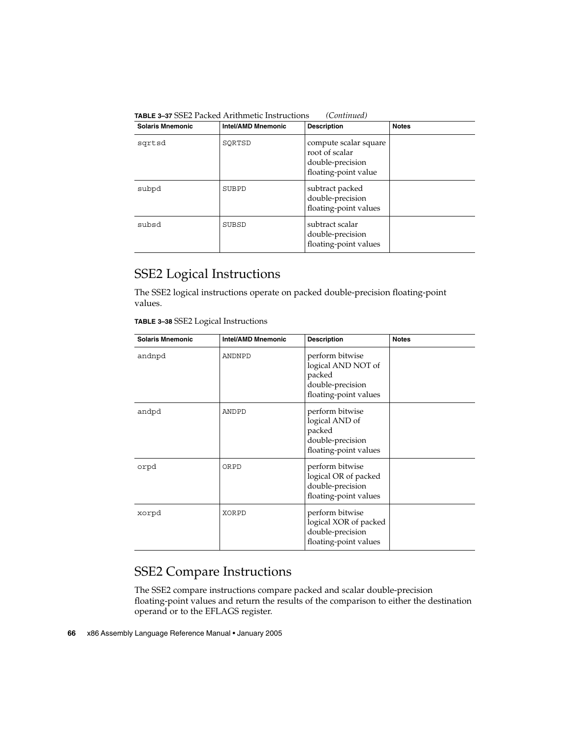**TABLE 3–37** SSE2 Packed Arithmetic Instructions *(Continued)*

| Solaris Mnemonic | Intel/AMD Mnemonic | Description | Notes |
| --- | --- | --- | --- |
| sqrtsd | SQRTSD | compute scalar square root of scalar double-precision floating-point value | |
| subpd | SUBPD | subtract packed double-precision floating-point values | |
| subsd | SUBSD | subtract scalar double-precision floating-point values | |

## SSE2 Logical Instructions

The SSE2 logical instructions operate on packed double-precision floating-point values.

**TABLE 3–38** SSE2 Logical Instructions

| Solaris Mnemonic | Intel/AMD Mnemonic | Description | Notes |
| --- | --- | --- | --- |
| andnpd | ANDNPD | perform bitwise logical AND NOT of packed double-precision floating-point values | |
| andpd | ANDPD | perform bitwise logical AND of packed double-precision floating-point values | |
| orpd | ORPD | perform bitwise logical OR of packed double-precision floating-point values | |
| xorpd | XORPD | perform bitwise logical XOR of packed double-precision floating-point values | |

## SSE2 Compare Instructions

The SSE2 compare instructions compare packed and scalar double-precision floating-point values and return the results of the comparison to either the destination operand or to the EFLAGS register.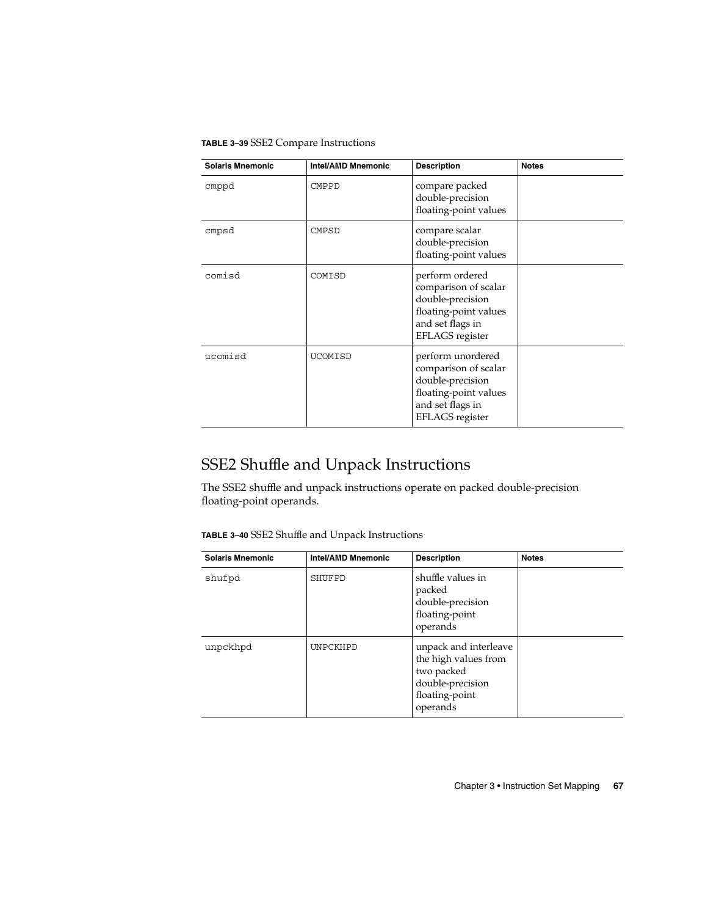**TABLE 3–39** SSE2 Compare Instructions

| Solaris Mnemonic | Intel/AMD Mnemonic | Description | Notes |
| --- | --- | --- | --- |
| cmppd | CMPPD | compare packed double-precision floating-point values | |
| cmpsd | CMPSD | compare scalar double-precision floating-point values | |
| comisd | COMISD | perform ordered comparison of scalar double-precision floating-point values and set flags in EFLAGS register | |
| ucomisd | UCOMISD | perform unordered comparison of scalar double-precision floating-point values and set flags in EFLAGS register | |

## SSE2 Shuffle and Unpack Instructions

The SSE2 shuffle and unpack instructions operate on packed double-precision floating-point operands.

**TABLE 3–40** SSE2 Shuffle and Unpack Instructions

| Solaris Mnemonic | Intel/AMD Mnemonic | Description | Notes |
| --- | --- | --- | --- |
| shufpd | SHUFPD | shuffle values in packed double-precision floating-point operands | |
| unpckhpd | UNPCKHPD | unpack and interleave the high values from two packed double-precision floating-point operands | |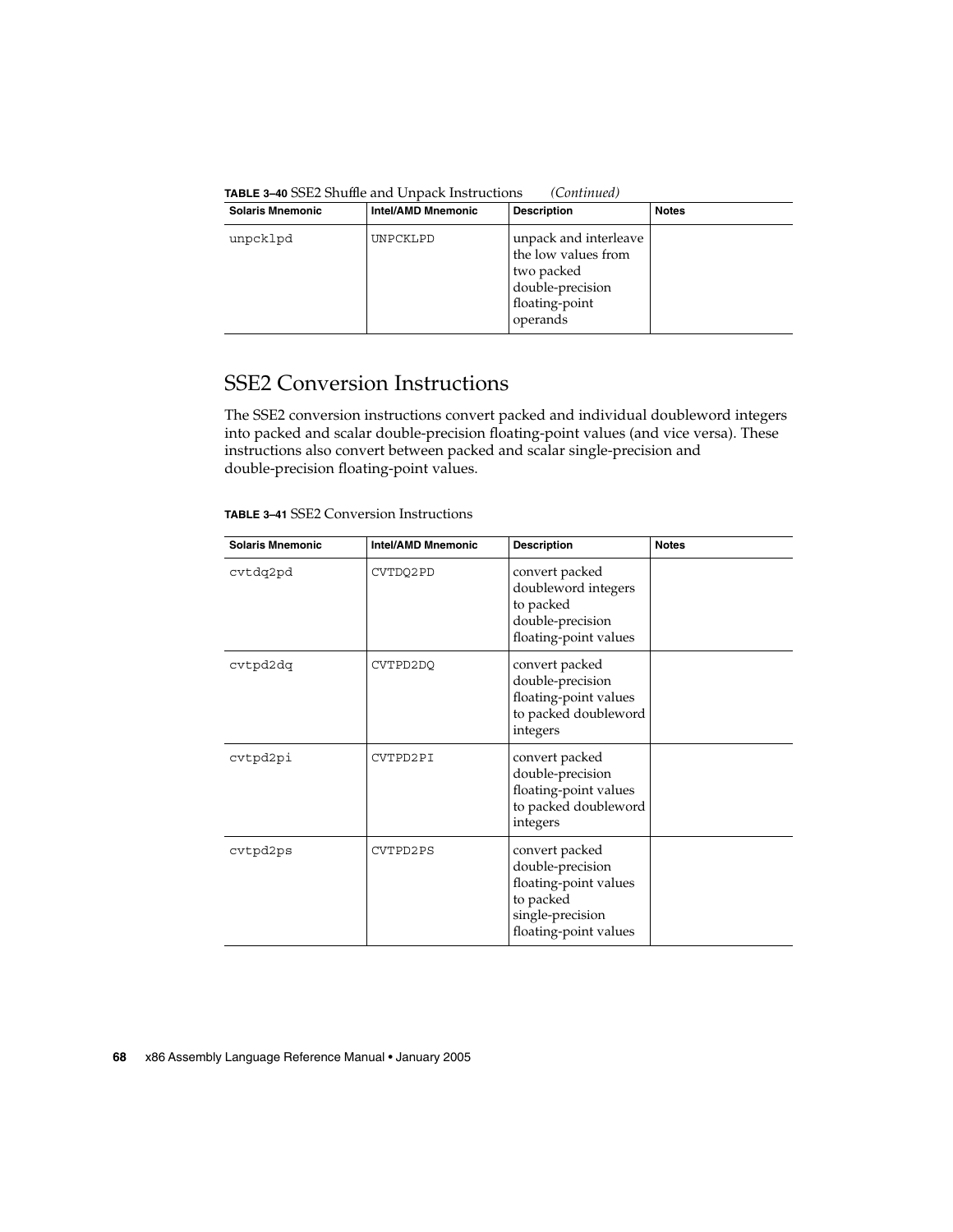**TABLE 3–40** SSE2 Shuffle and Unpack Instructions *(Continued)*

| Solaris Mnemonic | Intel/AMD Mnemonic | Description | Notes |
|---|---|---|---|
| unpcklpd | UNPCKLPD | unpack and interleave the low values from two packed double-precision floating-point operands | |

## SSE2 Conversion Instructions

The SSE2 conversion instructions convert packed and individual doubleword integers into packed and scalar double-precision floating-point values (and vice versa). These instructions also convert between packed and scalar single-precision and double-precision floating-point values.

**TABLE 3–41** SSE2 Conversion Instructions

| Solaris Mnemonic | Intel/AMD Mnemonic | Description | Notes |
|---|---|---|---|
| cvtdq2pd | CVTDQ2PD | convert packed doubleword integers to packed double-precision floating-point values | |
| cvtpd2dq | CVTPD2DQ | convert packed double-precision floating-point values to packed doubleword integers | |
| cvtpd2pi | CVTPD2PI | convert packed double-precision floating-point values to packed doubleword integers | |
| cvtpd2ps | CVTPD2PS | convert packed double-precision floating-point values to packed single-precision floating-point values | |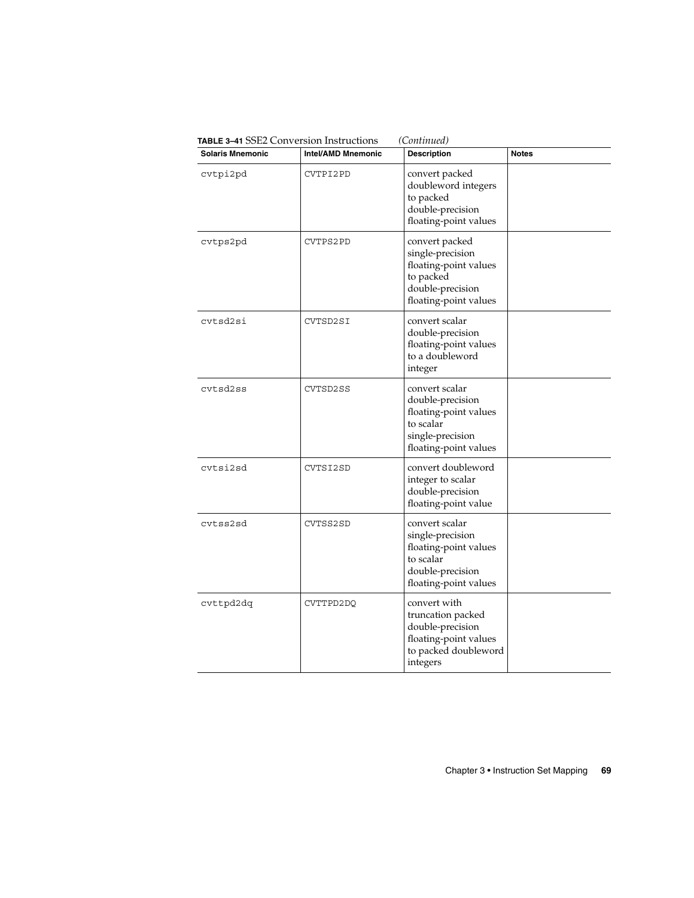**TABLE 3–41** SSE2 Conversion Instructions *(Continued)*

| Solaris Mnemonic | Intel/AMD Mnemonic | Description | Notes |
|---|---|---|---|
| cvtpi2pd | CVTPI2PD | convert packed doubleword integers to packed double-precision floating-point values | |
| cvtps2pd | CVTPS2PD | convert packed single-precision floating-point values to packed double-precision floating-point values | |
| cvtsd2si | CVTSD2SI | convert scalar double-precision floating-point values to a doubleword integer | |
| cvtsd2ss | CVTSD2SS | convert scalar double-precision floating-point values to scalar single-precision floating-point values | |
| cvtsi2sd | CVTSI2SD | convert doubleword integer to scalar double-precision floating-point value | |
| cvtss2sd | CVTSS2SD | convert scalar single-precision floating-point values to scalar double-precision floating-point values | |
| cvttpd2dq | CVTTPD2DQ | convert with truncation packed double-precision floating-point values to packed doubleword integers | |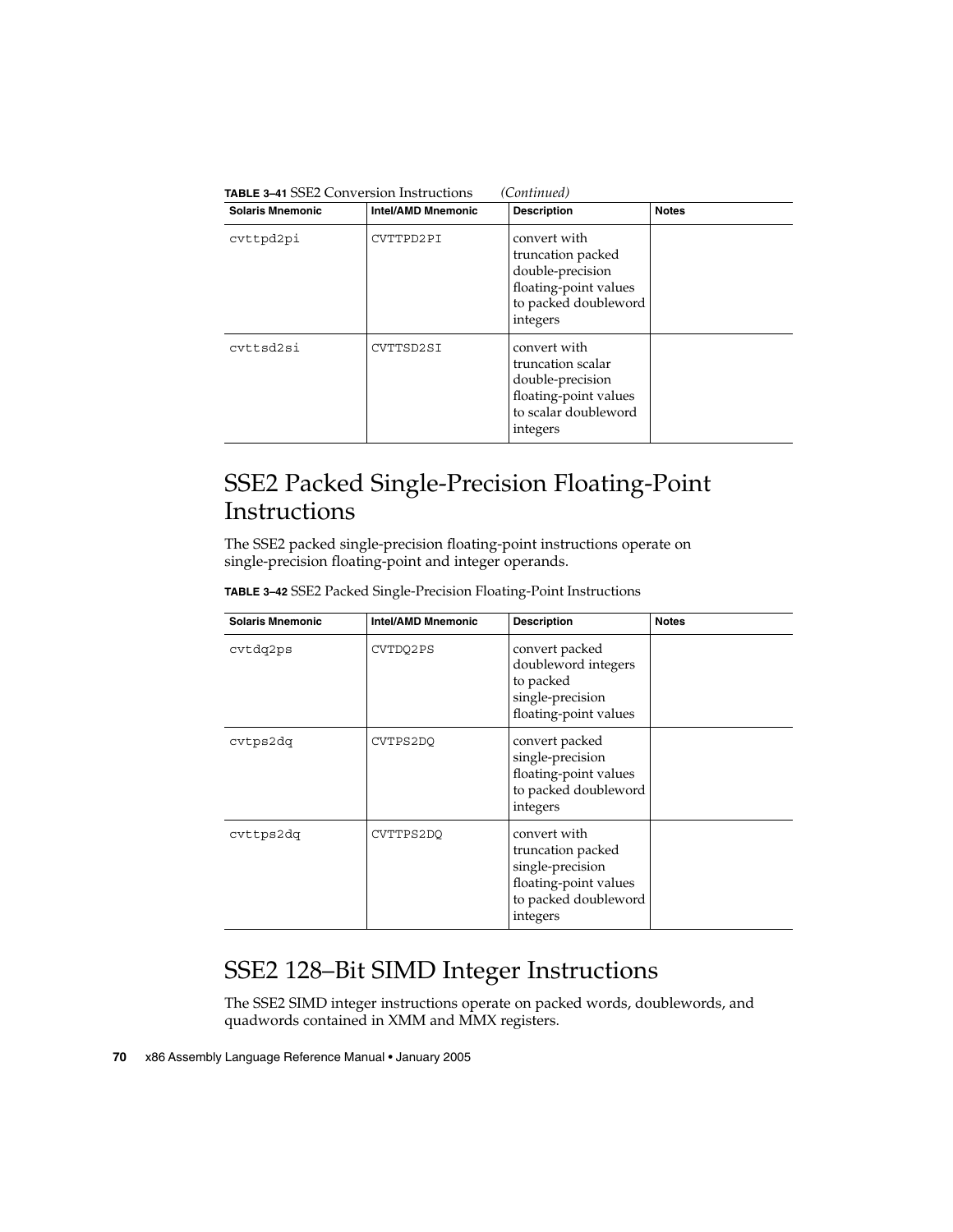**TABLE 3–41** SSE2 Conversion Instructions *(Continued)*

| Solaris Mnemonic | Intel/AMD Mnemonic | Description | Notes |
| --- | --- | --- | --- |
| cvttpd2pi | CVTTPD2PI | convert with truncation packed double-precision floating-point values to packed doubleword integers | |
| cvttsd2si | CVTTSD2SI | convert with truncation scalar double-precision floating-point values to scalar doubleword integers | |

## SSE2 Packed Single-Precision Floating-Point Instructions

The SSE2 packed single-precision floating-point instructions operate on single-precision floating-point and integer operands.

**TABLE 3–42** SSE2 Packed Single-Precision Floating-Point Instructions

| Solaris Mnemonic | Intel/AMD Mnemonic | Description | Notes |
| --- | --- | --- | --- |
| cvtdq2ps | CVTDQ2PS | convert packed doubleword integers to packed single-precision floating-point values | |
| cvtps2dq | CVTPS2DQ | convert packed single-precision floating-point values to packed doubleword integers | |
| cvttps2dq | CVTTPS2DQ | convert with truncation packed single-precision floating-point values to packed doubleword integers | |

## SSE2 128–Bit SIMD Integer Instructions

The SSE2 SIMD integer instructions operate on packed words, doublewords, and quadwords contained in XMM and MMX registers.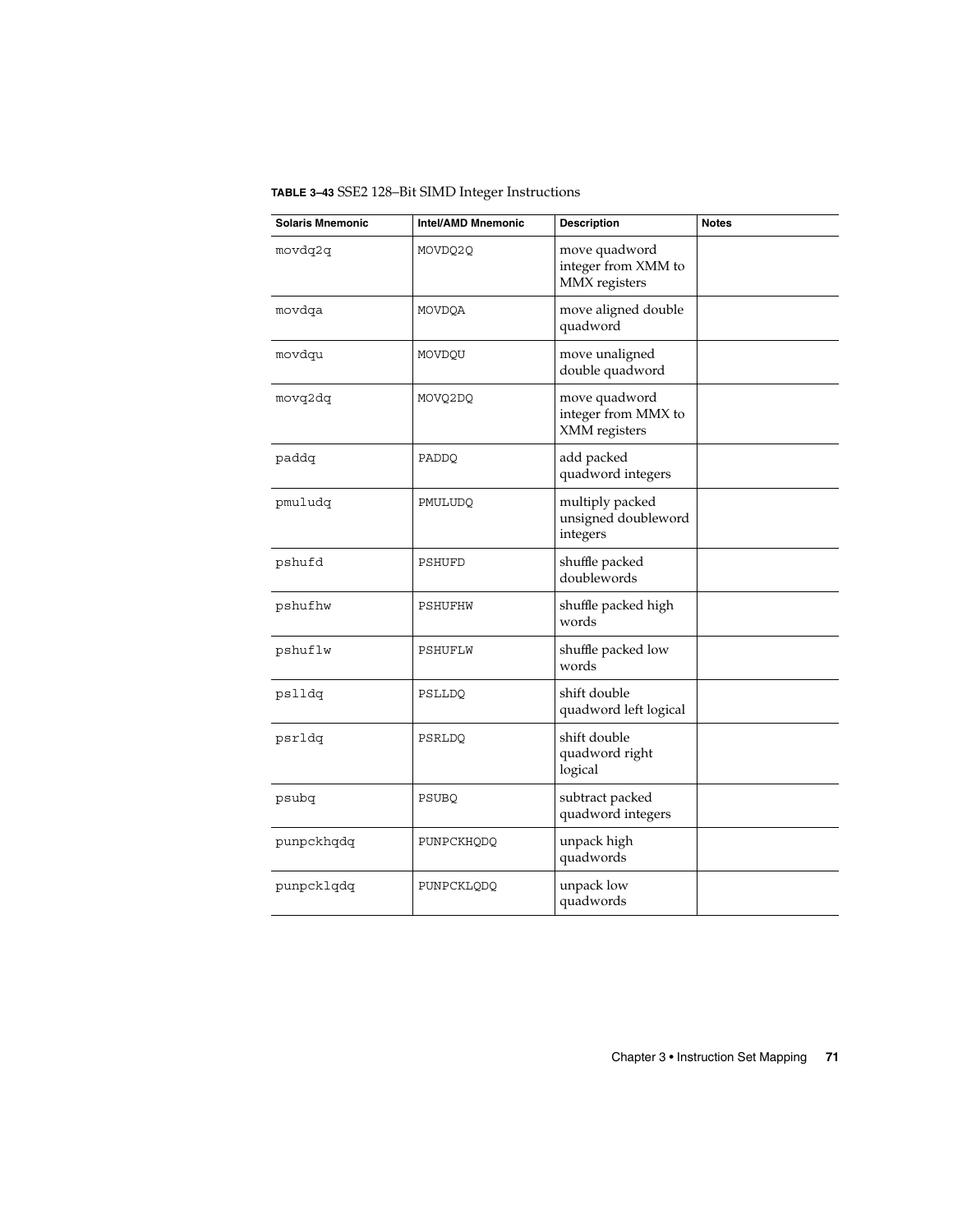**TABLE 3–43** SSE2 128–Bit SIMD Integer Instructions

| Solaris Mnemonic | Intel/AMD Mnemonic | Description | Notes |
| --- | --- | --- | --- |
| movdq2q | MOVDQ2Q | move quadword integer from XMM to MMX registers | |
| movdqa | MOVDQA | move aligned double quadword | |
| movdqu | MOVDQU | move unaligned double quadword | |
| movq2dq | MOVQ2DQ | move quadword integer from MMX to XMM registers | |
| paddq | PADDQ | add packed quadword integers | |
| pmuludq | PMULUDQ | multiply packed unsigned doubleword integers | |
| pshufd | PSHUFD | shuffle packed doublewords | |
| pshufhw | PSHUFHW | shuffle packed high words | |
| pshuflw | PSHUFLW | shuffle packed low words | |
| pslldq | PSLLDQ | shift double quadword left logical | |
| psrldq | PSRLDQ | shift double quadword right logical | |
| psubq | PSUBQ | subtract packed quadword integers | |
| punpckhqdq | PUNPCKHQDQ | unpack high quadwords | |
| punpcklqdq | PUNPCKLQDQ | unpack low quadwords | |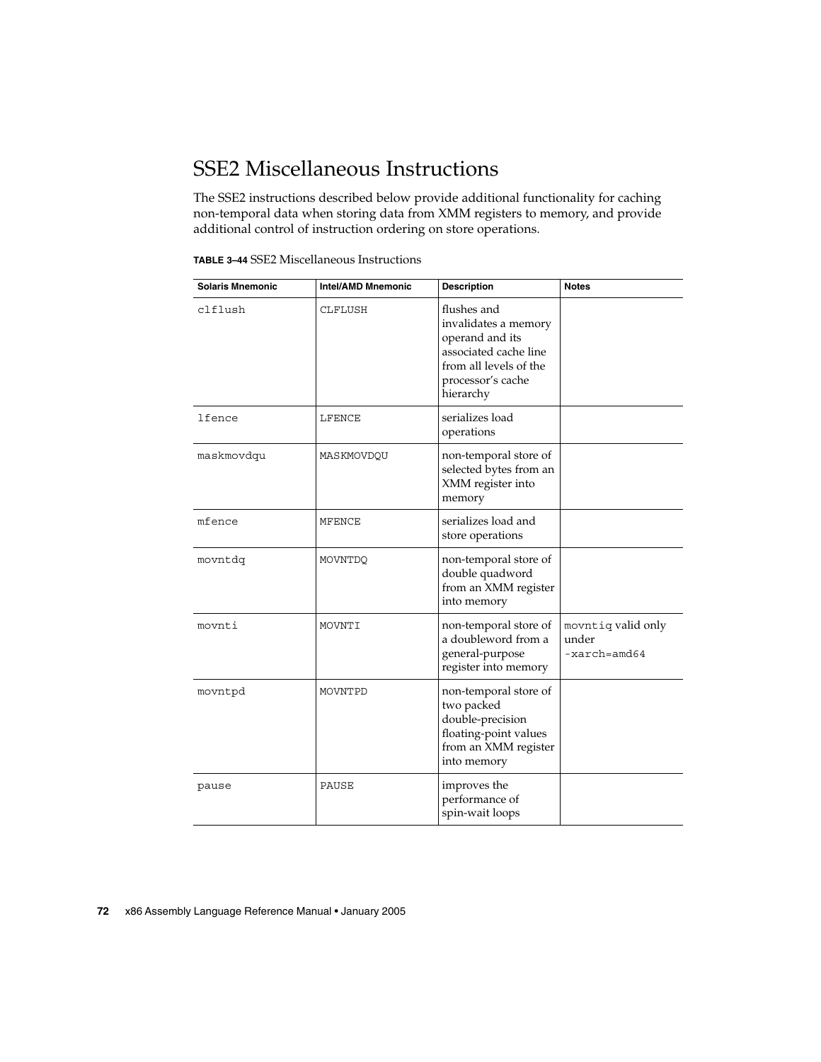## SSE2 Miscellaneous Instructions

The SSE2 instructions described below provide additional functionality for caching non-temporal data when storing data from XMM registers to memory, and provide additional control of instruction ordering on store operations.

**TABLE 3–44** SSE2 Miscellaneous Instructions

| Solaris Mnemonic | Intel/AMD Mnemonic | Description | Notes |
|---|---|---|---|
| `clflush` | `CLFLUSH` | flushes and invalidates a memory operand and its associated cache line from all levels of the processor's cache hierarchy | |
| `lfence` | `LFENCE` | serializes load operations | |
| `maskmovdqu` | `MASKMOVDQU` | non-temporal store of selected bytes from an XMM register into memory | |
| `mfence` | `MFENCE` | serializes load and store operations | |
| `movntdq` | `MOVNTDQ` | non-temporal store of double quadword from an XMM register into memory | |
| `movnti` | `MOVNTI` | non-temporal store of a doubleword from a general-purpose register into memory | `movntiq` valid only under `-xarch=amd64` |
| `movntpd` | `MOVNTPD` | non-temporal store of two packed double-precision floating-point values from an XMM register into memory | |
| `pause` | `PAUSE` | improves the performance of spin-wait loops | |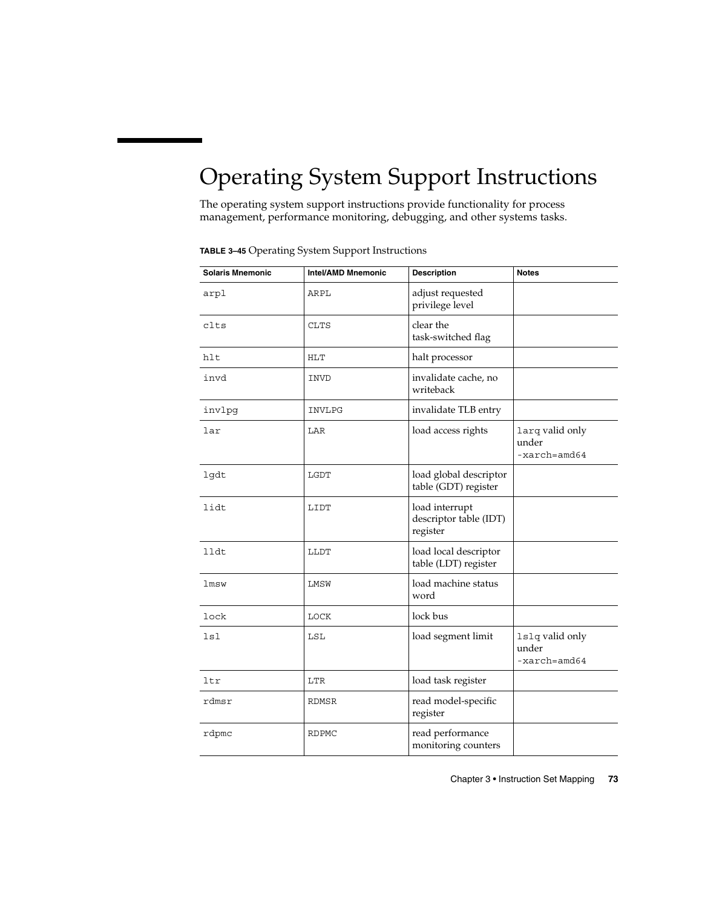# Operating System Support Instructions

The operating system support instructions provide functionality for process management, performance monitoring, debugging, and other systems tasks.

**TABLE 3–45** Operating System Support Instructions

| Solaris Mnemonic | Intel/AMD Mnemonic | Description | Notes |
|---|---|---|---|
| `arpl` | `ARPL` | adjust requested privilege level | |
| `clts` | `CLTS` | clear the task-switched flag | |
| `hlt` | `HLT` | halt processor | |
| `invd` | `INVD` | invalidate cache, no writeback | |
| `invlpg` | `INVLPG` | invalidate TLB entry | |
| `lar` | `LAR` | load access rights | `larq` valid only under `-xarch=amd64` |
| `lgdt` | `LGDT` | load global descriptor table (GDT) register | |
| `lidt` | `LIDT` | load interrupt descriptor table (IDT) register | |
| `lldt` | `LLDT` | load local descriptor table (LDT) register | |
| `lmsw` | `LMSW` | load machine status word | |
| `lock` | `LOCK` | lock bus | |
| `lsl` | `LSL` | load segment limit | `lslq` valid only under `-xarch=amd64` |
| `ltr` | `LTR` | load task register | |
| `rdmsr` | `RDMSR` | read model-specific register | |
| `rdpmc` | `RDPMC` | read performance monitoring counters | |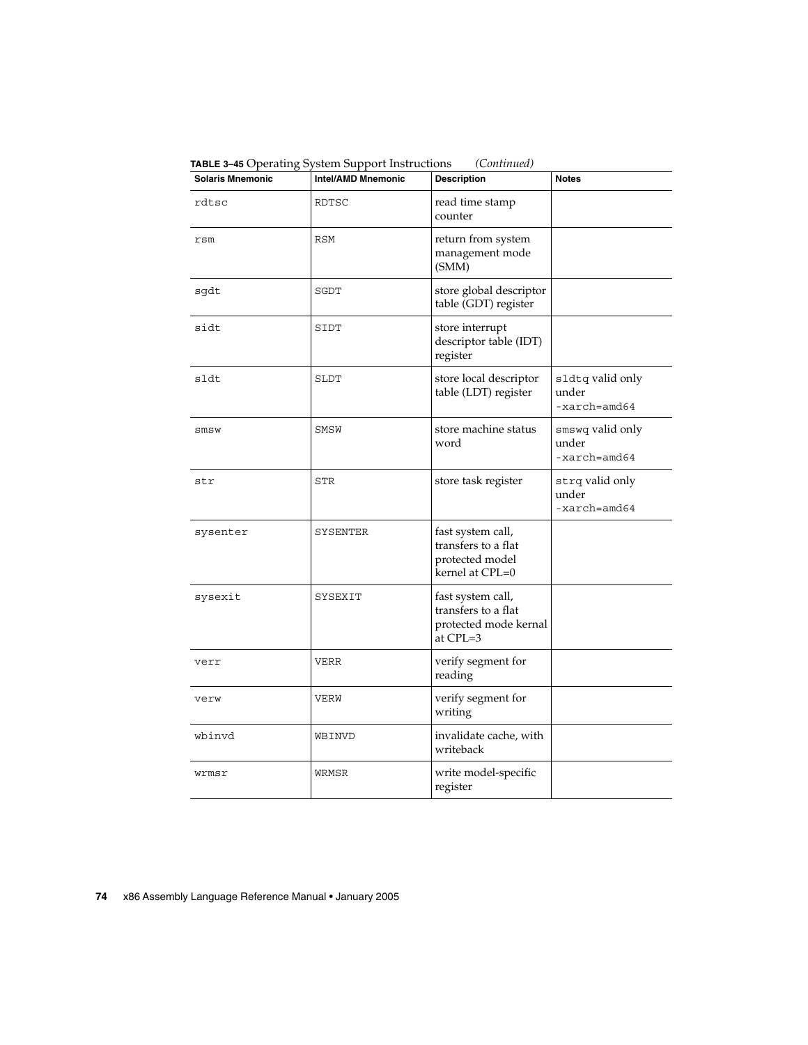**TABLE 3–45** Operating System Support Instructions *(Continued)*

| Solaris Mnemonic | Intel/AMD Mnemonic | Description | Notes |
|---|---|---|---|
| `rdtsc` | `RDTSC` | read time stamp counter | |
| `rsm` | `RSM` | return from system management mode (SMM) | |
| `sgdt` | `SGDT` | store global descriptor table (GDT) register | |
| `sidt` | `SIDT` | store interrupt descriptor table (IDT) register | |
| `sldt` | `SLDT` | store local descriptor table (LDT) register | `sldtq` valid only under `-xarch=amd64` |
| `smsw` | `SMSW` | store machine status word | `smswq` valid only under `-xarch=amd64` |
| `str` | `STR` | store task register | `strq` valid only under `-xarch=amd64` |
| `sysenter` | `SYSENTER` | fast system call, transfers to a flat protected model kernel at CPL=0 | |
| `sysexit` | `SYSEXIT` | fast system call, transfers to a flat protected mode kernal at CPL=3 | |
| `verr` | `VERR` | verify segment for reading | |
| `verw` | `VERW` | verify segment for writing | |
| `wbinvd` | `WBINVD` | invalidate cache, with writeback | |
| `wrmsr` | `WRMSR` | write model-specific register | |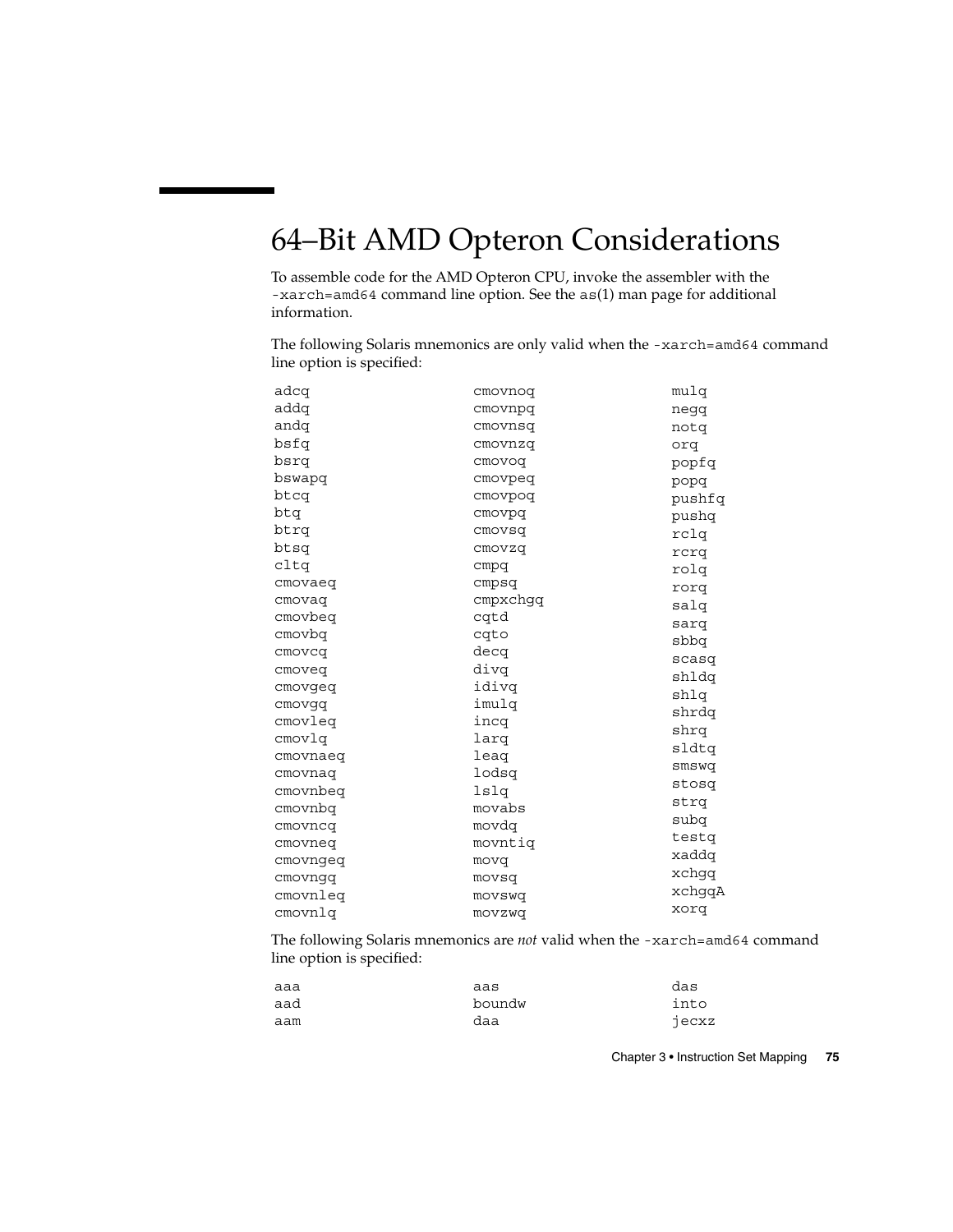# 64–Bit AMD Opteron Considerations

To assemble code for the AMD Opteron CPU, invoke the assembler with the `-xarch=amd64` command line option. See the `as(1)` man page for additional information.

The following Solaris mnemonics are only valid when the `-xarch=amd64` command line option is specified:

```
adcq        cmovnoq     mulq
addq        cmovnpq     negq
andq        cmovnsq     notq
bsfq        cmovnzq     orq
bsrq        cmovoq      popfq
bswapq      cmovpeq     popq
btcq        cmovpoq     pushfq
btq         cmovpq      pushq
btrq        cmovsq      rclq
btsq        cmovzq      rcrq
cltq        cmpq        rolq
cmovaeq     cmpsq       rorq
cmovaq      cmpxchgq    salq
cmovbeq     cqtd        sarq
cmovbq      cqto        sbbq
cmovcq      decq        scasq
cmoveq      divq        shldq
cmovgeq     idivq       shlq
cmovgq      imulq       shrdq
cmovleq     incq        shrq
cmovlq      larq        sldtq
cmovnaeq    leaq        smswq
cmovnaq     lodsq       stosq
cmovnbeq    lslq        strq
cmovnbq     movabs      subq
cmovncq     movdq       testq
cmovneq     movntiq     xaddq
cmovngeq    movq        xchgq
cmovngq     movsq       xchgqA
cmovnleq    movswq      xorq
cmovnlq     movzwq
```

The following Solaris mnemonics are *not* valid when the `-xarch=amd64` command line option is specified:

```
aaa         aas         das
aad         boundw      into
aam         daa         jecxz
```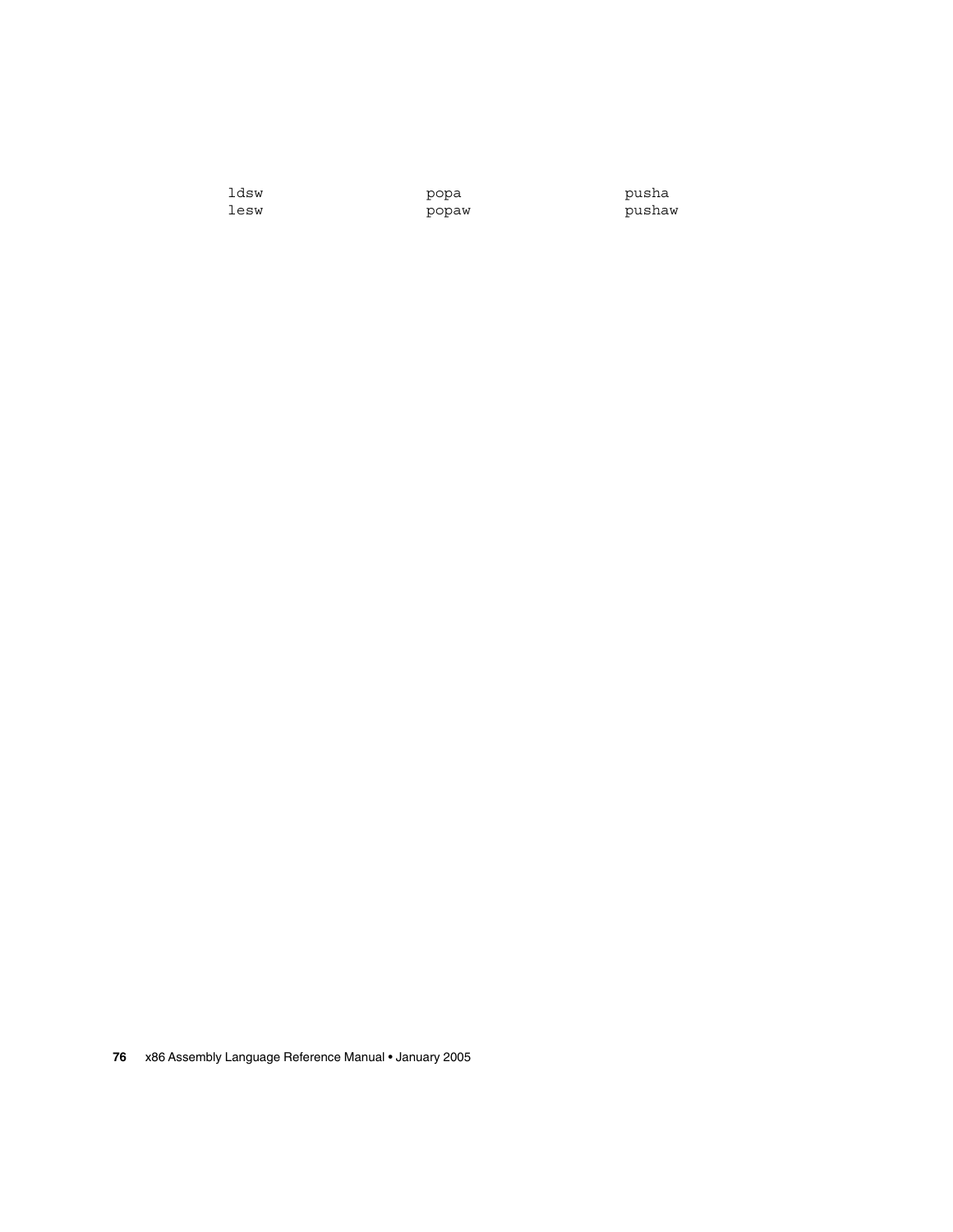```
ldsw        popa        pusha
lesw        popaw       pushaw
```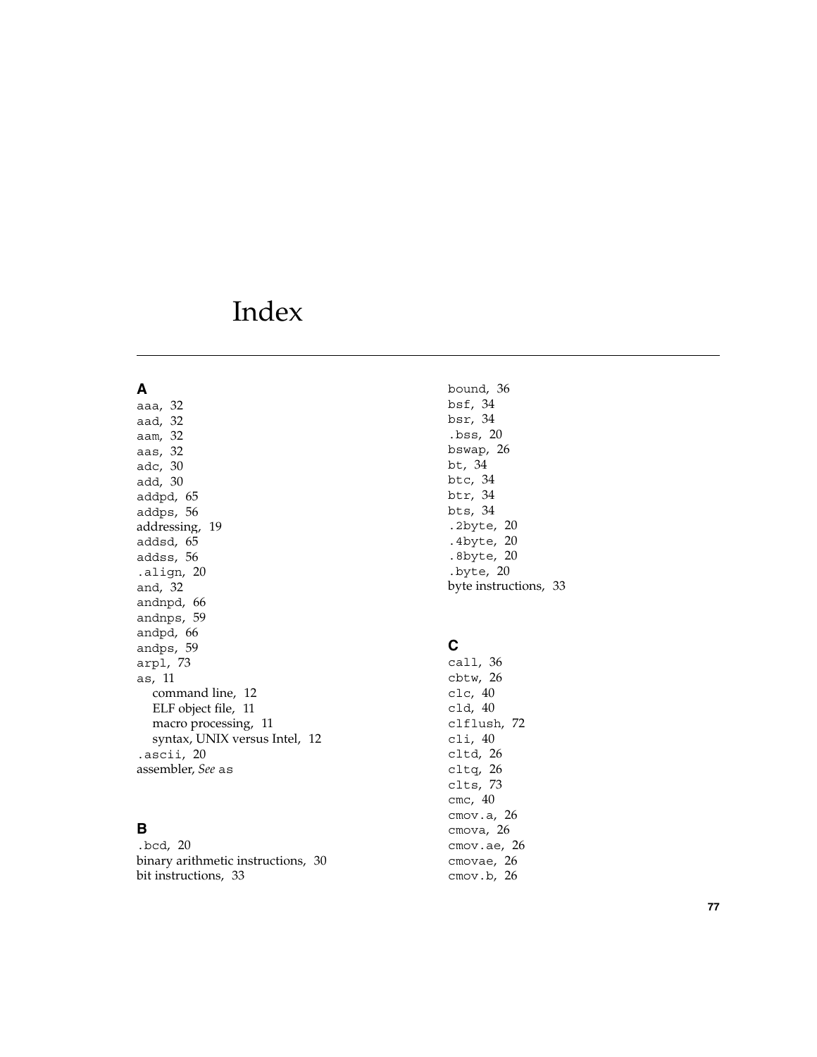# Index

## A

aaa, 32
aad, 32
aam, 32
aas, 32
adc, 30
add, 30
addpd, 65
addps, 56
addressing, 19
addsd, 65
addss, 56
.align, 20
and, 32
andnpd, 66
andnps, 59
andpd, 66
andps, 59
arpl, 73
as, 11
  command line, 12
  ELF object file, 11
  macro processing, 11
  syntax, UNIX versus Intel, 12
.ascii, 20
assembler, *See* as

## B

.bcd, 20
binary arithmetic instructions, 30
bit instructions, 33
bound, 36
bsf, 34
bsr, 34
.bss, 20
bswap, 26
bt, 34
btc, 34
btr, 34
bts, 34
.2byte, 20
.4byte, 20
.8byte, 20
.byte, 20
byte instructions, 33

## C

call, 36
cbtw, 26
clc, 40
cld, 40
clflush, 72
cli, 40
cltd, 26
cltq, 26
clts, 73
cmc, 40
cmov.a, 26
cmova, 26
cmov.ae, 26
cmovae, 26
cmov.b, 26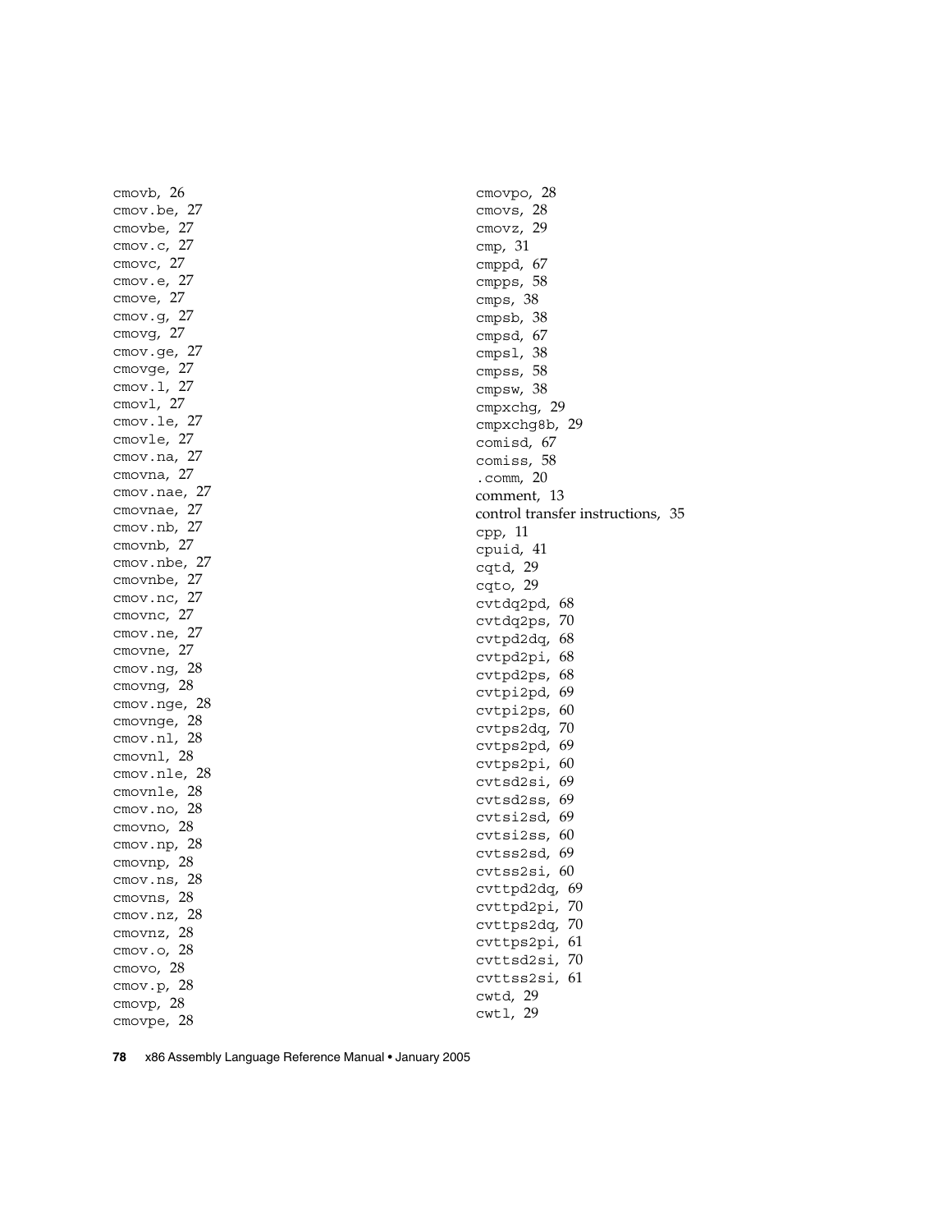cmovb, 26
cmov.be, 27
cmovbe, 27
cmov.c, 27
cmovc, 27
cmov.e, 27
cmove, 27
cmov.g, 27
cmovg, 27
cmov.ge, 27
cmovge, 27
cmov.l, 27
cmovl, 27
cmov.le, 27
cmovle, 27
cmov.na, 27
cmovna, 27
cmov.nae, 27
cmovnae, 27
cmov.nb, 27
cmovnb, 27
cmov.nbe, 27
cmovnbe, 27
cmov.nc, 27
cmovnc, 27
cmov.ne, 27
cmovne, 27
cmov.ng, 28
cmovng, 28
cmov.nge, 28
cmovnge, 28
cmov.nl, 28
cmovnl, 28
cmov.nle, 28
cmovnle, 28
cmov.no, 28
cmovno, 28
cmov.np, 28
cmovnp, 28
cmov.ns, 28
cmovns, 28
cmov.nz, 28
cmovnz, 28
cmov.o, 28
cmovo, 28
cmov.p, 28
cmovp, 28
cmovpe, 28
cmovpo, 28
cmovs, 28
cmovz, 29
cmp, 31
cmppd, 67
cmpps, 58
cmps, 38
cmpsb, 38
cmpsd, 67
cmpsl, 38
cmpss, 58
cmpsw, 38
cmpxchg, 29
cmpxchg8b, 29
comisd, 67
comiss, 58
.comm, 20
comment, 13
control transfer instructions, 35
cpp, 11
cpuid, 41
cqtd, 29
cqto, 29
cvtdq2pd, 68
cvtdq2ps, 70
cvtpd2dq, 68
cvtpd2pi, 68
cvtpd2ps, 68
cvtpi2pd, 69
cvtpi2ps, 60
cvtps2dq, 70
cvtps2pd, 69
cvtps2pi, 60
cvtsd2si, 69
cvtsd2ss, 69
cvtsi2sd, 69
cvtsi2ss, 60
cvtss2sd, 69
cvtss2si, 60
cvttpd2dq, 69
cvttpd2pi, 70
cvttps2dq, 70
cvttps2pi, 61
cvttsd2si, 70
cvttss2si, 61
cwtd, 29
cwtl, 29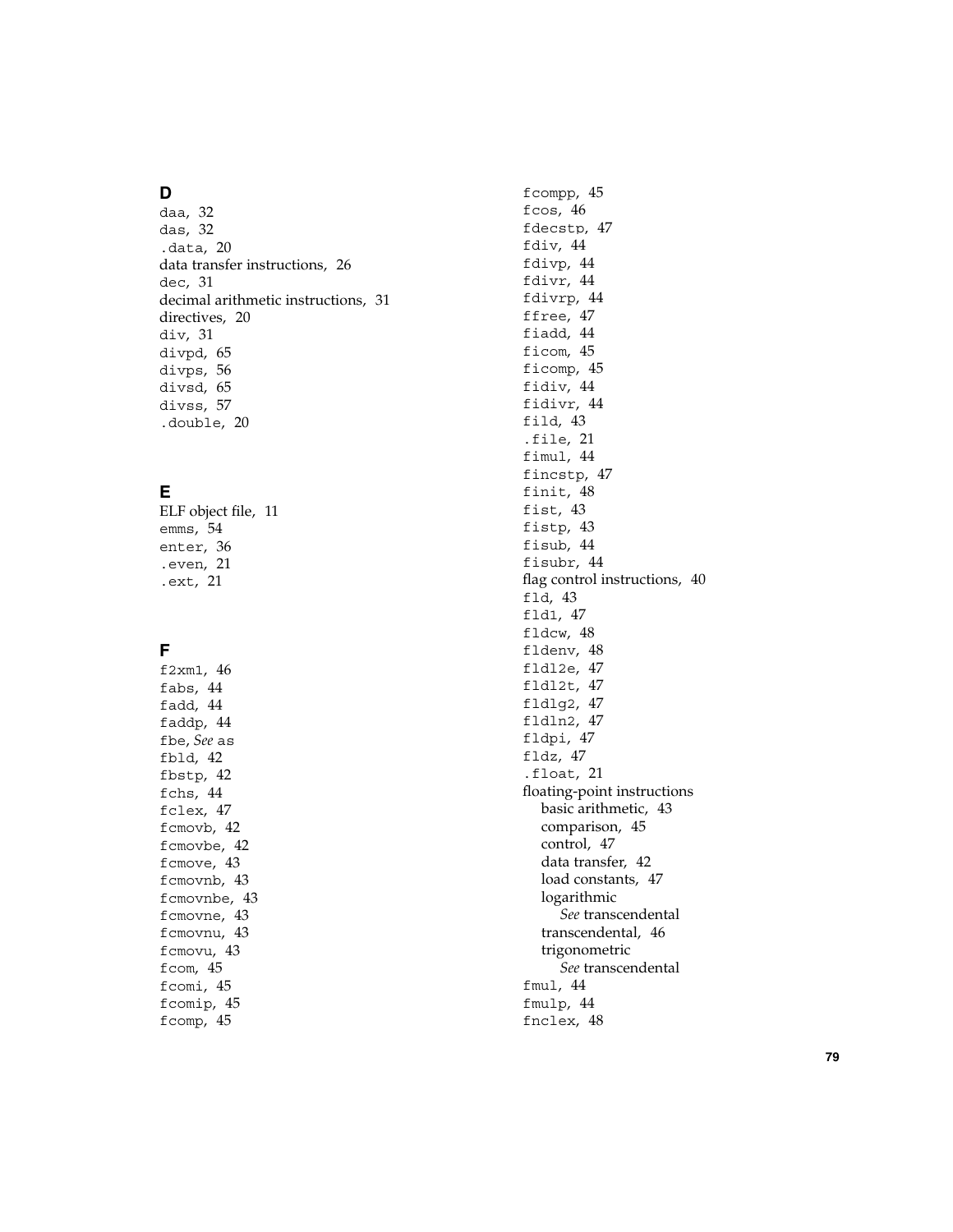## D

`daa`, 32
`das`, 32
`.data`, 20
data transfer instructions, 26
`dec`, 31
decimal arithmetic instructions, 31
directives, 20
`div`, 31
`divpd`, 65
`divps`, 56
`divsd`, 65
`divss`, 57
`.double`, 20

## E

ELF object file, 11
`emms`, 54
`enter`, 36
`.even`, 21
`.ext`, 21

## F

`f2xm1`, 46
`fabs`, 44
`fadd`, 44
`faddp`, 44
`fbe`, *See* `as`
`fbld`, 42
`fbstp`, 42
`fchs`, 44
`fclex`, 47
`fcmovb`, 42
`fcmovbe`, 42
`fcmove`, 43
`fcmovnb`, 43
`fcmovnbe`, 43
`fcmovne`, 43
`fcmovnu`, 43
`fcmovu`, 43
`fcom`, 45
`fcomi`, 45
`fcomip`, 45
`fcomp`, 45
`fcompp`, 45
`fcos`, 46
`fdecstp`, 47
`fdiv`, 44
`fdivp`, 44
`fdivr`, 44
`fdivrp`, 44
`ffree`, 47
`fiadd`, 44
`ficom`, 45
`ficomp`, 45
`fidiv`, 44
`fidivr`, 44
`fild`, 43
`.file`, 21
`fimul`, 44
`fincstp`, 47
`finit`, 48
`fist`, 43
`fistp`, 43
`fisub`, 44
`fisubr`, 44
flag control instructions, 40
`fld`, 43
`fld1`, 47
`fldcw`, 48
`fldenv`, 48
`fldl2e`, 47
`fldl2t`, 47
`fldlg2`, 47
`fldln2`, 47
`fldpi`, 47
`fldz`, 47
`.float`, 21
floating-point instructions
- basic arithmetic, 43
- comparison, 45
- control, 47
- data transfer, 42
- load constants, 47
- logarithmic
  - *See* transcendental
- transcendental, 46
- trigonometric
  - *See* transcendental

`fmul`, 44
`fmulp`, 44
`fnclex`, 48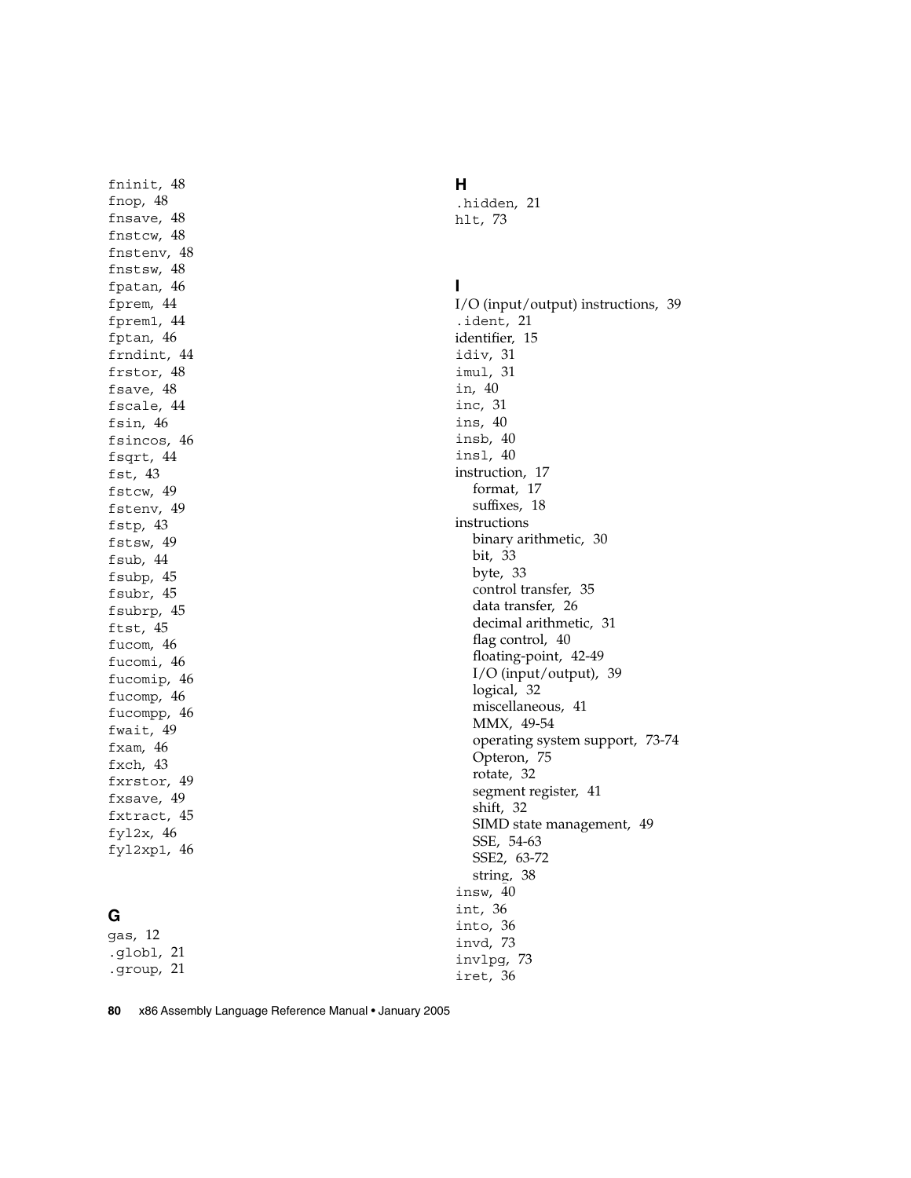fninit, 48
fnop, 48
fnsave, 48
fnstcw, 48
fnstenv, 48
fnstsw, 48
fpatan, 46
fprem, 44
fprem1, 44
fptan, 46
frndint, 44
frstor, 48
fsave, 48
fscale, 44
fsin, 46
fsincos, 46
fsqrt, 44
fst, 43
fstcw, 49
fstenv, 49
fstp, 43
fstsw, 49
fsub, 44
fsubp, 45
fsubr, 45
fsubrp, 45
ftst, 45
fucom, 46
fucomi, 46
fucomip, 46
fucomp, 46
fucompp, 46
fwait, 49
fxam, 46
fxch, 43
fxrstor, 49
fxsave, 49
fxtract, 45
fyl2x, 46
fyl2xp1, 46

## G

gas, 12
.globl, 21
.group, 21

## H

.hidden, 21
hlt, 73

## I

I/O (input/output) instructions, 39
.ident, 21
identifier, 15
idiv, 31
imul, 31
in, 40
inc, 31
ins, 40
insb, 40
insl, 40
instruction, 17
  format, 17
  suffixes, 18
instructions
  binary arithmetic, 30
  bit, 33
  byte, 33
  control transfer, 35
  data transfer, 26
  decimal arithmetic, 31
  flag control, 40
  floating-point, 42-49
  I/O (input/output), 39
  logical, 32
  miscellaneous, 41
  MMX, 49-54
  operating system support, 73-74
  Opteron, 75
  rotate, 32
  segment register, 41
  shift, 32
  SIMD state management, 49
  SSE, 54-63
  SSE2, 63-72
  string, 38
insw, 40
int, 36
into, 36
invd, 73
invlpg, 73
iret, 36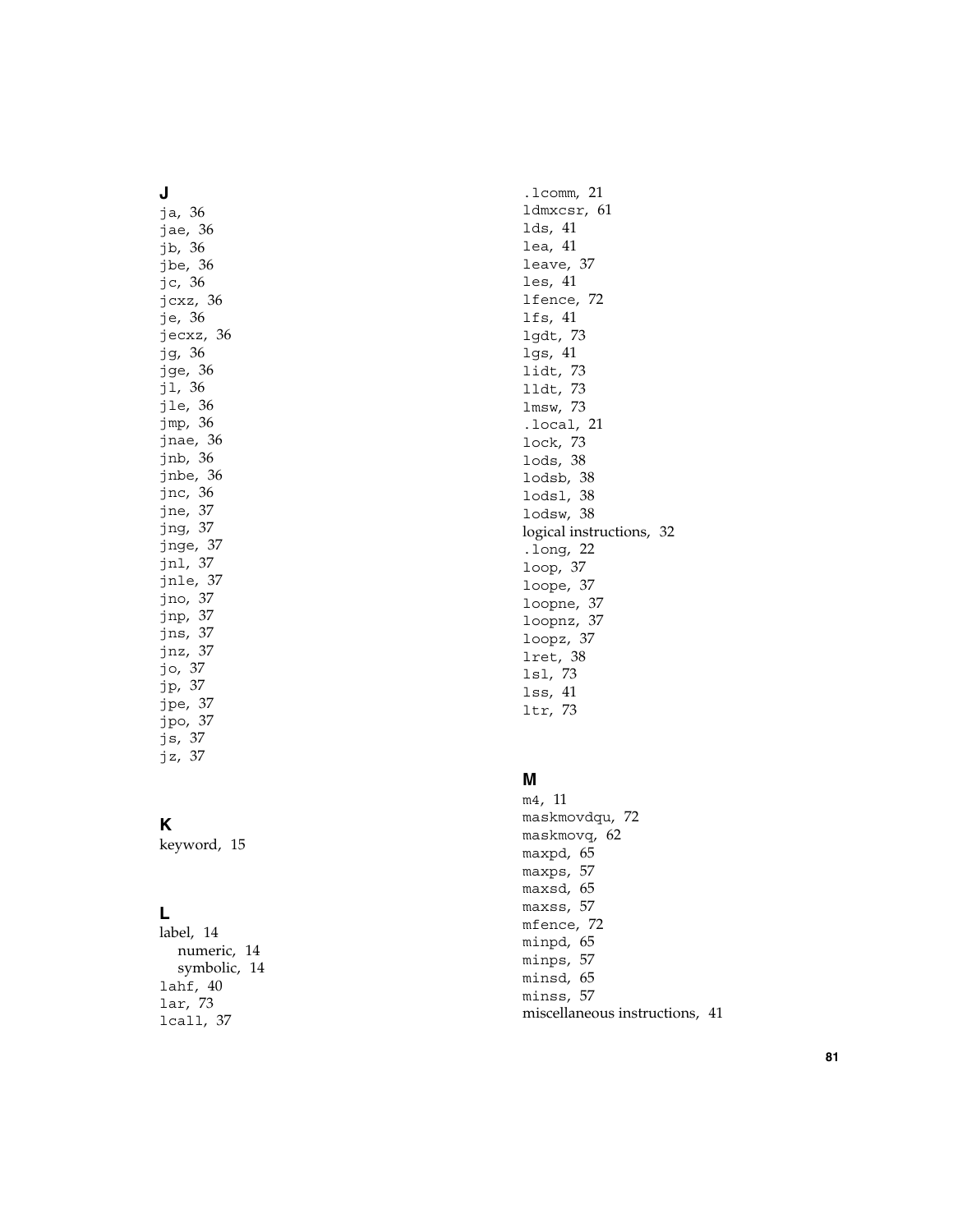## J

ja, 36
jae, 36
jb, 36
jbe, 36
jc, 36
jcxz, 36
je, 36
jecxz, 36
jg, 36
jge, 36
jl, 36
jle, 36
jmp, 36
jnae, 36
jnb, 36
jnbe, 36
jnc, 36
jne, 37
jng, 37
jnge, 37
jnl, 37
jnle, 37
jno, 37
jnp, 37
jns, 37
jnz, 37
jo, 37
jp, 37
jpe, 37
jpo, 37
js, 37
jz, 37

## K

keyword, 15

## L

label, 14
  numeric, 14
  symbolic, 14
lahf, 40
lar, 73
lcall, 37
.lcomm, 21
ldmxcsr, 61
lds, 41
lea, 41
leave, 37
les, 41
lfence, 72
lfs, 41
lgdt, 73
lgs, 41
lidt, 73
lldt, 73
lmsw, 73
.local, 21
lock, 73
lods, 38
lodsb, 38
lodsl, 38
lodsw, 38
logical instructions, 32
.long, 22
loop, 37
loope, 37
loopne, 37
loopnz, 37
loopz, 37
lret, 38
lsl, 73
lss, 41
ltr, 73

## M

m4, 11
maskmovdqu, 72
maskmovq, 62
maxpd, 65
maxps, 57
maxsd, 65
maxss, 57
mfence, 72
minpd, 65
minps, 57
minsd, 65
minss, 57
miscellaneous instructions, 41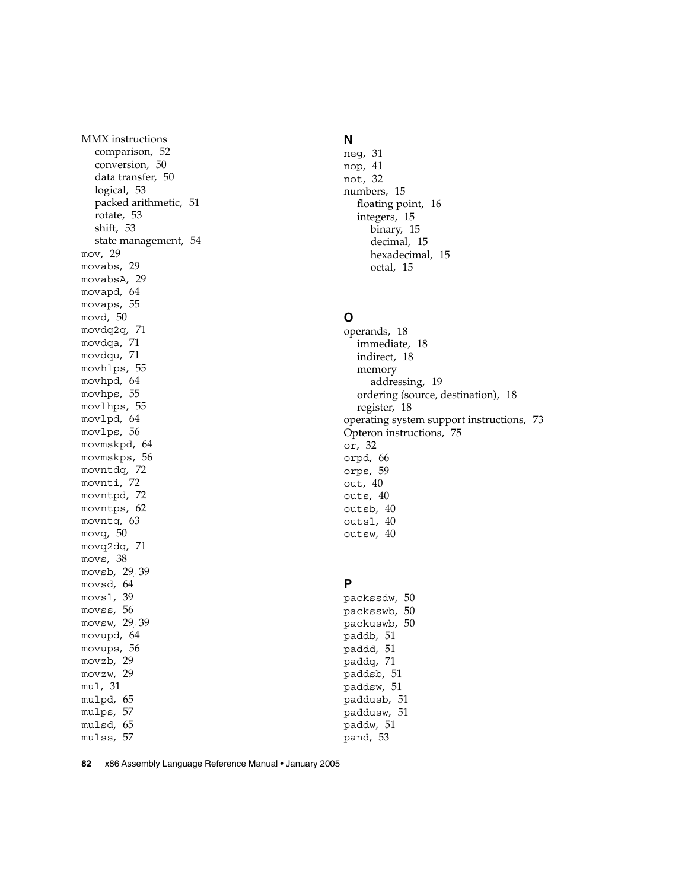MMX instructions
- comparison, 52
- conversion, 50
- data transfer, 50
- logical, 53
- packed arithmetic, 51
- rotate, 53
- shift, 53
- state management, 54

mov, 29
movabs, 29
movabsA, 29
movapd, 64
movaps, 55
movd, 50
movdq2q, 71
movdqa, 71
movdqu, 71
movhlps, 55
movhpd, 64
movhps, 55
movlhps, 55
movlpd, 64
movlps, 56
movmskpd, 64
movmskps, 56
movntdq, 72
movnti, 72
movntpd, 72
movntps, 62
movntq, 63
movq, 50
movq2dq, 71
movs, 38
movsb, 29, 39
movsd, 64
movsl, 39
movss, 56
movsw, 29, 39
movupd, 64
movups, 56
movzb, 29
movzw, 29
mul, 31
mulpd, 65
mulps, 57
mulsd, 65
mulss, 57

## N

neg, 31
nop, 41
not, 32
numbers, 15
- floating point, 16
- integers, 15
  - binary, 15
  - decimal, 15
  - hexadecimal, 15
  - octal, 15

## O

operands, 18
- immediate, 18
- indirect, 18
- memory
  - addressing, 19
- ordering (source, destination), 18
- register, 18

operating system support instructions, 73
Opteron instructions, 75
or, 32
orpd, 66
orps, 59
out, 40
outs, 40
outsb, 40
outsl, 40
outsw, 40

## P

packssdw, 50
packsswb, 50
packuswb, 50
paddb, 51
paddd, 51
paddq, 71
paddsb, 51
paddsw, 51
paddusb, 51
paddusw, 51
paddw, 51
pand, 53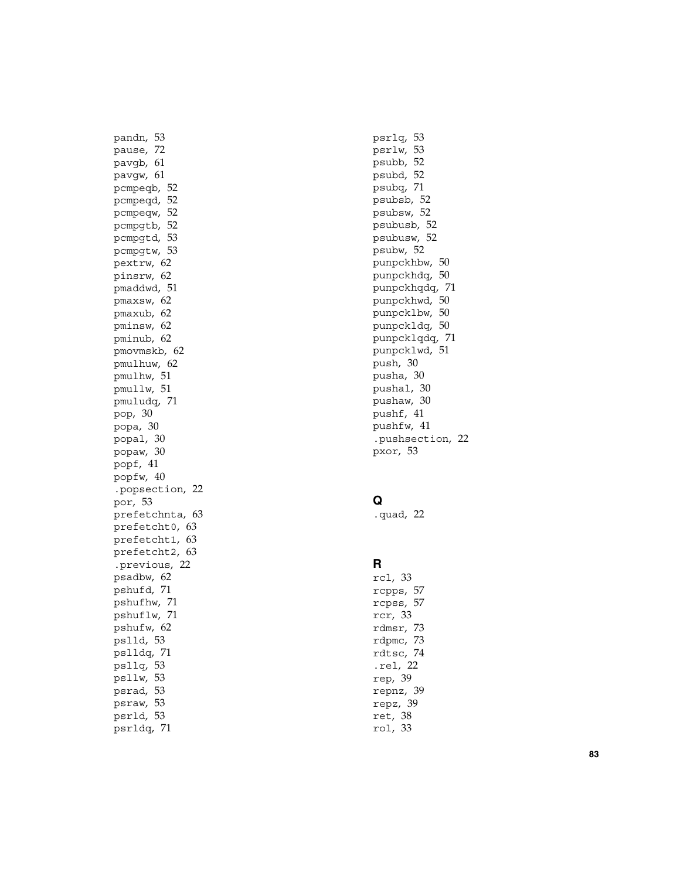pandn, 53
pause, 72
pavgb, 61
pavgw, 61
pcmpeqb, 52
pcmpeqd, 52
pcmpeqw, 52
pcmpgtb, 52
pcmpgtd, 53
pcmpgtw, 53
pextrw, 62
pinsrw, 62
pmaddwd, 51
pmaxsw, 62
pmaxub, 62
pminsw, 62
pminub, 62
pmovmskb, 62
pmulhuw, 62
pmulhw, 51
pmullw, 51
pmuludq, 71
pop, 30
popa, 30
popal, 30
popaw, 30
popf, 41
popfw, 40
.popsection, 22
por, 53
prefetchnta, 63
prefetcht0, 63
prefetcht1, 63
prefetcht2, 63
.previous, 22
psadbw, 62
pshufd, 71
pshufhw, 71
pshuflw, 71
pshufw, 62
pslld, 53
pslldq, 71
psllq, 53
psllw, 53
psrad, 53
psraw, 53
psrld, 53
psrldq, 71
psrlq, 53
psrlw, 53
psubb, 52
psubd, 52
psubq, 71
psubsb, 52
psubsw, 52
psubusb, 52
psubusw, 52
psubw, 52
punpckhbw, 50
punpckhdq, 50
punpckhqdq, 71
punpckhwd, 50
punpcklbw, 50
punpckldq, 50
punpcklqdq, 71
punpcklwd, 51
push, 30
pusha, 30
pushal, 30
pushaw, 30
pushf, 41
pushfw, 41
.pushsection, 22
pxor, 53

## Q

.quad, 22

## R

rcl, 33
rcpps, 57
rcpss, 57
rcr, 33
rdmsr, 73
rdpmc, 73
rdtsc, 74
.rel, 22
rep, 39
repnz, 39
repz, 39
ret, 38
rol, 33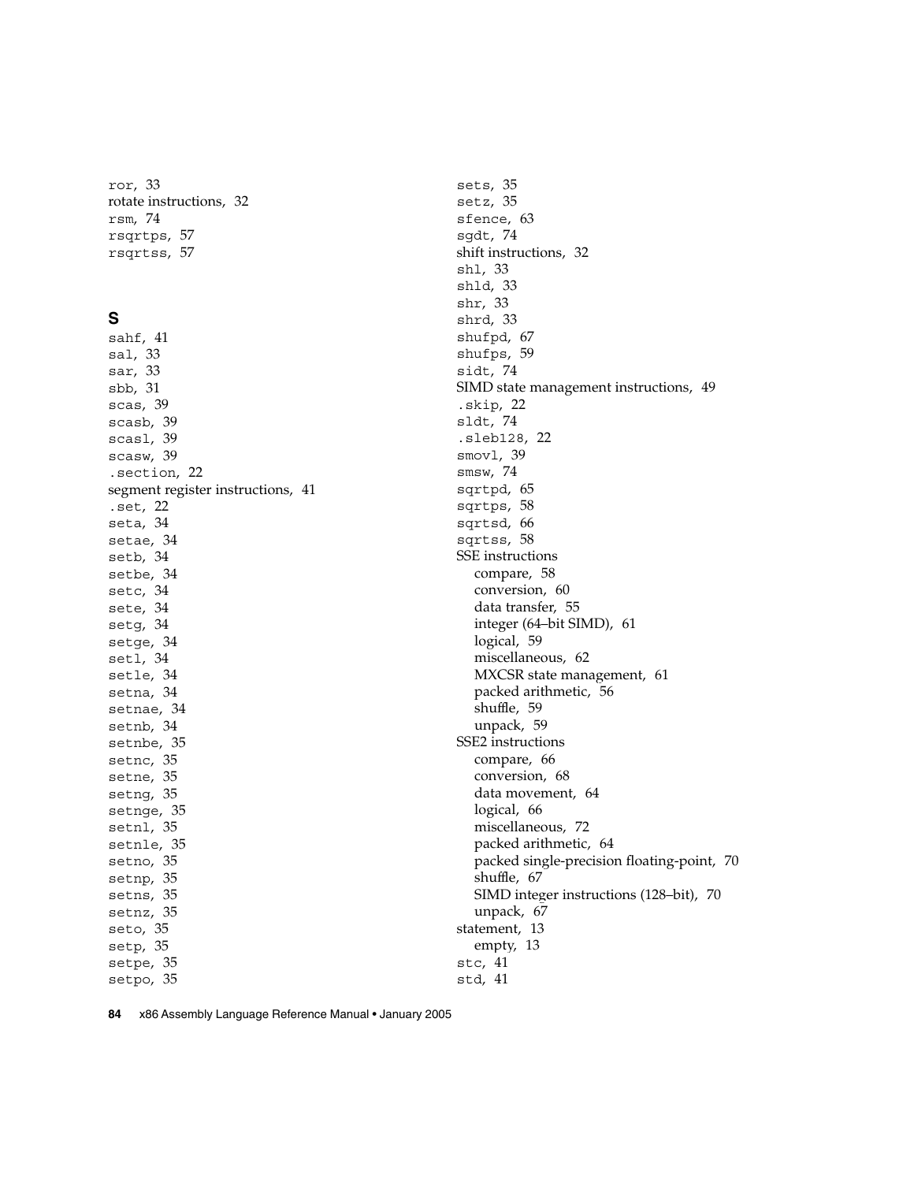ror, 33
rotate instructions, 32
rsm, 74
rsqrtps, 57
rsqrtss, 57

## S

sahf, 41
sal, 33
sar, 33
sbb, 31
scas, 39
scasb, 39
scasl, 39
scasw, 39
.section, 22
segment register instructions, 41
.set, 22
seta, 34
setae, 34
setb, 34
setbe, 34
setc, 34
sete, 34
setg, 34
setge, 34
setl, 34
setle, 34
setna, 34
setnae, 34
setnb, 34
setnbe, 35
setnc, 35
setne, 35
setng, 35
setnge, 35
setnl, 35
setnle, 35
setno, 35
setnp, 35
setns, 35
setnz, 35
seto, 35
setp, 35
setpe, 35
setpo, 35
sets, 35
setz, 35
sfence, 63
sgdt, 74
shift instructions, 32
shl, 33
shld, 33
shr, 33
shrd, 33
shufpd, 67
shufps, 59
sidt, 74
SIMD state management instructions, 49
.skip, 22
sldt, 74
.sleb128, 22
smovl, 39
smsw, 74
sqrtpd, 65
sqrtps, 58
sqrtsd, 66
sqrtss, 58
SSE instructions
- compare, 58
- conversion, 60
- data transfer, 55
- integer (64–bit SIMD), 61
- logical, 59
- miscellaneous, 62
- MXCSR state management, 61
- packed arithmetic, 56
- shuffle, 59
- unpack, 59

SSE2 instructions
- compare, 66
- conversion, 68
- data movement, 64
- logical, 66
- miscellaneous, 72
- packed arithmetic, 64
- packed single-precision floating-point, 70
- shuffle, 67
- SIMD integer instructions (128–bit), 70
- unpack, 67

statement, 13
- empty, 13

stc, 41
std, 41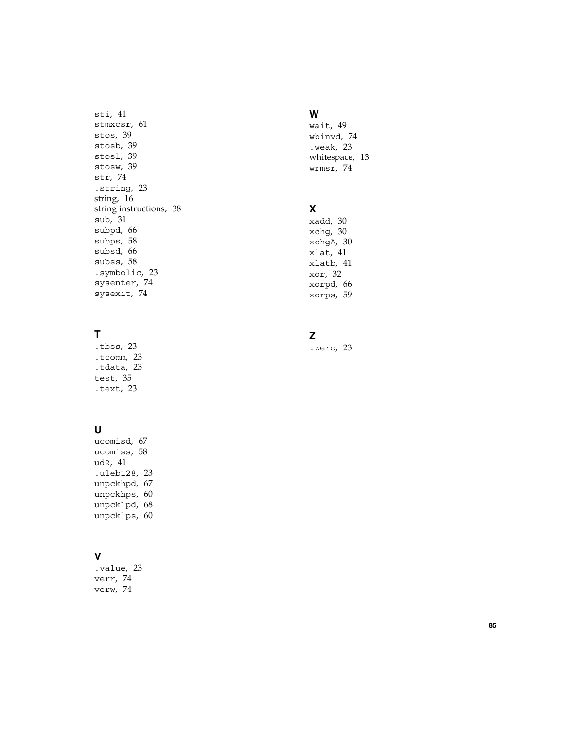sti, 41
stmxcsr, 61
stos, 39
stosb, 39
stosl, 39
stosw, 39
str, 74
.string, 23
string, 16
string instructions, 38
sub, 31
subpd, 66
subps, 58
subsd, 66
subss, 58
.symbolic, 23
sysenter, 74
sysexit, 74

## T

.tbss, 23
.tcomm, 23
.tdata, 23
test, 35
.text, 23

## U

ucomisd, 67
ucomiss, 58
ud2, 41
.uleb128, 23
unpckhpd, 67
unpckhps, 60
unpcklpd, 68
unpcklps, 60

## V

.value, 23
verr, 74
verw, 74

## W

wait, 49
wbinvd, 74
.weak, 23
whitespace, 13
wrmsr, 74

## X

xadd, 30
xchg, 30
xchgA, 30
xlat, 41
xlatb, 41
xor, 32
xorpd, 66
xorps, 59

## Z

.zero, 23